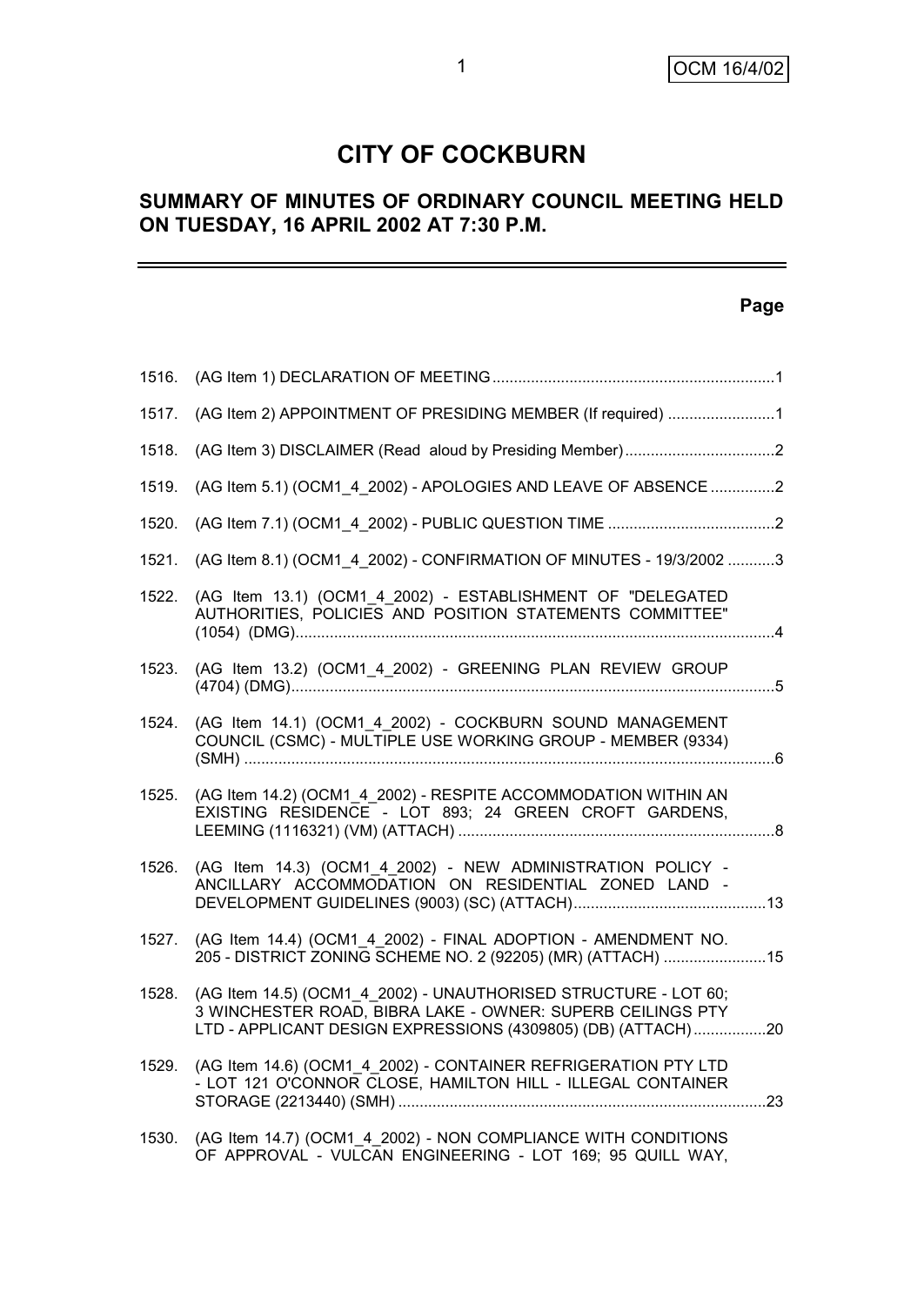# CITY OF COCKBURN

## SUMMARY OF MINUTES OF ORDINARY COUNCIL MEETING HELD ON TUESDAY, 16 APRIL 2002 AT 7:30 P.M.

| | | Page |
|---|---|---|
| 1516. | (AG Item 1) DECLARATION OF MEETING | 1 |
| 1517. | (AG Item 2) APPOINTMENT OF PRESIDING MEMBER (If required) | 1 |
| 1518. | (AG Item 3) DISCLAIMER (Read aloud by Presiding Member) | 2 |
| 1519. | (AG Item 5.1) (OCM1_4_2002) - APOLOGIES AND LEAVE OF ABSENCE | 2 |
| 1520. | (AG Item 7.1) (OCM1_4_2002) - PUBLIC QUESTION TIME | 2 |
| 1521. | (AG Item 8.1) (OCM1_4_2002) - CONFIRMATION OF MINUTES - 19/3/2002 | 3 |
| 1522. | (AG Item 13.1) (OCM1_4_2002) - ESTABLISHMENT OF "DELEGATED AUTHORITIES, POLICIES AND POSITION STATEMENTS COMMITTEE" (1054) (DMG) | 4 |
| 1523. | (AG Item 13.2) (OCM1_4_2002) - GREENING PLAN REVIEW GROUP (4704) (DMG) | 5 |
| 1524. | (AG Item 14.1) (OCM1_4_2002) - COCKBURN SOUND MANAGEMENT COUNCIL (CSMC) - MULTIPLE USE WORKING GROUP - MEMBER (9334) (SMH) | 6 |
| 1525. | (AG Item 14.2) (OCM1_4_2002) - RESPITE ACCOMMODATION WITHIN AN EXISTING RESIDENCE - LOT 893; 24 GREEN CROFT GARDENS, LEEMING (1116321) (VM) (ATTACH) | 8 |
| 1526. | (AG Item 14.3) (OCM1_4_2002) - NEW ADMINISTRATION POLICY - ANCILLARY ACCOMMODATION ON RESIDENTIAL ZONED LAND - DEVELOPMENT GUIDELINES (9003) (SC) (ATTACH) | 13 |
| 1527. | (AG Item 14.4) (OCM1_4_2002) - FINAL ADOPTION - AMENDMENT NO. 205 - DISTRICT ZONING SCHEME NO. 2 (92205) (MR) (ATTACH) | 15 |
| 1528. | (AG Item 14.5) (OCM1_4_2002) - UNAUTHORISED STRUCTURE - LOT 60; 3 WINCHESTER ROAD, BIBRA LAKE - OWNER: SUPERB CEILINGS PTY LTD - APPLICANT DESIGN EXPRESSIONS (4309805) (DB) (ATTACH) | 20 |
| 1529. | (AG Item 14.6) (OCM1_4_2002) - CONTAINER REFRIGERATION PTY LTD - LOT 121 O'CONNOR CLOSE, HAMILTON HILL - ILLEGAL CONTAINER STORAGE (2213440) (SMH) | 23 |
| 1530. | (AG Item 14.7) (OCM1_4_2002) - NON COMPLIANCE WITH CONDITIONS OF APPROVAL - VULCAN ENGINEERING - LOT 169; 95 QUILL WAY, | |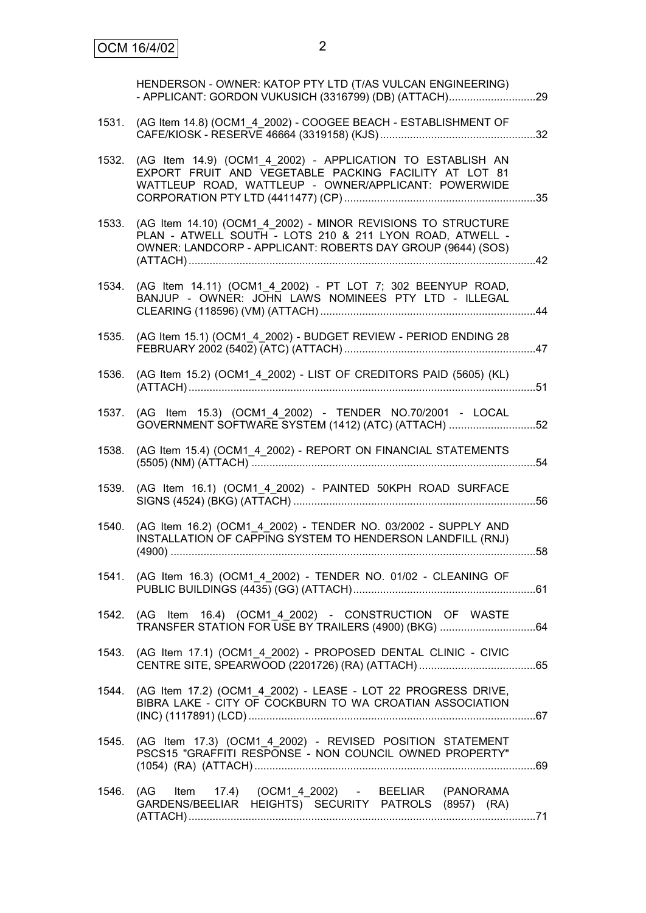HENDERSON - OWNER: KATOP PTY LTD (T/AS VULCAN ENGINEERING) - APPLICANT: GORDON VUKUSICH (3316799) (DB) (ATTACH)....................................29

1531. (AG Item 14.8) (OCM1_4_2002) - COOGEE BEACH - ESTABLISHMENT OF CAFE/KIOSK - RESERVE 46664 (3319158) (KJS)....................................32

1532. (AG Item 14.9) (OCM1_4_2002) - APPLICATION TO ESTABLISH AN EXPORT FRUIT AND VEGETABLE PACKING FACILITY AT LOT 81 WATTLEUP ROAD, WATTLEUP - OWNER/APPLICANT: POWERWIDE CORPORATION PTY LTD (4411477) (CP)....................................35

1533. (AG Item 14.10) (OCM1_4_2002) - MINOR REVISIONS TO STRUCTURE PLAN - ATWELL SOUTH - LOTS 210 & 211 LYON ROAD, ATWELL - OWNER: LANDCORP - APPLICANT: ROBERTS DAY GROUP (9644) (SOS) (ATTACH)....................................42

1534. (AG Item 14.11) (OCM1_4_2002) - PT LOT 7; 302 BEENYUP ROAD, BANJUP - OWNER: JOHN LAWS NOMINEES PTY LTD - ILLEGAL CLEARING (118596) (VM) (ATTACH)....................................44

1535. (AG Item 15.1) (OCM1_4_2002) - BUDGET REVIEW - PERIOD ENDING 28 FEBRUARY 2002 (5402) (ATC) (ATTACH)....................................47

1536. (AG Item 15.2) (OCM1_4_2002) - LIST OF CREDITORS PAID (5605) (KL) (ATTACH)....................................51

1537. (AG Item 15.3) (OCM1_4_2002) - TENDER NO.70/2001 - LOCAL GOVERNMENT SOFTWARE SYSTEM (1412) (ATC) (ATTACH)....................................52

1538. (AG Item 15.4) (OCM1_4_2002) - REPORT ON FINANCIAL STATEMENTS (5505) (NM) (ATTACH)....................................54

1539. (AG Item 16.1) (OCM1_4_2002) - PAINTED 50KPH ROAD SURFACE SIGNS (4524) (BKG) (ATTACH)....................................56

1540. (AG Item 16.2) (OCM1_4_2002) - TENDER NO. 03/2002 - SUPPLY AND INSTALLATION OF CAPPING SYSTEM TO HENDERSON LANDFILL (RNJ) (4900)....................................58

1541. (AG Item 16.3) (OCM1_4_2002) - TENDER NO. 01/02 - CLEANING OF PUBLIC BUILDINGS (4435) (GG) (ATTACH)....................................61

1542. (AG Item 16.4) (OCM1_4_2002) - CONSTRUCTION OF WASTE TRANSFER STATION FOR USE BY TRAILERS (4900) (BKG)....................................64

1543. (AG Item 17.1) (OCM1_4_2002) - PROPOSED DENTAL CLINIC - CIVIC CENTRE SITE, SPEARWOOD (2201726) (RA) (ATTACH)....................................65

1544. (AG Item 17.2) (OCM1_4_2002) - LEASE - LOT 22 PROGRESS DRIVE, BIBRA LAKE - CITY OF COCKBURN TO WA CROATIAN ASSOCIATION (INC) (1117891) (LCD)....................................67

1545. (AG Item 17.3) (OCM1_4_2002) - REVISED POSITION STATEMENT PSCS15 "GRAFFITI RESPONSE - NON COUNCIL OWNED PROPERTY" (1054) (RA) (ATTACH)....................................69

1546. (AG Item 17.4) (OCM1_4_2002) - BEELIAR (PANORAMA GARDENS/BEELIAR HEIGHTS) SECURITY PATROLS (8957) (RA) (ATTACH)....................................71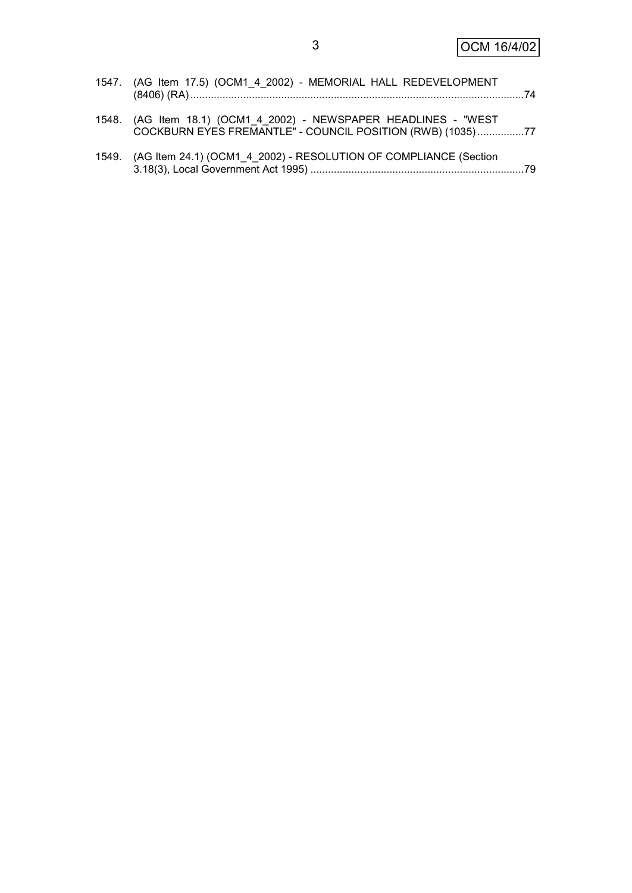1547. (AG Item 17.5) (OCM1_4_2002) - MEMORIAL HALL REDEVELOPMENT (8406) (RA) ...................................................................................................................74

1548. (AG Item 18.1) (OCM1_4_2002) - NEWSPAPER HEADLINES - "WEST COCKBURN EYES FREMANTLE" - COUNCIL POSITION (RWB) (1035)................77

1549. (AG Item 24.1) (OCM1_4_2002) - RESOLUTION OF COMPLIANCE (Section 3.18(3), Local Government Act 1995) .........................................................................79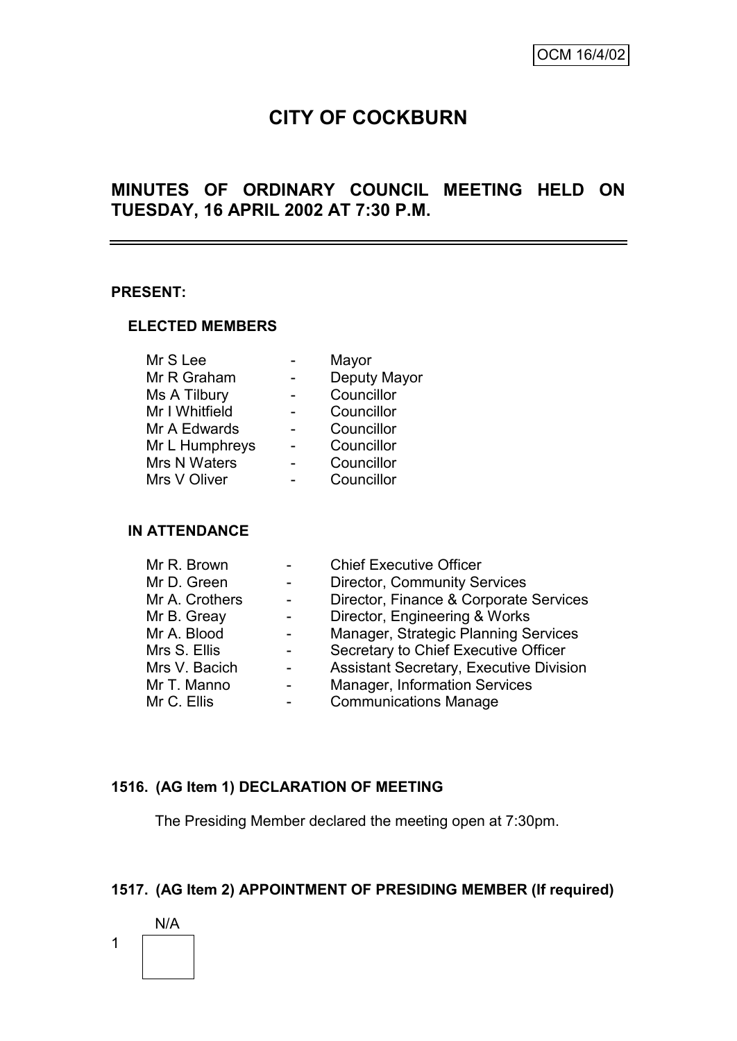OCM 16/4/02

# CITY OF COCKBURN

## MINUTES OF ORDINARY COUNCIL MEETING HELD ON TUESDAY, 16 APRIL 2002 AT 7:30 P.M.

---

**PRESENT:**

**ELECTED MEMBERS**

| | | |
|---|---|---|
| Mr S Lee | - | Mayor |
| Mr R Graham | - | Deputy Mayor |
| Ms A Tilbury | - | Councillor |
| Mr I Whitfield | - | Councillor |
| Mr A Edwards | - | Councillor |
| Mr L Humphreys | - | Councillor |
| Mrs N Waters | - | Councillor |
| Mrs V Oliver | - | Councillor |

**IN ATTENDANCE**

| | | |
|---|---|---|
| Mr R. Brown | - | Chief Executive Officer |
| Mr D. Green | - | Director, Community Services |
| Mr A. Crothers | - | Director, Finance & Corporate Services |
| Mr B. Greay | - | Director, Engineering & Works |
| Mr A. Blood | - | Manager, Strategic Planning Services |
| Mrs S. Ellis | - | Secretary to Chief Executive Officer |
| Mrs V. Bacich | - | Assistant Secretary, Executive Division |
| Mr T. Manno | - | Manager, Information Services |
| Mr C. Ellis | - | Communications Manage |

**1516. (AG Item 1) DECLARATION OF MEETING**

The Presiding Member declared the meeting open at 7:30pm.

**1517. (AG Item 2) APPOINTMENT OF PRESIDING MEMBER (If required)**

N/A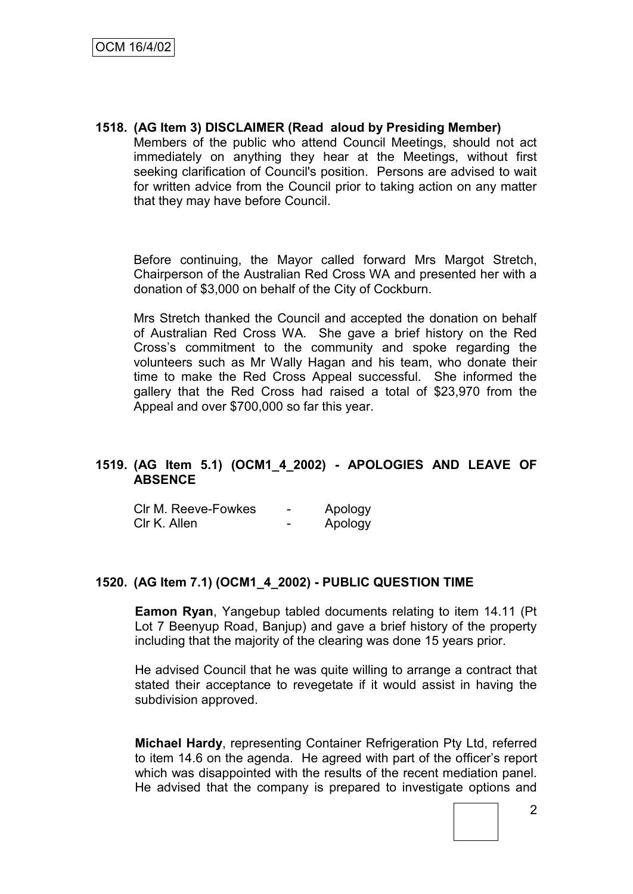**1518. (AG Item 3) DISCLAIMER (Read aloud by Presiding Member)**

Members of the public who attend Council Meetings, should not act immediately on anything they hear at the Meetings, without first seeking clarification of Council's position. Persons are advised to wait for written advice from the Council prior to taking action on any matter that they may have before Council.

Before continuing, the Mayor called forward Mrs Margot Stretch, Chairperson of the Australian Red Cross WA and presented her with a donation of $3,000 on behalf of the City of Cockburn.

Mrs Stretch thanked the Council and accepted the donation on behalf of Australian Red Cross WA. She gave a brief history on the Red Cross's commitment to the community and spoke regarding the volunteers such as Mr Wally Hagan and his team, who donate their time to make the Red Cross Appeal successful. She informed the gallery that the Red Cross had raised a total of $23,970 from the Appeal and over $700,000 so far this year.

**1519. (AG Item 5.1) (OCM1_4_2002) - APOLOGIES AND LEAVE OF ABSENCE**

| | | |
|---|---|---|
| Clr M. Reeve-Fowkes | - | Apology |
| Clr K. Allen | - | Apology |

**1520. (AG Item 7.1) (OCM1_4_2002) - PUBLIC QUESTION TIME**

**Eamon Ryan**, Yangebup tabled documents relating to item 14.11 (Pt Lot 7 Beenyup Road, Banjup) and gave a brief history of the property including that the majority of the clearing was done 15 years prior.

He advised Council that he was quite willing to arrange a contract that stated their acceptance to revegetate if it would assist in having the subdivision approved.

**Michael Hardy**, representing Container Refrigeration Pty Ltd, referred to item 14.6 on the agenda. He agreed with part of the officer's report which was disappointed with the results of the recent mediation panel. He advised that the company is prepared to investigate options and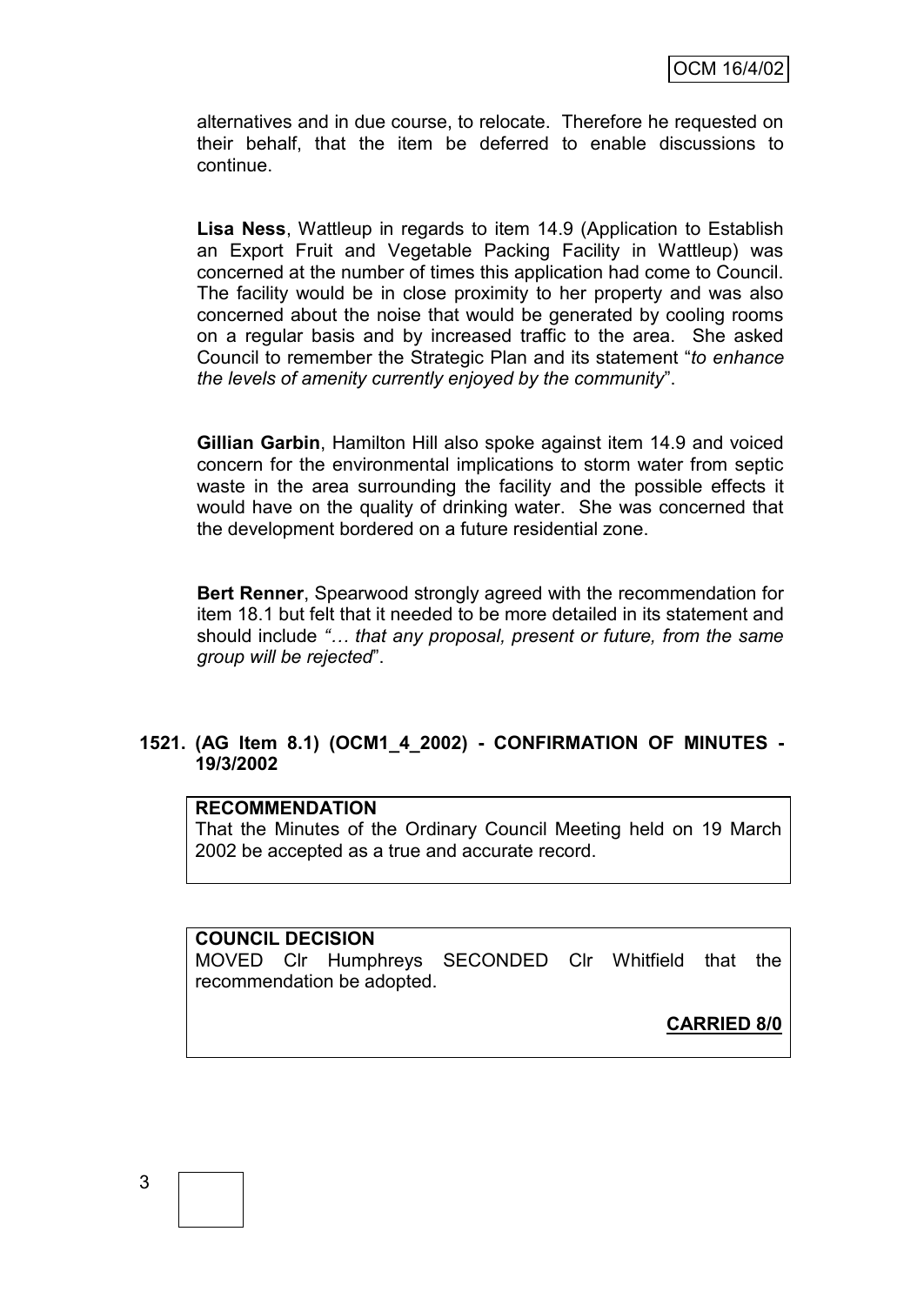alternatives and in due course, to relocate. Therefore he requested on their behalf, that the item be deferred to enable discussions to continue.

**Lisa Ness**, Wattleup in regards to item 14.9 (Application to Establish an Export Fruit and Vegetable Packing Facility in Wattleup) was concerned at the number of times this application had come to Council. The facility would be in close proximity to her property and was also concerned about the noise that would be generated by cooling rooms on a regular basis and by increased traffic to the area. She asked Council to remember the Strategic Plan and its statement "*to enhance the levels of amenity currently enjoyed by the community*".

**Gillian Garbin**, Hamilton Hill also spoke against item 14.9 and voiced concern for the environmental implications to storm water from septic waste in the area surrounding the facility and the possible effects it would have on the quality of drinking water. She was concerned that the development bordered on a future residential zone.

**Bert Renner**, Spearwood strongly agreed with the recommendation for item 18.1 but felt that it needed to be more detailed in its statement and should include *"… that any proposal, present or future, from the same group will be rejected*".

### 1521. (AG Item 8.1) (OCM1_4_2002) - CONFIRMATION OF MINUTES - 19/3/2002

**RECOMMENDATION**
That the Minutes of the Ordinary Council Meeting held on 19 March 2002 be accepted as a true and accurate record.

**COUNCIL DECISION**
MOVED Clr Humphreys SECONDED Clr Whitfield that the recommendation be adopted.

**CARRIED 8/0**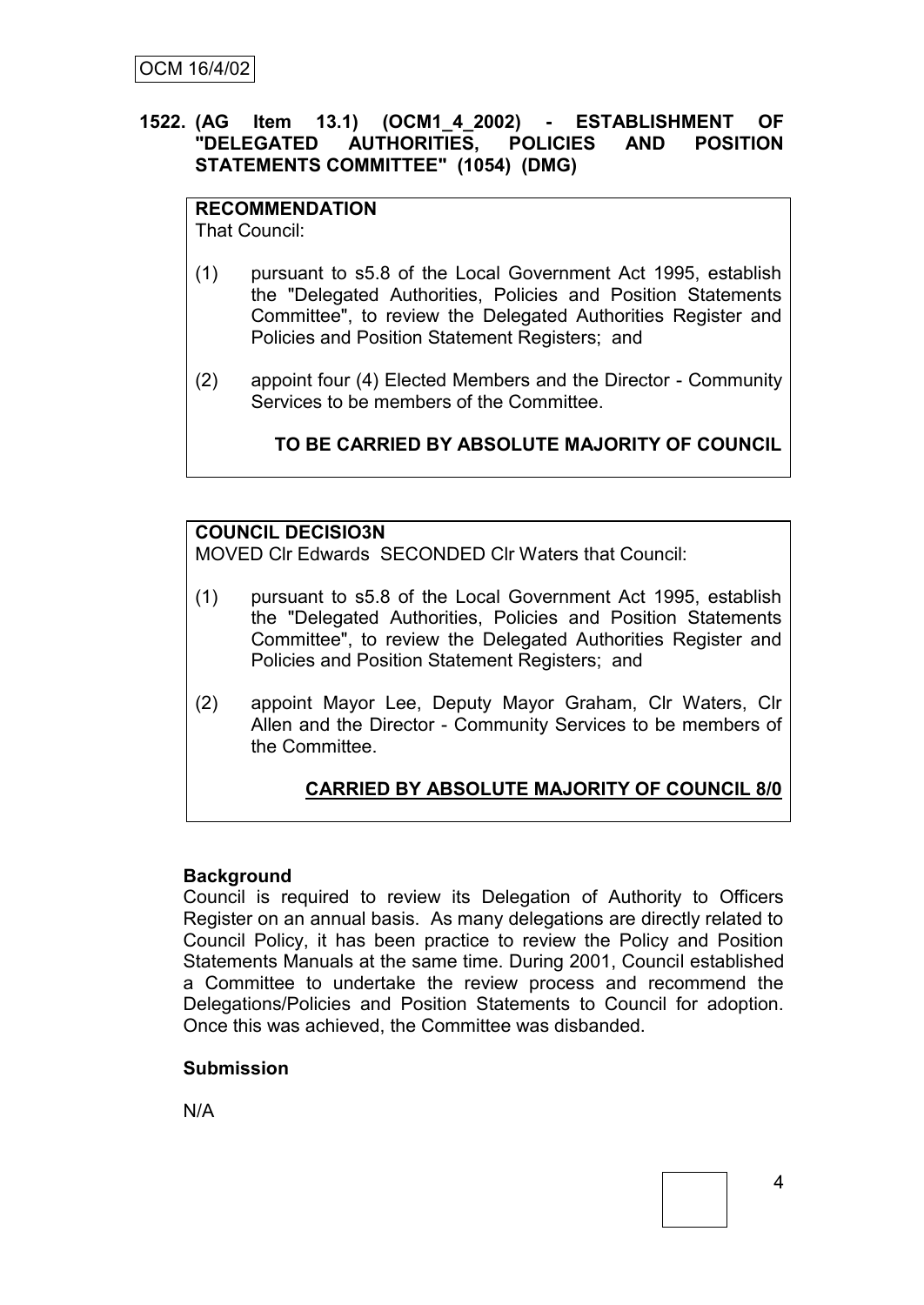OCM 16/4/02

**1522. (AG Item 13.1) (OCM1_4_2002) - ESTABLISHMENT OF "DELEGATED AUTHORITIES, POLICIES AND POSITION STATEMENTS COMMITTEE" (1054) (DMG)**

**RECOMMENDATION**
That Council:

(1) pursuant to s5.8 of the Local Government Act 1995, establish the "Delegated Authorities, Policies and Position Statements Committee", to review the Delegated Authorities Register and Policies and Position Statement Registers; and

(2) appoint four (4) Elected Members and the Director - Community Services to be members of the Committee.

**TO BE CARRIED BY ABSOLUTE MAJORITY OF COUNCIL**

**COUNCIL DECISIO3N**
MOVED Clr Edwards SECONDED Clr Waters that Council:

(1) pursuant to s5.8 of the Local Government Act 1995, establish the "Delegated Authorities, Policies and Position Statements Committee", to review the Delegated Authorities Register and Policies and Position Statement Registers; and

(2) appoint Mayor Lee, Deputy Mayor Graham, Clr Waters, Clr Allen and the Director - Community Services to be members of the Committee.

**CARRIED BY ABSOLUTE MAJORITY OF COUNCIL 8/0**

**Background**

Council is required to review its Delegation of Authority to Officers Register on an annual basis. As many delegations are directly related to Council Policy, it has been practice to review the Policy and Position Statements Manuals at the same time. During 2001, Council established a Committee to undertake the review process and recommend the Delegations/Policies and Position Statements to Council for adoption. Once this was achieved, the Committee was disbanded.

**Submission**

N/A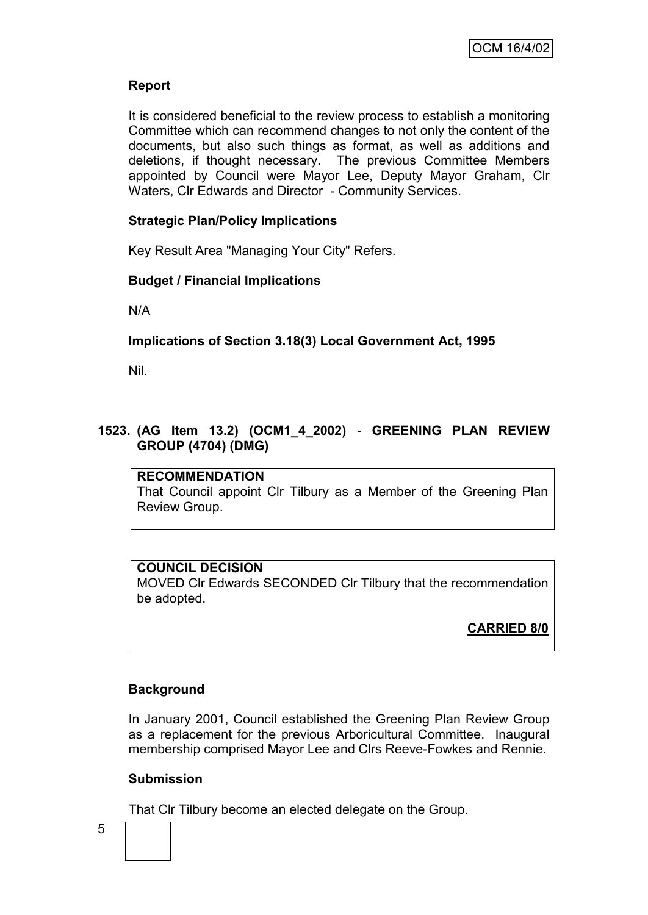**Report**

It is considered beneficial to the review process to establish a monitoring Committee which can recommend changes to not only the content of the documents, but also such things as format, as well as additions and deletions, if thought necessary. The previous Committee Members appointed by Council were Mayor Lee, Deputy Mayor Graham, Clr Waters, Clr Edwards and Director - Community Services.

**Strategic Plan/Policy Implications**

Key Result Area "Managing Your City" Refers.

**Budget / Financial Implications**

N/A

**Implications of Section 3.18(3) Local Government Act, 1995**

Nil.

### 1523. (AG Item 13.2) (OCM1_4_2002) - GREENING PLAN REVIEW GROUP (4704) (DMG)

**RECOMMENDATION**

That Council appoint Clr Tilbury as a Member of the Greening Plan Review Group.

**COUNCIL DECISION**

MOVED Clr Edwards SECONDED Clr Tilbury that the recommendation be adopted.

**CARRIED 8/0**

**Background**

In January 2001, Council established the Greening Plan Review Group as a replacement for the previous Arboricultural Committee. Inaugural membership comprised Mayor Lee and Clrs Reeve-Fowkes and Rennie.

**Submission**

That Clr Tilbury become an elected delegate on the Group.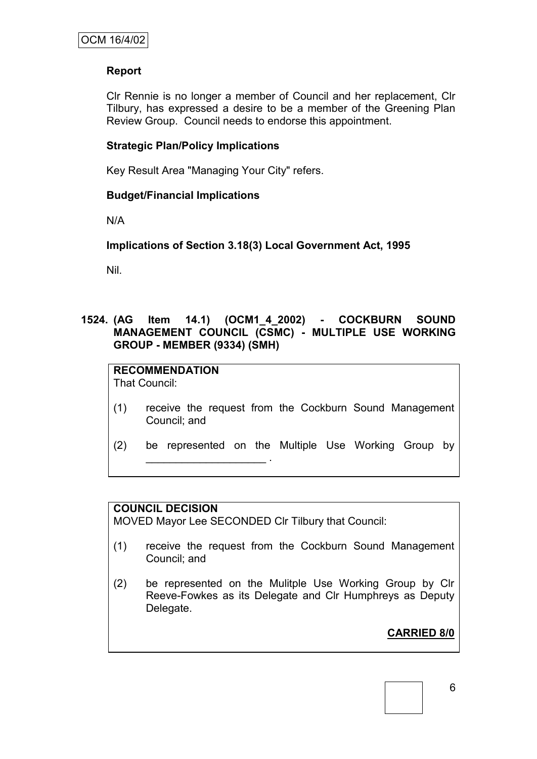**Report**

Clr Rennie is no longer a member of Council and her replacement, Clr Tilbury, has expressed a desire to be a member of the Greening Plan Review Group. Council needs to endorse this appointment.

**Strategic Plan/Policy Implications**

Key Result Area "Managing Your City" refers.

**Budget/Financial Implications**

N/A

**Implications of Section 3.18(3) Local Government Act, 1995**

Nil.

### 1524. (AG Item 14.1) (OCM1_4_2002) - COCKBURN SOUND MANAGEMENT COUNCIL (CSMC) - MULTIPLE USE WORKING GROUP - MEMBER (9334) (SMH)

**RECOMMENDATION**
That Council:

(1) receive the request from the Cockburn Sound Management Council; and

(2) be represented on the Multiple Use Working Group by ____________________ .

**COUNCIL DECISION**
MOVED Mayor Lee SECONDED Clr Tilbury that Council:

(1) receive the request from the Cockburn Sound Management Council; and

(2) be represented on the Mulitple Use Working Group by Clr Reeve-Fowkes as its Delegate and Clr Humphreys as Deputy Delegate.

**CARRIED 8/0**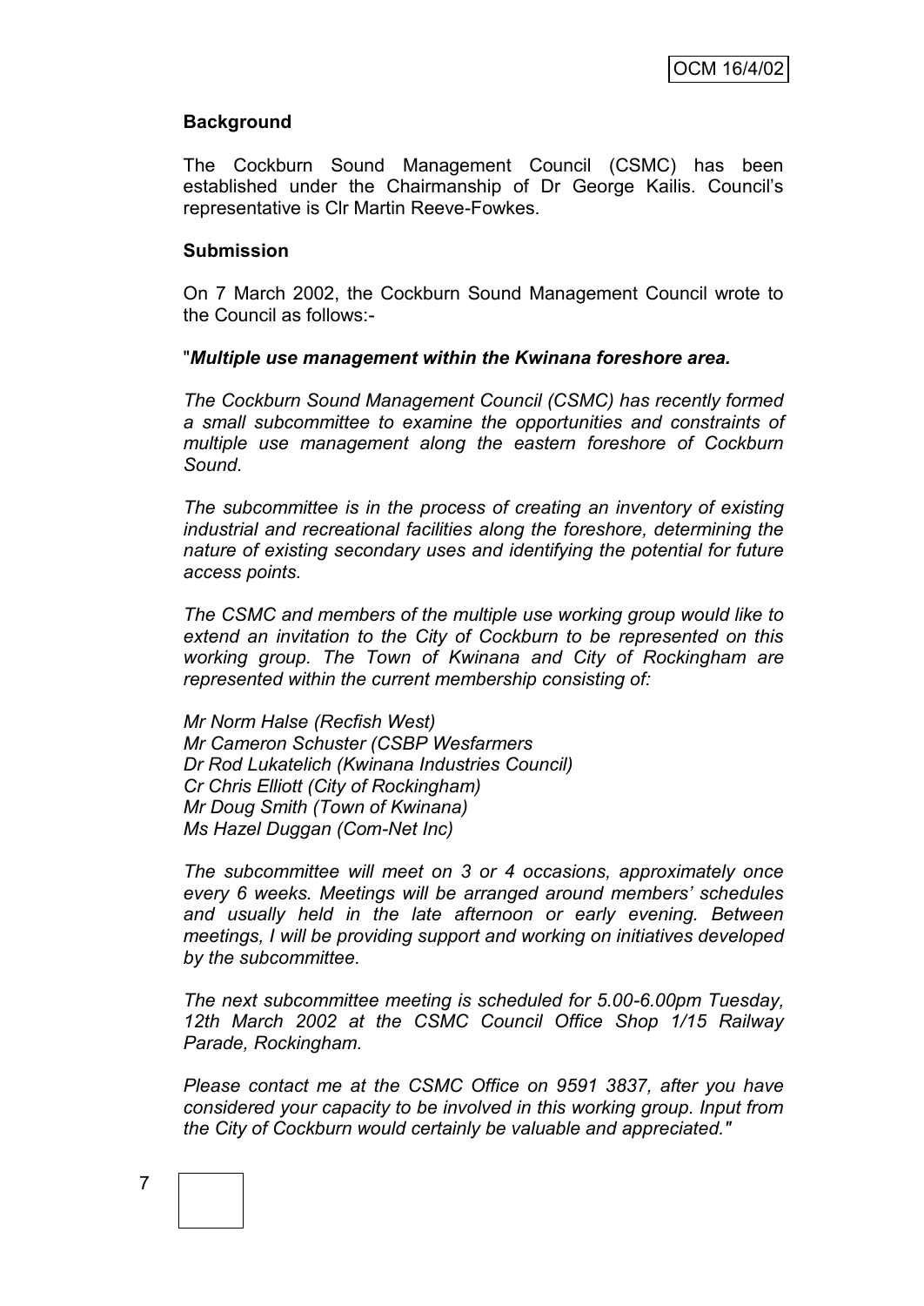**Background**

The Cockburn Sound Management Council (CSMC) has been established under the Chairmanship of Dr George Kailis. Council's representative is Clr Martin Reeve-Fowkes.

**Submission**

On 7 March 2002, the Cockburn Sound Management Council wrote to the Council as follows:-

"***Multiple use management within the Kwinana foreshore area.***

*The Cockburn Sound Management Council (CSMC) has recently formed a small subcommittee to examine the opportunities and constraints of multiple use management along the eastern foreshore of Cockburn Sound.*

*The subcommittee is in the process of creating an inventory of existing industrial and recreational facilities along the foreshore, determining the nature of existing secondary uses and identifying the potential for future access points.*

*The CSMC and members of the multiple use working group would like to extend an invitation to the City of Cockburn to be represented on this working group. The Town of Kwinana and City of Rockingham are represented within the current membership consisting of:*

*Mr Norm Halse (Recfish West)*
*Mr Cameron Schuster (CSBP Wesfarmers*
*Dr Rod Lukatelich (Kwinana Industries Council)*
*Cr Chris Elliott (City of Rockingham)*
*Mr Doug Smith (Town of Kwinana)*
*Ms Hazel Duggan (Com-Net Inc)*

*The subcommittee will meet on 3 or 4 occasions, approximately once every 6 weeks. Meetings will be arranged around members' schedules and usually held in the late afternoon or early evening. Between meetings, I will be providing support and working on initiatives developed by the subcommittee.*

*The next subcommittee meeting is scheduled for 5.00-6.00pm Tuesday, 12th March 2002 at the CSMC Council Office Shop 1/15 Railway Parade, Rockingham.*

*Please contact me at the CSMC Office on 9591 3837, after you have considered your capacity to be involved in this working group. Input from the City of Cockburn would certainly be valuable and appreciated."*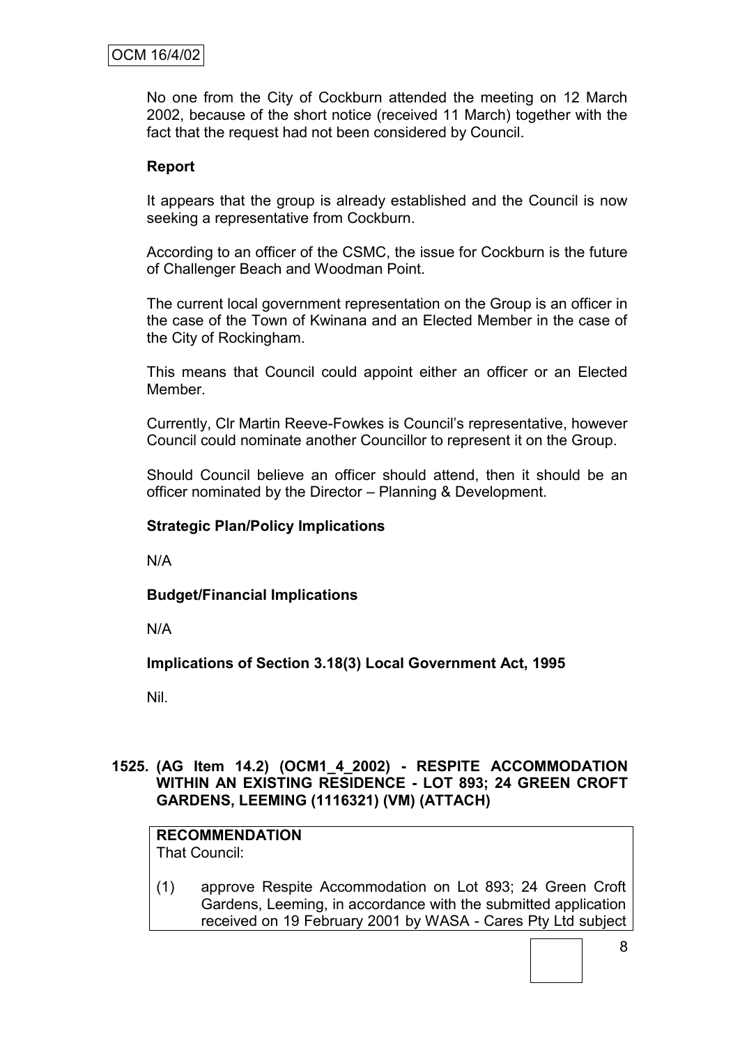No one from the City of Cockburn attended the meeting on 12 March 2002, because of the short notice (received 11 March) together with the fact that the request had not been considered by Council.

**Report**

It appears that the group is already established and the Council is now seeking a representative from Cockburn.

According to an officer of the CSMC, the issue for Cockburn is the future of Challenger Beach and Woodman Point.

The current local government representation on the Group is an officer in the case of the Town of Kwinana and an Elected Member in the case of the City of Rockingham.

This means that Council could appoint either an officer or an Elected Member.

Currently, Clr Martin Reeve-Fowkes is Council's representative, however Council could nominate another Councillor to represent it on the Group.

Should Council believe an officer should attend, then it should be an officer nominated by the Director – Planning & Development.

**Strategic Plan/Policy Implications**

N/A

**Budget/Financial Implications**

N/A

**Implications of Section 3.18(3) Local Government Act, 1995**

Nil.

**1525. (AG Item 14.2) (OCM1_4_2002) - RESPITE ACCOMMODATION WITHIN AN EXISTING RESIDENCE - LOT 893; 24 GREEN CROFT GARDENS, LEEMING (1116321) (VM) (ATTACH)**

**RECOMMENDATION**
That Council:

(1) approve Respite Accommodation on Lot 893; 24 Green Croft Gardens, Leeming, in accordance with the submitted application received on 19 February 2001 by WASA - Cares Pty Ltd subject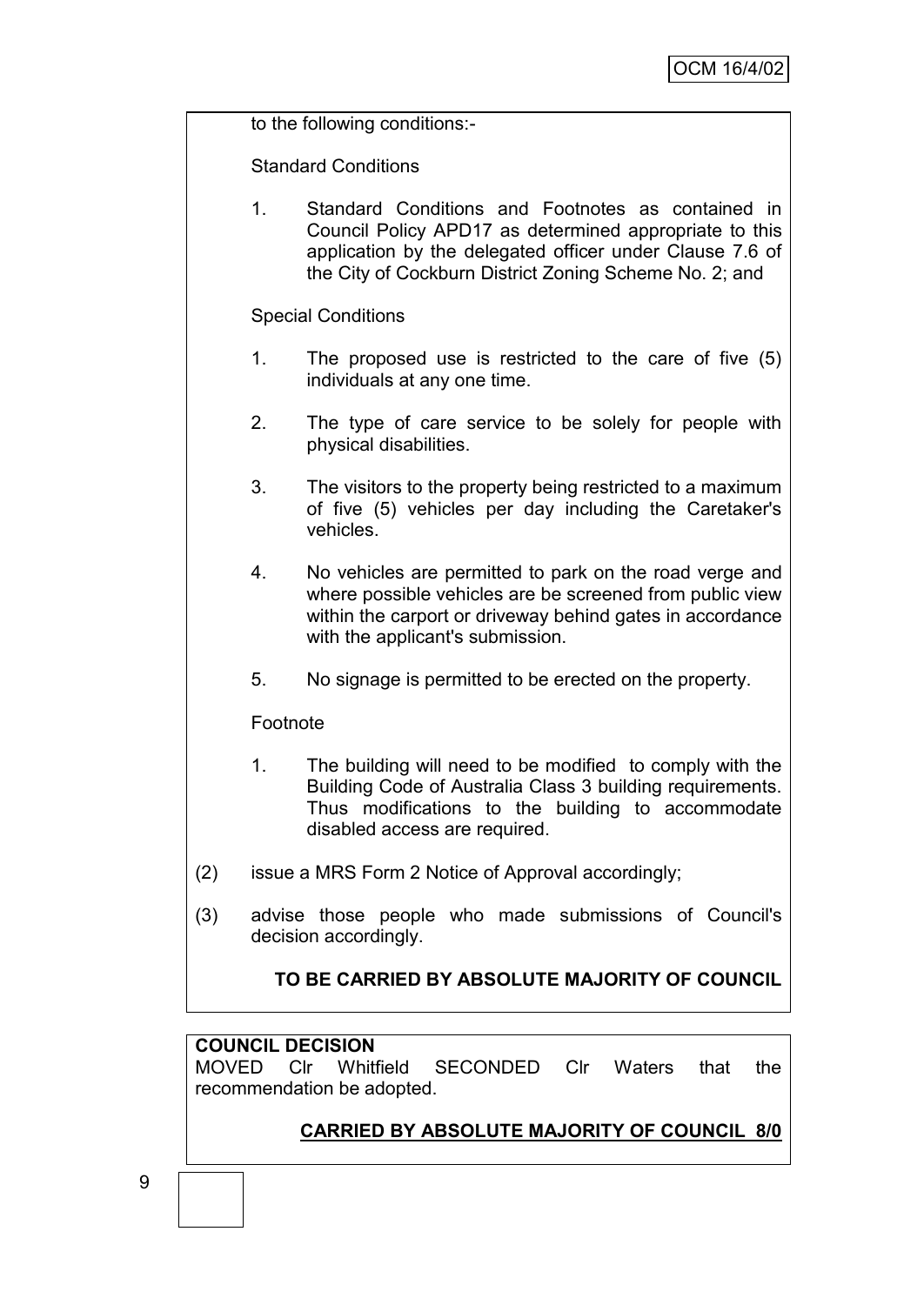to the following conditions:-

Standard Conditions

1. Standard Conditions and Footnotes as contained in Council Policy APD17 as determined appropriate to this application by the delegated officer under Clause 7.6 of the City of Cockburn District Zoning Scheme No. 2; and

Special Conditions

1. The proposed use is restricted to the care of five (5) individuals at any one time.

2. The type of care service to be solely for people with physical disabilities.

3. The visitors to the property being restricted to a maximum of five (5) vehicles per day including the Caretaker's vehicles.

4. No vehicles are permitted to park on the road verge and where possible vehicles are be screened from public view within the carport or driveway behind gates in accordance with the applicant's submission.

5. No signage is permitted to be erected on the property.

Footnote

1. The building will need to be modified to comply with the Building Code of Australia Class 3 building requirements. Thus modifications to the building to accommodate disabled access are required.

(2) issue a MRS Form 2 Notice of Approval accordingly;

(3) advise those people who made submissions of Council's decision accordingly.

**TO BE CARRIED BY ABSOLUTE MAJORITY OF COUNCIL**

**COUNCIL DECISION**
MOVED Clr Whitfield SECONDED Clr Waters that the recommendation be adopted.

**CARRIED BY ABSOLUTE MAJORITY OF COUNCIL 8/0**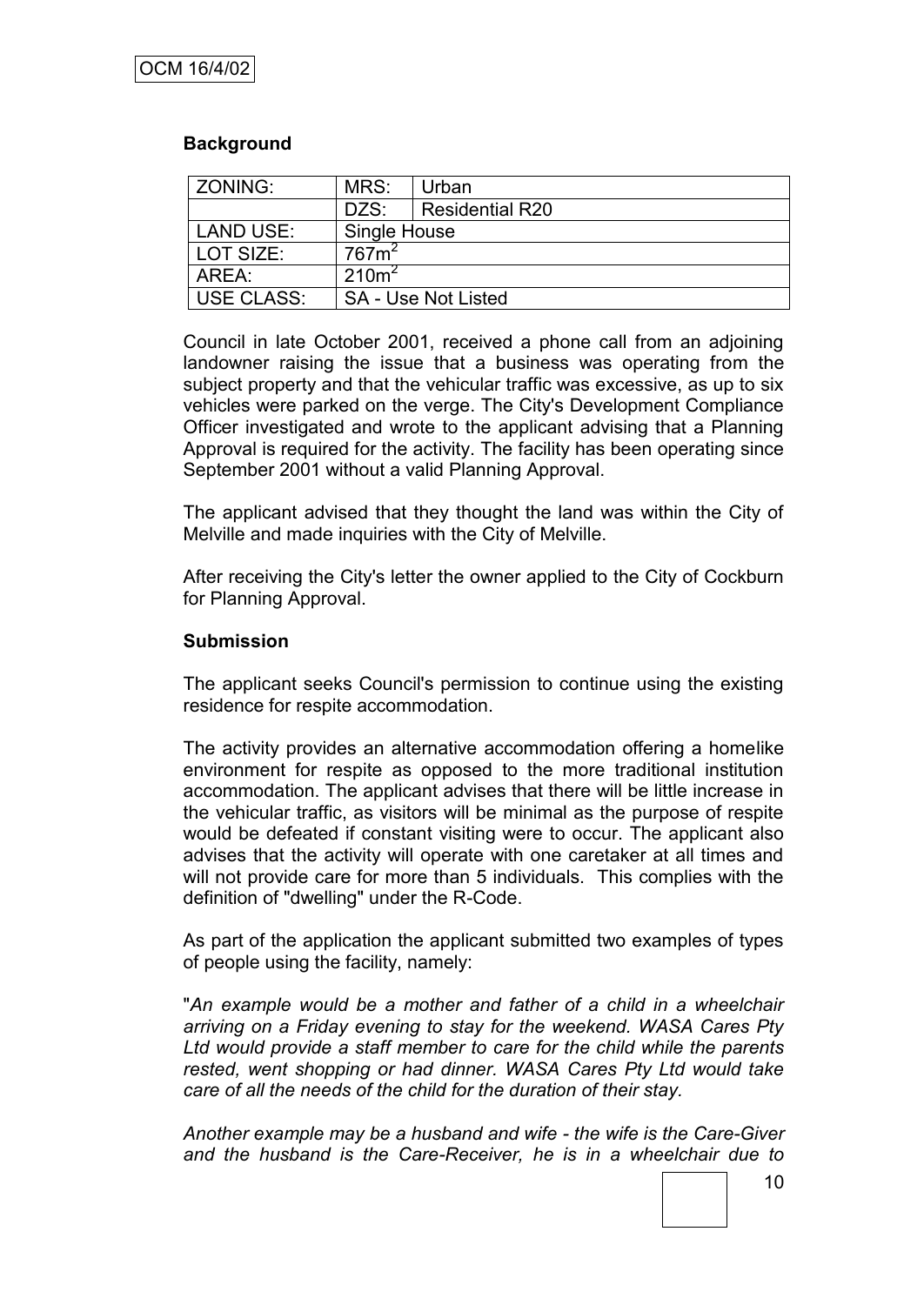### Background

| ZONING: | MRS: | Urban |
|---|---|---|
| | DZS: | Residential R20 |
| LAND USE: | Single House | |
| LOT SIZE: | $767m^2$ | |
| AREA: | $210m^2$ | |
| USE CLASS: | SA - Use Not Listed | |

Council in late October 2001, received a phone call from an adjoining landowner raising the issue that a business was operating from the subject property and that the vehicular traffic was excessive, as up to six vehicles were parked on the verge. The City's Development Compliance Officer investigated and wrote to the applicant advising that a Planning Approval is required for the activity. The facility has been operating since September 2001 without a valid Planning Approval.

The applicant advised that they thought the land was within the City of Melville and made inquiries with the City of Melville.

After receiving the City's letter the owner applied to the City of Cockburn for Planning Approval.

### Submission

The applicant seeks Council's permission to continue using the existing residence for respite accommodation.

The activity provides an alternative accommodation offering a homelike environment for respite as opposed to the more traditional institution accommodation. The applicant advises that there will be little increase in the vehicular traffic, as visitors will be minimal as the purpose of respite would be defeated if constant visiting were to occur. The applicant also advises that the activity will operate with one caretaker at all times and will not provide care for more than 5 individuals. This complies with the definition of "dwelling" under the R-Code.

As part of the application the applicant submitted two examples of types of people using the facility, namely:

"*An example would be a mother and father of a child in a wheelchair arriving on a Friday evening to stay for the weekend. WASA Cares Pty Ltd would provide a staff member to care for the child while the parents rested, went shopping or had dinner. WASA Cares Pty Ltd would take care of all the needs of the child for the duration of their stay.*

*Another example may be a husband and wife - the wife is the Care-Giver and the husband is the Care-Receiver, he is in a wheelchair due to*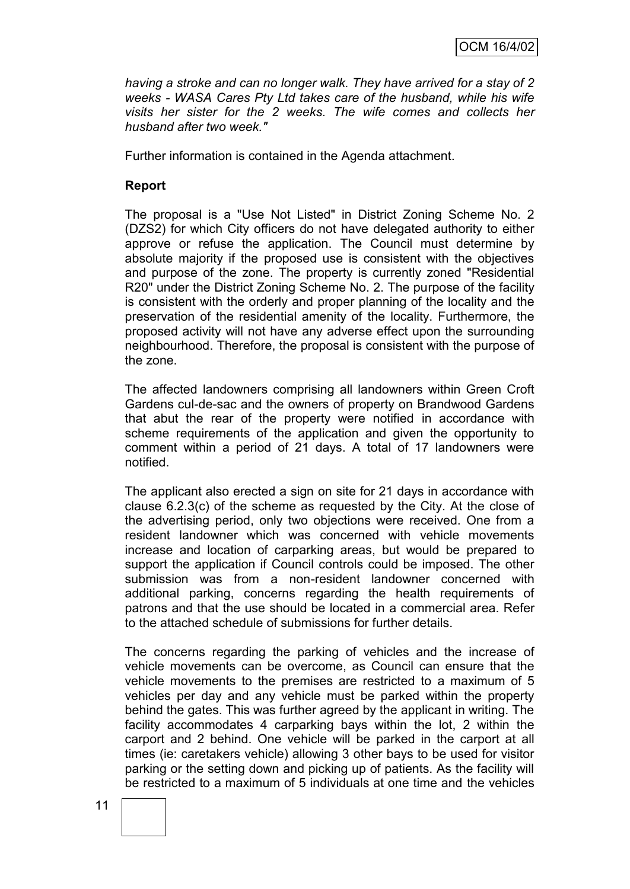*having a stroke and can no longer walk. They have arrived for a stay of 2 weeks - WASA Cares Pty Ltd takes care of the husband, while his wife visits her sister for the 2 weeks. The wife comes and collects her husband after two week."*

Further information is contained in the Agenda attachment.

**Report**

The proposal is a "Use Not Listed" in District Zoning Scheme No. 2 (DZS2) for which City officers do not have delegated authority to either approve or refuse the application. The Council must determine by absolute majority if the proposed use is consistent with the objectives and purpose of the zone. The property is currently zoned "Residential R20" under the District Zoning Scheme No. 2. The purpose of the facility is consistent with the orderly and proper planning of the locality and the preservation of the residential amenity of the locality. Furthermore, the proposed activity will not have any adverse effect upon the surrounding neighbourhood. Therefore, the proposal is consistent with the purpose of the zone.

The affected landowners comprising all landowners within Green Croft Gardens cul-de-sac and the owners of property on Brandwood Gardens that abut the rear of the property were notified in accordance with scheme requirements of the application and given the opportunity to comment within a period of 21 days. A total of 17 landowners were notified.

The applicant also erected a sign on site for 21 days in accordance with clause 6.2.3(c) of the scheme as requested by the City. At the close of the advertising period, only two objections were received. One from a resident landowner which was concerned with vehicle movements increase and location of carparking areas, but would be prepared to support the application if Council controls could be imposed. The other submission was from a non-resident landowner concerned with additional parking, concerns regarding the health requirements of patrons and that the use should be located in a commercial area. Refer to the attached schedule of submissions for further details.

The concerns regarding the parking of vehicles and the increase of vehicle movements can be overcome, as Council can ensure that the vehicle movements to the premises are restricted to a maximum of 5 vehicles per day and any vehicle must be parked within the property behind the gates. This was further agreed by the applicant in writing. The facility accommodates 4 carparking bays within the lot, 2 within the carport and 2 behind. One vehicle will be parked in the carport at all times (ie: caretakers vehicle) allowing 3 other bays to be used for visitor parking or the setting down and picking up of patients. As the facility will be restricted to a maximum of 5 individuals at one time and the vehicles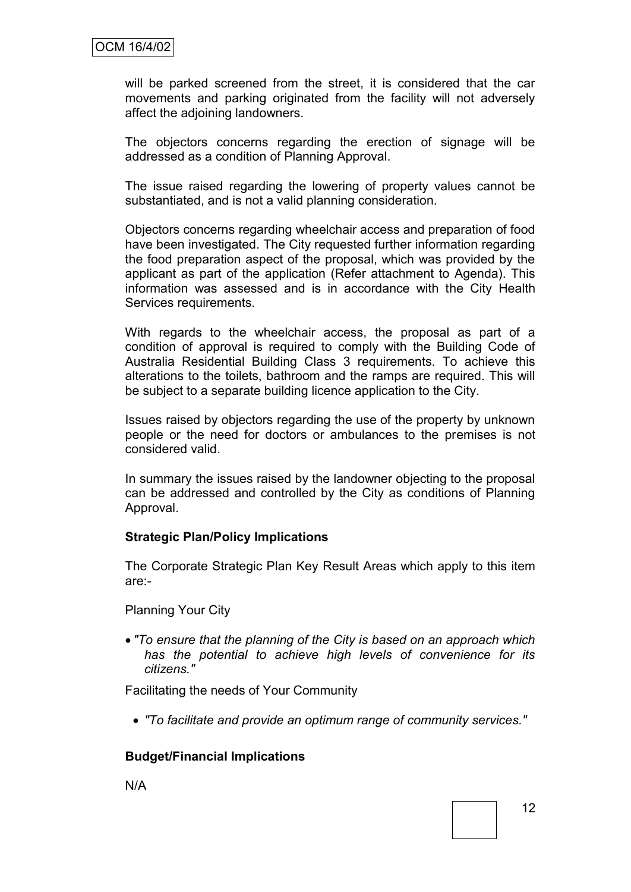will be parked screened from the street, it is considered that the car movements and parking originated from the facility will not adversely affect the adjoining landowners.

The objectors concerns regarding the erection of signage will be addressed as a condition of Planning Approval.

The issue raised regarding the lowering of property values cannot be substantiated, and is not a valid planning consideration.

Objectors concerns regarding wheelchair access and preparation of food have been investigated. The City requested further information regarding the food preparation aspect of the proposal, which was provided by the applicant as part of the application (Refer attachment to Agenda). This information was assessed and is in accordance with the City Health Services requirements.

With regards to the wheelchair access, the proposal as part of a condition of approval is required to comply with the Building Code of Australia Residential Building Class 3 requirements. To achieve this alterations to the toilets, bathroom and the ramps are required. This will be subject to a separate building licence application to the City.

Issues raised by objectors regarding the use of the property by unknown people or the need for doctors or ambulances to the premises is not considered valid.

In summary the issues raised by the landowner objecting to the proposal can be addressed and controlled by the City as conditions of Planning Approval.

**Strategic Plan/Policy Implications**

The Corporate Strategic Plan Key Result Areas which apply to this item are:-

Planning Your City

- *"To ensure that the planning of the City is based on an approach which has the potential to achieve high levels of convenience for its citizens."*

Facilitating the needs of Your Community

- *"To facilitate and provide an optimum range of community services."*

**Budget/Financial Implications**

N/A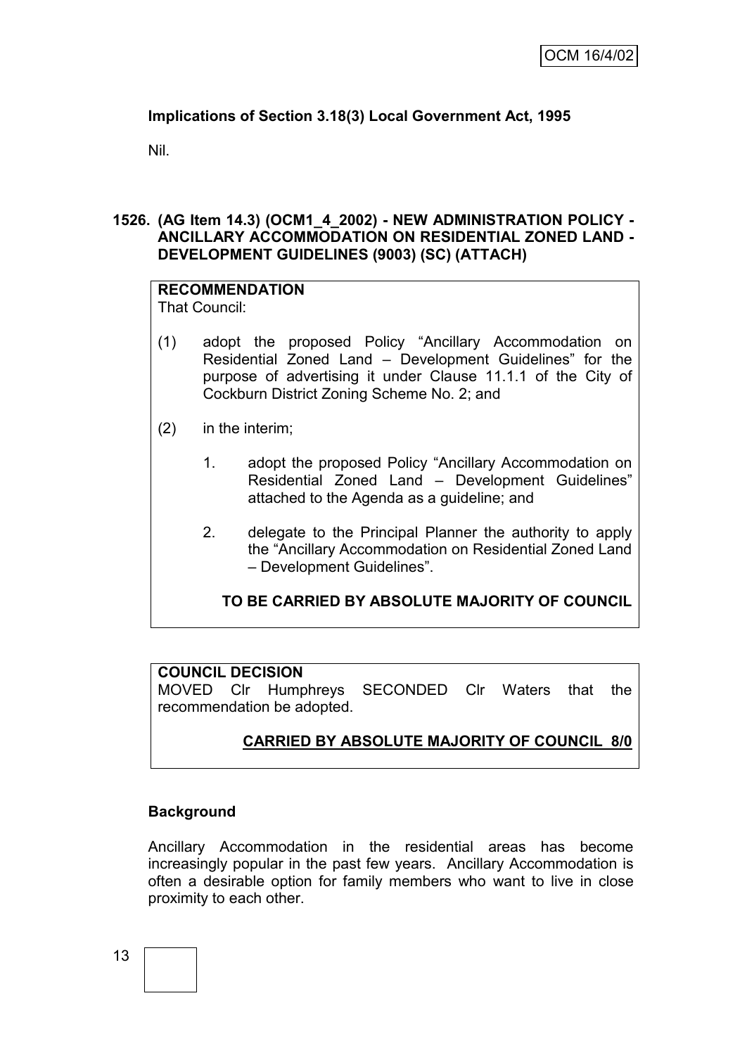**Implications of Section 3.18(3) Local Government Act, 1995**

Nil.

## 1526. (AG Item 14.3) (OCM1_4_2002) - NEW ADMINISTRATION POLICY - ANCILLARY ACCOMMODATION ON RESIDENTIAL ZONED LAND - DEVELOPMENT GUIDELINES (9003) (SC) (ATTACH)

**RECOMMENDATION**
That Council:

(1) adopt the proposed Policy "Ancillary Accommodation on Residential Zoned Land – Development Guidelines" for the purpose of advertising it under Clause 11.1.1 of the City of Cockburn District Zoning Scheme No. 2; and

(2) in the interim;

1. adopt the proposed Policy "Ancillary Accommodation on Residential Zoned Land – Development Guidelines" attached to the Agenda as a guideline; and

2. delegate to the Principal Planner the authority to apply the "Ancillary Accommodation on Residential Zoned Land – Development Guidelines".

**TO BE CARRIED BY ABSOLUTE MAJORITY OF COUNCIL**

**COUNCIL DECISION**
MOVED Clr Humphreys SECONDED Clr Waters that the recommendation be adopted.

**CARRIED BY ABSOLUTE MAJORITY OF COUNCIL 8/0**

**Background**

Ancillary Accommodation in the residential areas has become increasingly popular in the past few years. Ancillary Accommodation is often a desirable option for family members who want to live in close proximity to each other.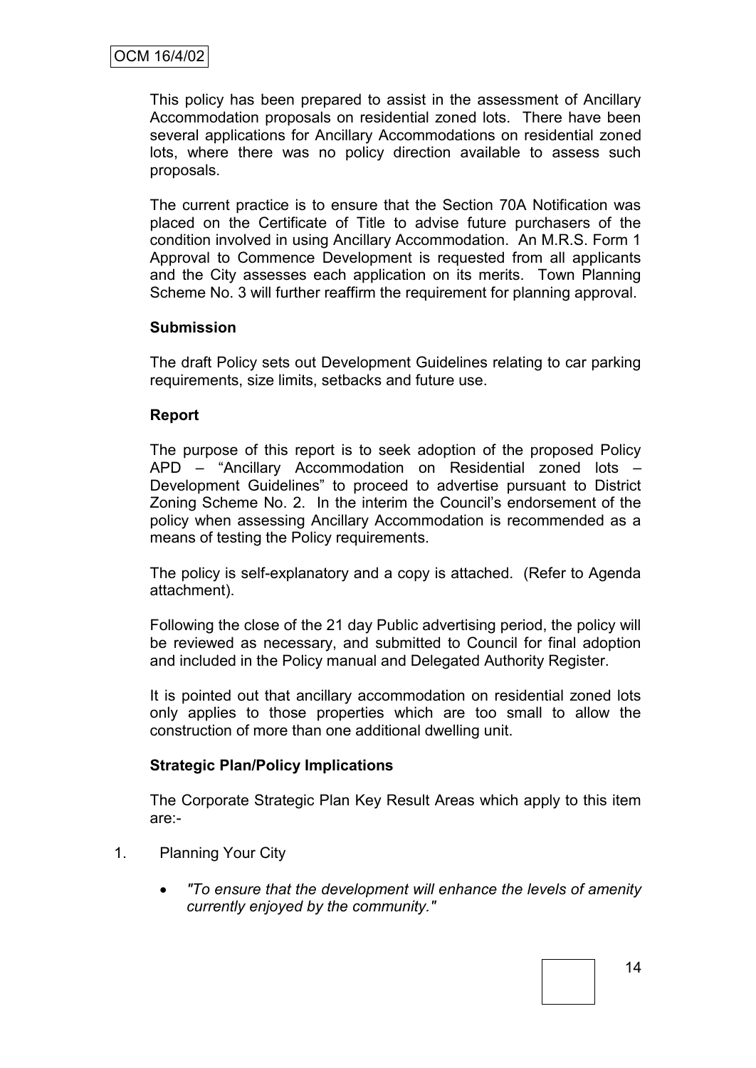This policy has been prepared to assist in the assessment of Ancillary Accommodation proposals on residential zoned lots. There have been several applications for Ancillary Accommodations on residential zoned lots, where there was no policy direction available to assess such proposals.

The current practice is to ensure that the Section 70A Notification was placed on the Certificate of Title to advise future purchasers of the condition involved in using Ancillary Accommodation. An M.R.S. Form 1 Approval to Commence Development is requested from all applicants and the City assesses each application on its merits. Town Planning Scheme No. 3 will further reaffirm the requirement for planning approval.

**Submission**

The draft Policy sets out Development Guidelines relating to car parking requirements, size limits, setbacks and future use.

**Report**

The purpose of this report is to seek adoption of the proposed Policy APD – "Ancillary Accommodation on Residential zoned lots – Development Guidelines" to proceed to advertise pursuant to District Zoning Scheme No. 2. In the interim the Council's endorsement of the policy when assessing Ancillary Accommodation is recommended as a means of testing the Policy requirements.

The policy is self-explanatory and a copy is attached. (Refer to Agenda attachment).

Following the close of the 21 day Public advertising period, the policy will be reviewed as necessary, and submitted to Council for final adoption and included in the Policy manual and Delegated Authority Register.

It is pointed out that ancillary accommodation on residential zoned lots only applies to those properties which are too small to allow the construction of more than one additional dwelling unit.

**Strategic Plan/Policy Implications**

The Corporate Strategic Plan Key Result Areas which apply to this item are:-

1. Planning Your City

   - *"To ensure that the development will enhance the levels of amenity currently enjoyed by the community."*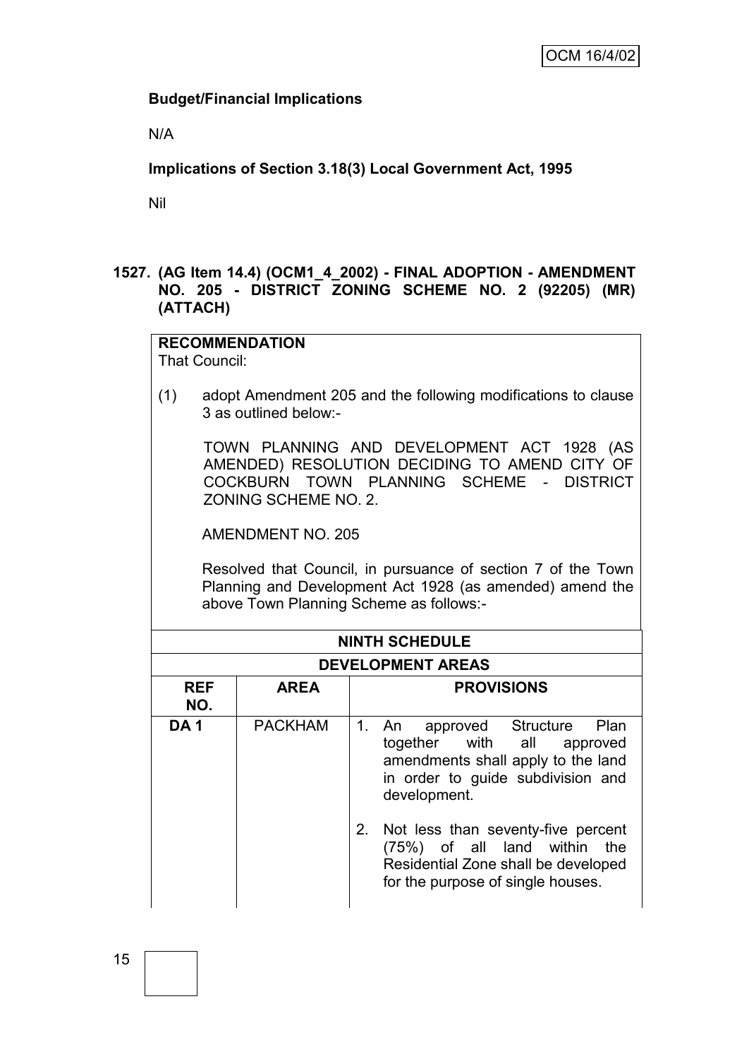**Budget/Financial Implications**

N/A

**Implications of Section 3.18(3) Local Government Act, 1995**

Nil

**1527. (AG Item 14.4) (OCM1_4_2002) - FINAL ADOPTION - AMENDMENT NO. 205 - DISTRICT ZONING SCHEME NO. 2 (92205) (MR) (ATTACH)**

**RECOMMENDATION**
That Council:

(1) adopt Amendment 205 and the following modifications to clause 3 as outlined below:-

TOWN PLANNING AND DEVELOPMENT ACT 1928 (AS AMENDED) RESOLUTION DECIDING TO AMEND CITY OF COCKBURN TOWN PLANNING SCHEME - DISTRICT ZONING SCHEME NO. 2.

AMENDMENT NO. 205

Resolved that Council, in pursuance of section 7 of the Town Planning and Development Act 1928 (as amended) amend the above Town Planning Scheme as follows:-

| NINTH SCHEDULE | | |
|---|---|---|
| **DEVELOPMENT AREAS** | | |
| **REF NO.** | **AREA** | **PROVISIONS** |
| **DA 1** | PACKHAM | 1. An approved Structure Plan together with all approved amendments shall apply to the land in order to guide subdivision and development.<br><br>2. Not less than seventy-five percent (75%) of all land within the Residential Zone shall be developed for the purpose of single houses. |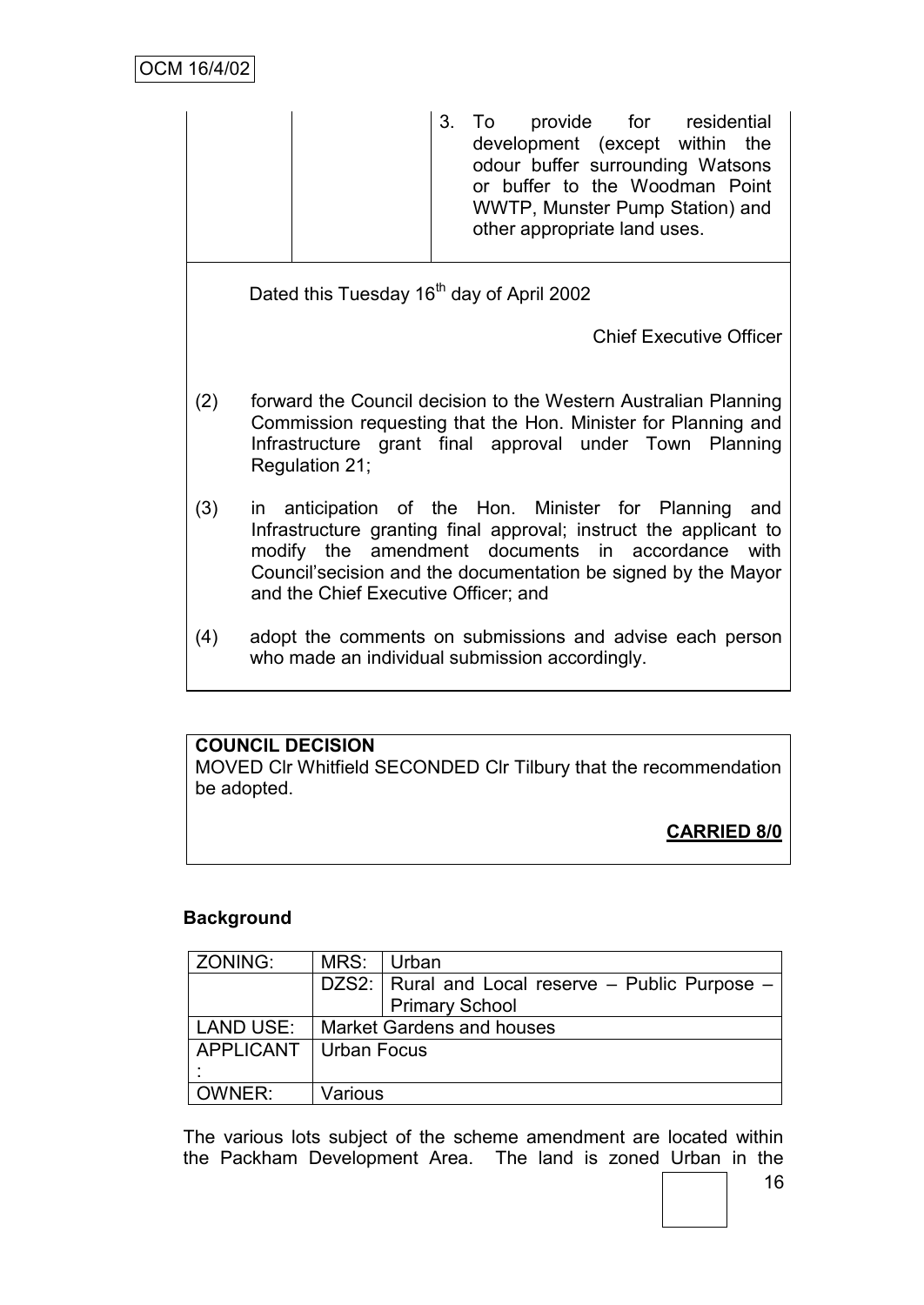|  |  | 3. To provide for residential development (except within the odour buffer surrounding Watsons or buffer to the Woodman Point WWTP, Munster Pump Station) and other appropriate land uses. |
|---|---|---|

Dated this Tuesday 16th day of April 2002

Chief Executive Officer

(2) forward the Council decision to the Western Australian Planning Commission requesting that the Hon. Minister for Planning and Infrastructure grant final approval under Town Planning Regulation 21;

(3) in anticipation of the Hon. Minister for Planning and Infrastructure granting final approval; instruct the applicant to modify the amendment documents in accordance with Council'secision and the documentation be signed by the Mayor and the Chief Executive Officer; and

(4) adopt the comments on submissions and advise each person who made an individual submission accordingly.

**COUNCIL DECISION**

MOVED Clr Whitfield SECONDED Clr Tilbury that the recommendation be adopted.

**CARRIED 8/0**

**Background**

| ZONING: | MRS: | Urban |
|---|---|---|
|  | DZS2: | Rural and Local reserve – Public Purpose – Primary School |
| LAND USE: | Market Gardens and houses | |
| APPLICANT: | Urban Focus | |
| OWNER: | Various | |

The various lots subject of the scheme amendment are located within the Packham Development Area. The land is zoned Urban in the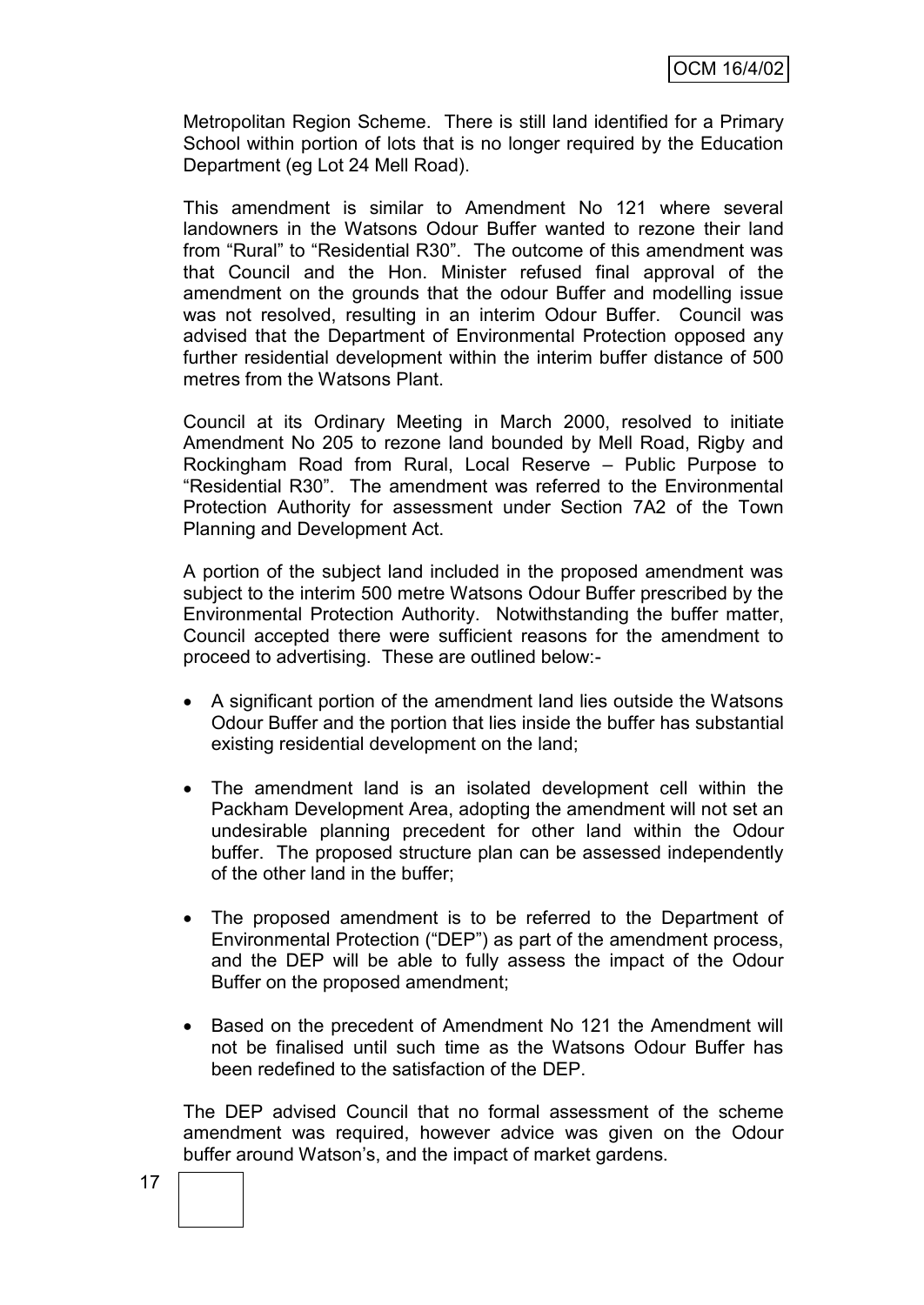Metropolitan Region Scheme. There is still land identified for a Primary School within portion of lots that is no longer required by the Education Department (eg Lot 24 Mell Road).

This amendment is similar to Amendment No 121 where several landowners in the Watsons Odour Buffer wanted to rezone their land from "Rural" to "Residential R30". The outcome of this amendment was that Council and the Hon. Minister refused final approval of the amendment on the grounds that the odour Buffer and modelling issue was not resolved, resulting in an interim Odour Buffer. Council was advised that the Department of Environmental Protection opposed any further residential development within the interim buffer distance of 500 metres from the Watsons Plant.

Council at its Ordinary Meeting in March 2000, resolved to initiate Amendment No 205 to rezone land bounded by Mell Road, Rigby and Rockingham Road from Rural, Local Reserve – Public Purpose to "Residential R30". The amendment was referred to the Environmental Protection Authority for assessment under Section 7A2 of the Town Planning and Development Act.

A portion of the subject land included in the proposed amendment was subject to the interim 500 metre Watsons Odour Buffer prescribed by the Environmental Protection Authority. Notwithstanding the buffer matter, Council accepted there were sufficient reasons for the amendment to proceed to advertising. These are outlined below:-

- A significant portion of the amendment land lies outside the Watsons Odour Buffer and the portion that lies inside the buffer has substantial existing residential development on the land;
- The amendment land is an isolated development cell within the Packham Development Area, adopting the amendment will not set an undesirable planning precedent for other land within the Odour buffer. The proposed structure plan can be assessed independently of the other land in the buffer;
- The proposed amendment is to be referred to the Department of Environmental Protection ("DEP") as part of the amendment process, and the DEP will be able to fully assess the impact of the Odour Buffer on the proposed amendment;
- Based on the precedent of Amendment No 121 the Amendment will not be finalised until such time as the Watsons Odour Buffer has been redefined to the satisfaction of the DEP.

The DEP advised Council that no formal assessment of the scheme amendment was required, however advice was given on the Odour buffer around Watson's, and the impact of market gardens.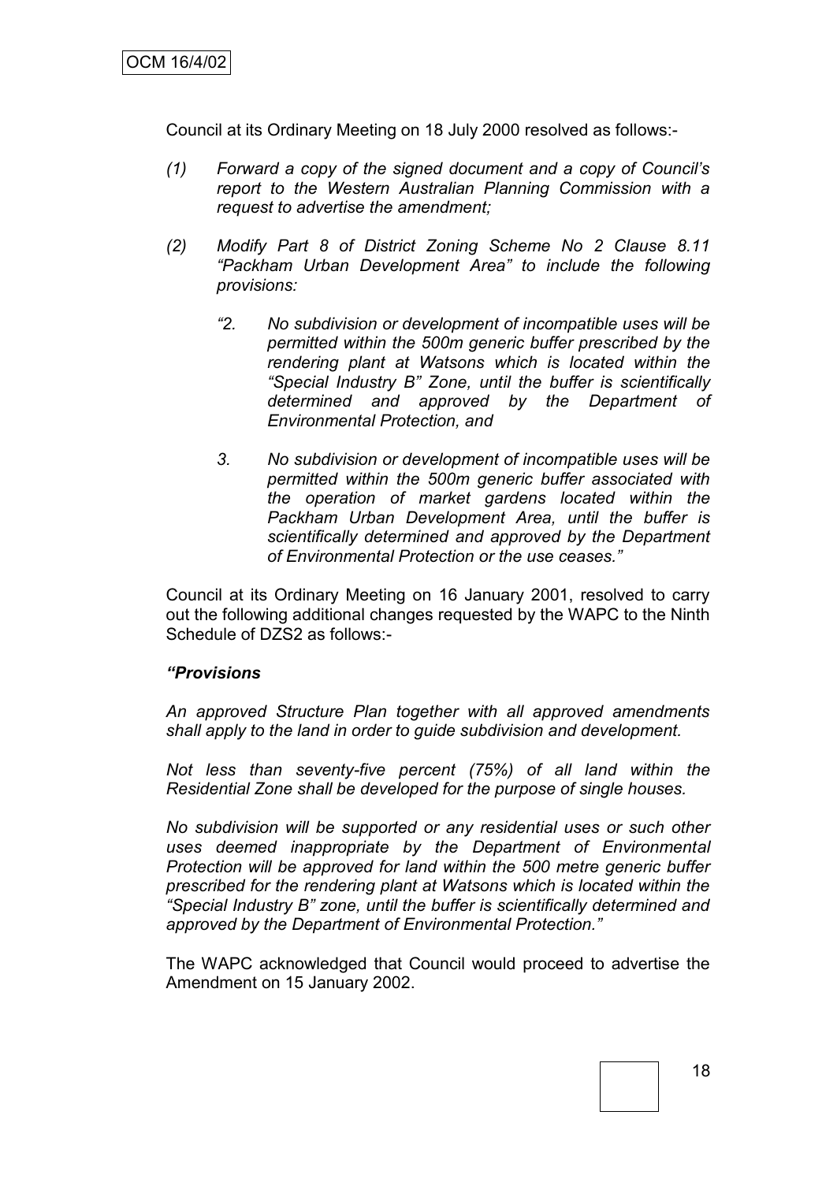Council at its Ordinary Meeting on 18 July 2000 resolved as follows:-

*(1) Forward a copy of the signed document and a copy of Council's report to the Western Australian Planning Commission with a request to advertise the amendment;*

*(2) Modify Part 8 of District Zoning Scheme No 2 Clause 8.11 "Packham Urban Development Area" to include the following provisions:*

*"2. No subdivision or development of incompatible uses will be permitted within the 500m generic buffer prescribed by the rendering plant at Watsons which is located within the "Special Industry B" Zone, until the buffer is scientifically determined and approved by the Department of Environmental Protection, and*

*3. No subdivision or development of incompatible uses will be permitted within the 500m generic buffer associated with the operation of market gardens located within the Packham Urban Development Area, until the buffer is scientifically determined and approved by the Department of Environmental Protection or the use ceases."*

Council at its Ordinary Meeting on 16 January 2001, resolved to carry out the following additional changes requested by the WAPC to the Ninth Schedule of DZS2 as follows:-

***"Provisions***

*An approved Structure Plan together with all approved amendments shall apply to the land in order to guide subdivision and development.*

*Not less than seventy-five percent (75%) of all land within the Residential Zone shall be developed for the purpose of single houses.*

*No subdivision will be supported or any residential uses or such other uses deemed inappropriate by the Department of Environmental Protection will be approved for land within the 500 metre generic buffer prescribed for the rendering plant at Watsons which is located within the "Special Industry B" zone, until the buffer is scientifically determined and approved by the Department of Environmental Protection."*

The WAPC acknowledged that Council would proceed to advertise the Amendment on 15 January 2002.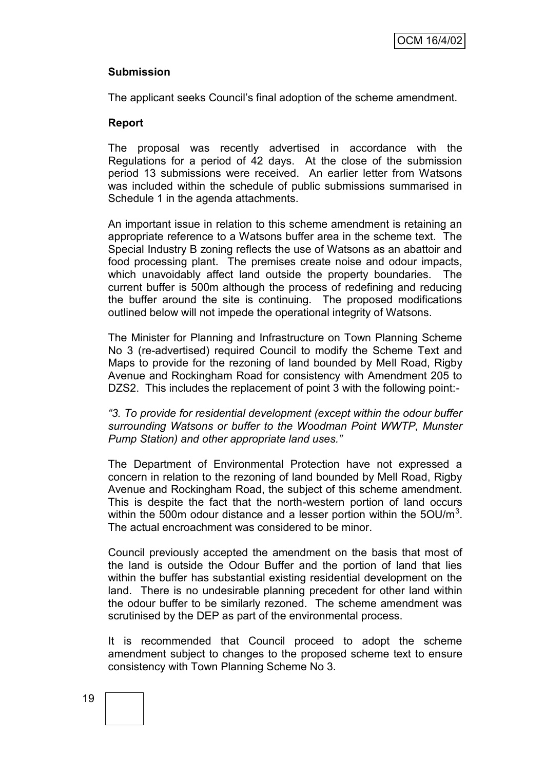**Submission**

The applicant seeks Council's final adoption of the scheme amendment.

**Report**

The proposal was recently advertised in accordance with the Regulations for a period of 42 days. At the close of the submission period 13 submissions were received. An earlier letter from Watsons was included within the schedule of public submissions summarised in Schedule 1 in the agenda attachments.

An important issue in relation to this scheme amendment is retaining an appropriate reference to a Watsons buffer area in the scheme text. The Special Industry B zoning reflects the use of Watsons as an abattoir and food processing plant. The premises create noise and odour impacts, which unavoidably affect land outside the property boundaries. The current buffer is 500m although the process of redefining and reducing the buffer around the site is continuing. The proposed modifications outlined below will not impede the operational integrity of Watsons.

The Minister for Planning and Infrastructure on Town Planning Scheme No 3 (re-advertised) required Council to modify the Scheme Text and Maps to provide for the rezoning of land bounded by Mell Road, Rigby Avenue and Rockingham Road for consistency with Amendment 205 to DZS2. This includes the replacement of point 3 with the following point:-

*"3. To provide for residential development (except within the odour buffer surrounding Watsons or buffer to the Woodman Point WWTP, Munster Pump Station) and other appropriate land uses."*

The Department of Environmental Protection have not expressed a concern in relation to the rezoning of land bounded by Mell Road, Rigby Avenue and Rockingham Road, the subject of this scheme amendment. This is despite the fact that the north-western portion of land occurs within the 500m odour distance and a lesser portion within the $5OU/m^3$. The actual encroachment was considered to be minor.

Council previously accepted the amendment on the basis that most of the land is outside the Odour Buffer and the portion of land that lies within the buffer has substantial existing residential development on the land. There is no undesirable planning precedent for other land within the odour buffer to be similarly rezoned. The scheme amendment was scrutinised by the DEP as part of the environmental process.

It is recommended that Council proceed to adopt the scheme amendment subject to changes to the proposed scheme text to ensure consistency with Town Planning Scheme No 3.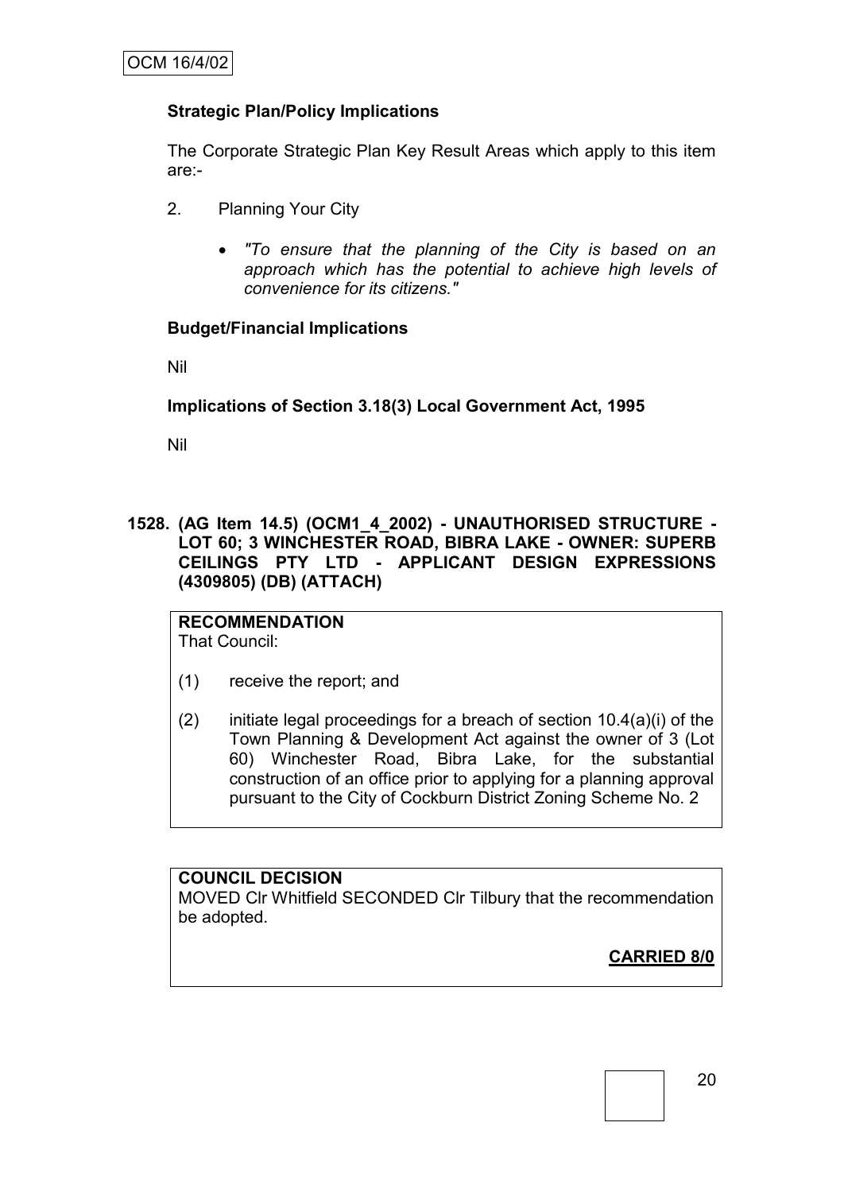**Strategic Plan/Policy Implications**

The Corporate Strategic Plan Key Result Areas which apply to this item are:-

2. Planning Your City

   - *"To ensure that the planning of the City is based on an approach which has the potential to achieve high levels of convenience for its citizens."*

**Budget/Financial Implications**

Nil

**Implications of Section 3.18(3) Local Government Act, 1995**

Nil

**1528. (AG Item 14.5) (OCM1_4_2002) - UNAUTHORISED STRUCTURE - LOT 60; 3 WINCHESTER ROAD, BIBRA LAKE - OWNER: SUPERB CEILINGS PTY LTD - APPLICANT DESIGN EXPRESSIONS (4309805) (DB) (ATTACH)**

**RECOMMENDATION**
That Council:

(1) receive the report; and

(2) initiate legal proceedings for a breach of section 10.4(a)(i) of the Town Planning & Development Act against the owner of 3 (Lot 60) Winchester Road, Bibra Lake, for the substantial construction of an office prior to applying for a planning approval pursuant to the City of Cockburn District Zoning Scheme No. 2

**COUNCIL DECISION**
MOVED Clr Whitfield SECONDED Clr Tilbury that the recommendation be adopted.

**CARRIED 8/0**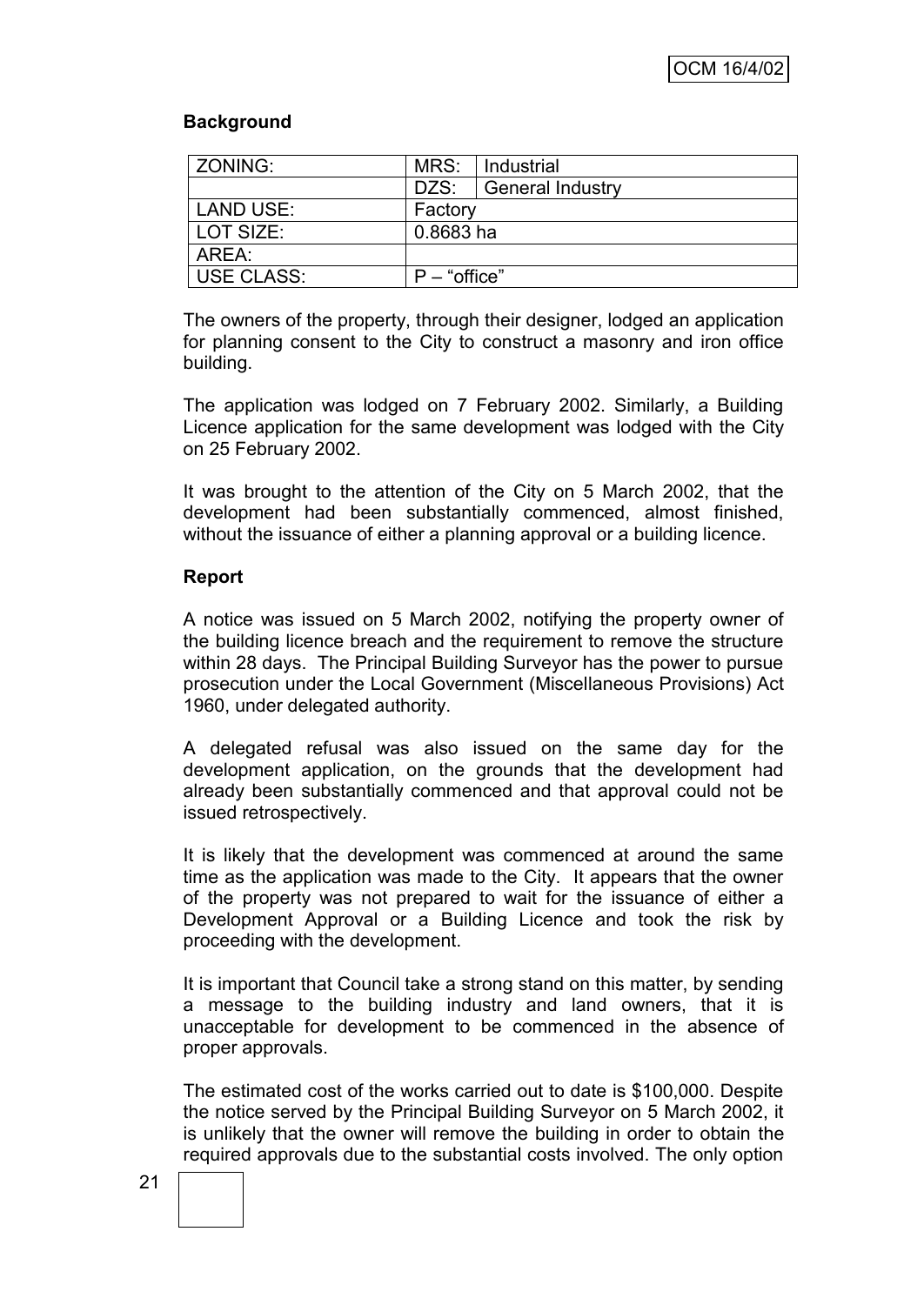### Background

| ZONING: | MRS: | Industrial |
|---|---|---|
| | DZS: | General Industry |
| LAND USE: | Factory | |
| LOT SIZE: | 0.8683 ha | |
| AREA: | | |
| USE CLASS: | P – "office" | |

The owners of the property, through their designer, lodged an application for planning consent to the City to construct a masonry and iron office building.

The application was lodged on 7 February 2002. Similarly, a Building Licence application for the same development was lodged with the City on 25 February 2002.

It was brought to the attention of the City on 5 March 2002, that the development had been substantially commenced, almost finished, without the issuance of either a planning approval or a building licence.

### Report

A notice was issued on 5 March 2002, notifying the property owner of the building licence breach and the requirement to remove the structure within 28 days. The Principal Building Surveyor has the power to pursue prosecution under the Local Government (Miscellaneous Provisions) Act 1960, under delegated authority.

A delegated refusal was also issued on the same day for the development application, on the grounds that the development had already been substantially commenced and that approval could not be issued retrospectively.

It is likely that the development was commenced at around the same time as the application was made to the City. It appears that the owner of the property was not prepared to wait for the issuance of either a Development Approval or a Building Licence and took the risk by proceeding with the development.

It is important that Council take a strong stand on this matter, by sending a message to the building industry and land owners, that it is unacceptable for development to be commenced in the absence of proper approvals.

The estimated cost of the works carried out to date is $100,000. Despite the notice served by the Principal Building Surveyor on 5 March 2002, it is unlikely that the owner will remove the building in order to obtain the required approvals due to the substantial costs involved. The only option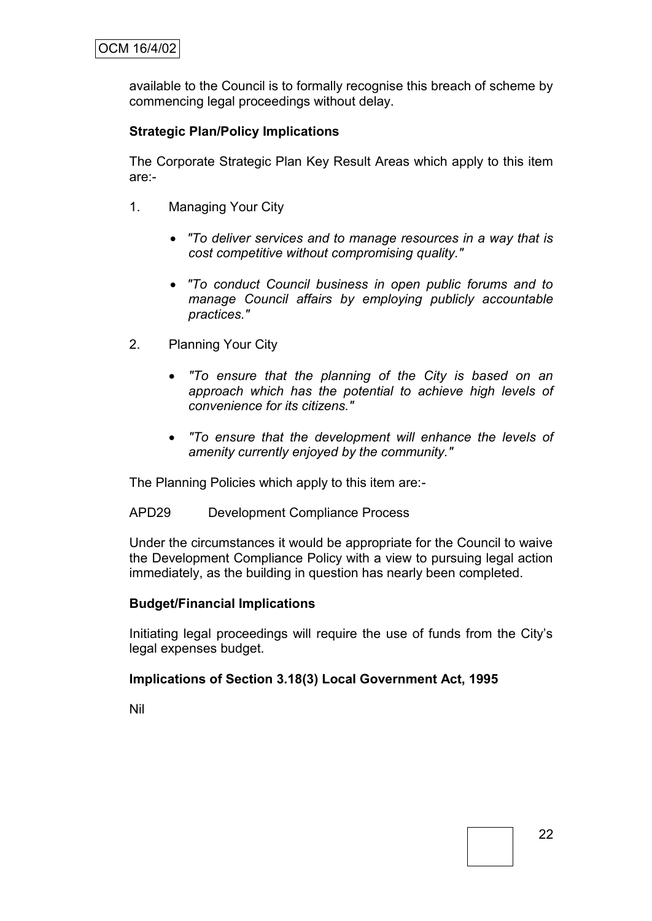available to the Council is to formally recognise this breach of scheme by commencing legal proceedings without delay.

**Strategic Plan/Policy Implications**

The Corporate Strategic Plan Key Result Areas which apply to this item are:-

1. Managing Your City

   - *"To deliver services and to manage resources in a way that is cost competitive without compromising quality."*

   - *"To conduct Council business in open public forums and to manage Council affairs by employing publicly accountable practices."*

2. Planning Your City

   - *"To ensure that the planning of the City is based on an approach which has the potential to achieve high levels of convenience for its citizens."*

   - *"To ensure that the development will enhance the levels of amenity currently enjoyed by the community."*

The Planning Policies which apply to this item are:-

APD29 Development Compliance Process

Under the circumstances it would be appropriate for the Council to waive the Development Compliance Policy with a view to pursuing legal action immediately, as the building in question has nearly been completed.

**Budget/Financial Implications**

Initiating legal proceedings will require the use of funds from the City's legal expenses budget.

**Implications of Section 3.18(3) Local Government Act, 1995**

Nil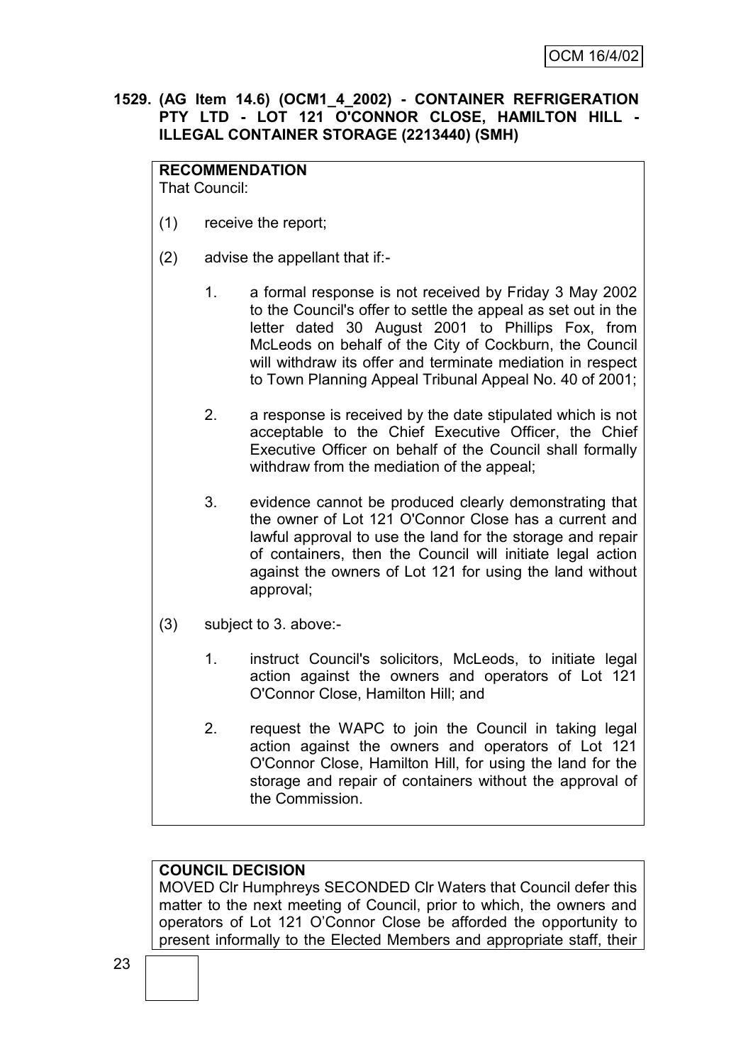**1529. (AG Item 14.6) (OCM1_4_2002) - CONTAINER REFRIGERATION PTY LTD - LOT 121 O'CONNOR CLOSE, HAMILTON HILL - ILLEGAL CONTAINER STORAGE (2213440) (SMH)**

**RECOMMENDATION**
That Council:

(1) receive the report;

(2) advise the appellant that if:-

1. a formal response is not received by Friday 3 May 2002 to the Council's offer to settle the appeal as set out in the letter dated 30 August 2001 to Phillips Fox, from McLeods on behalf of the City of Cockburn, the Council will withdraw its offer and terminate mediation in respect to Town Planning Appeal Tribunal Appeal No. 40 of 2001;

2. a response is received by the date stipulated which is not acceptable to the Chief Executive Officer, the Chief Executive Officer on behalf of the Council shall formally withdraw from the mediation of the appeal;

3. evidence cannot be produced clearly demonstrating that the owner of Lot 121 O'Connor Close has a current and lawful approval to use the land for the storage and repair of containers, then the Council will initiate legal action against the owners of Lot 121 for using the land without approval;

(3) subject to 3. above:-

1. instruct Council's solicitors, McLeods, to initiate legal action against the owners and operators of Lot 121 O'Connor Close, Hamilton Hill; and

2. request the WAPC to join the Council in taking legal action against the owners and operators of Lot 121 O'Connor Close, Hamilton Hill, for using the land for the storage and repair of containers without the approval of the Commission.

**COUNCIL DECISION**
MOVED Clr Humphreys SECONDED Clr Waters that Council defer this matter to the next meeting of Council, prior to which, the owners and operators of Lot 121 O'Connor Close be afforded the opportunity to present informally to the Elected Members and appropriate staff, their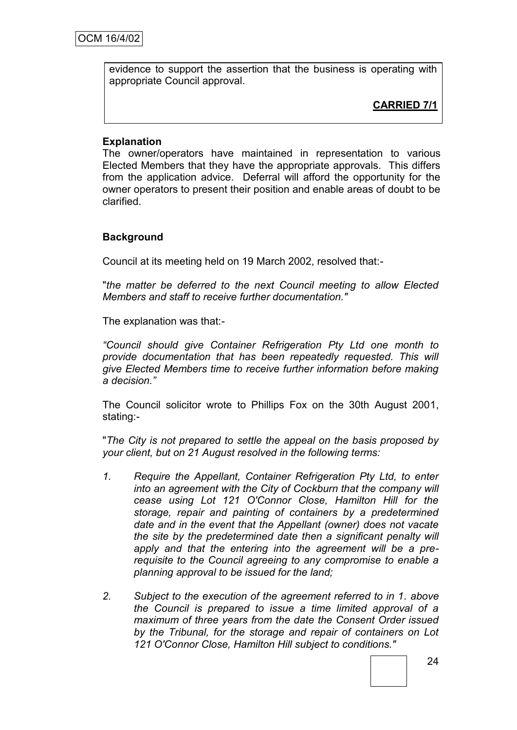evidence to support the assertion that the business is operating with appropriate Council approval.

**CARRIED 7/1**

**Explanation**

The owner/operators have maintained in representation to various Elected Members that they have the appropriate approvals. This differs from the application advice. Deferral will afford the opportunity for the owner operators to present their position and enable areas of doubt to be clarified.

**Background**

Council at its meeting held on 19 March 2002, resolved that:-

"*the matter be deferred to the next Council meeting to allow Elected Members and staff to receive further documentation.*"

The explanation was that:-

*"Council should give Container Refrigeration Pty Ltd one month to provide documentation that has been repeatedly requested. This will give Elected Members time to receive further information before making a decision."*

The Council solicitor wrote to Phillips Fox on the 30th August 2001, stating:-

"*The City is not prepared to settle the appeal on the basis proposed by your client, but on 21 August resolved in the following terms:*

1. *Require the Appellant, Container Refrigeration Pty Ltd, to enter into an agreement with the City of Cockburn that the company will cease using Lot 121 O'Connor Close, Hamilton Hill for the storage, repair and painting of containers by a predetermined date and in the event that the Appellant (owner) does not vacate the site by the predetermined date then a significant penalty will apply and that the entering into the agreement will be a pre-requisite to the Council agreeing to any compromise to enable a planning approval to be issued for the land;*

2. *Subject to the execution of the agreement referred to in 1. above the Council is prepared to issue a time limited approval of a maximum of three years from the date the Consent Order issued by the Tribunal, for the storage and repair of containers on Lot 121 O'Connor Close, Hamilton Hill subject to conditions.*"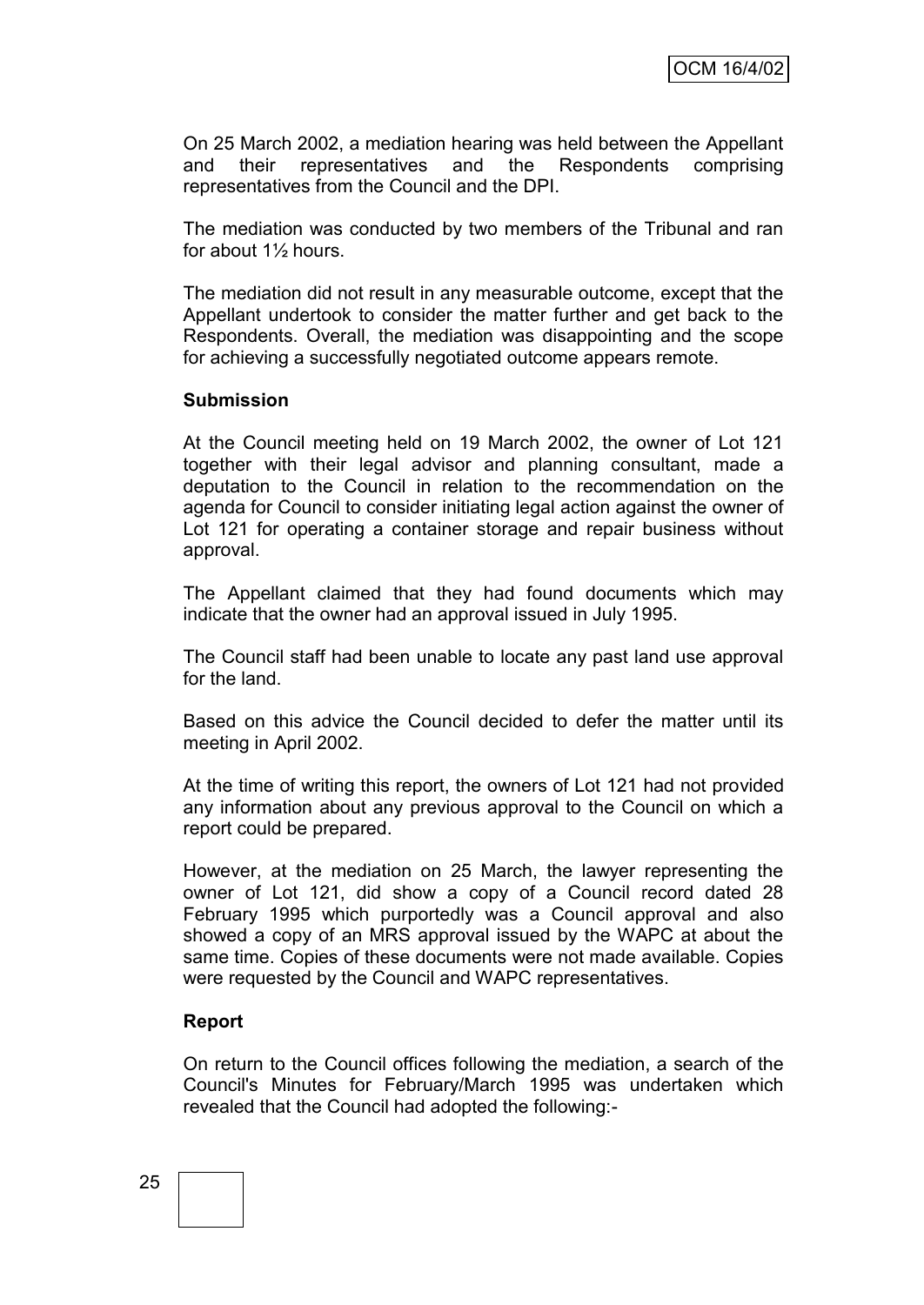On 25 March 2002, a mediation hearing was held between the Appellant and their representatives and the Respondents comprising representatives from the Council and the DPI.

The mediation was conducted by two members of the Tribunal and ran for about 1½ hours.

The mediation did not result in any measurable outcome, except that the Appellant undertook to consider the matter further and get back to the Respondents. Overall, the mediation was disappointing and the scope for achieving a successfully negotiated outcome appears remote.

**Submission**

At the Council meeting held on 19 March 2002, the owner of Lot 121 together with their legal advisor and planning consultant, made a deputation to the Council in relation to the recommendation on the agenda for Council to consider initiating legal action against the owner of Lot 121 for operating a container storage and repair business without approval.

The Appellant claimed that they had found documents which may indicate that the owner had an approval issued in July 1995.

The Council staff had been unable to locate any past land use approval for the land.

Based on this advice the Council decided to defer the matter until its meeting in April 2002.

At the time of writing this report, the owners of Lot 121 had not provided any information about any previous approval to the Council on which a report could be prepared.

However, at the mediation on 25 March, the lawyer representing the owner of Lot 121, did show a copy of a Council record dated 28 February 1995 which purportedly was a Council approval and also showed a copy of an MRS approval issued by the WAPC at about the same time. Copies of these documents were not made available. Copies were requested by the Council and WAPC representatives.

**Report**

On return to the Council offices following the mediation, a search of the Council's Minutes for February/March 1995 was undertaken which revealed that the Council had adopted the following:-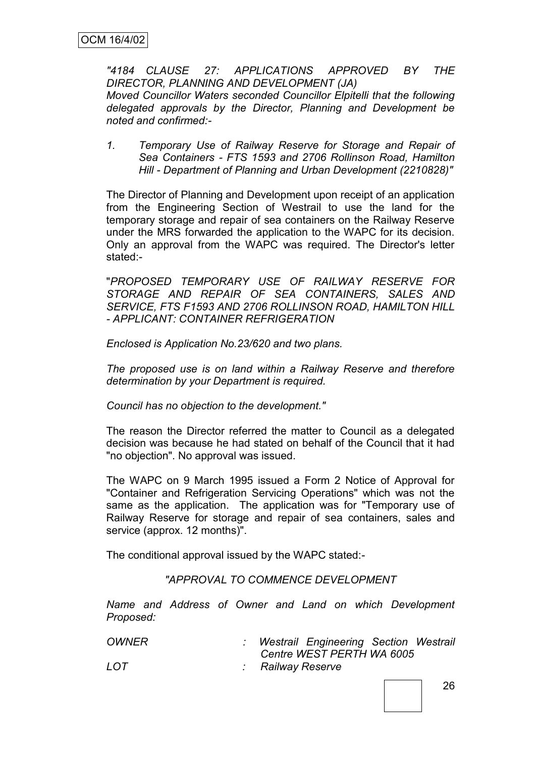*"4184 CLAUSE 27: APPLICATIONS APPROVED BY THE DIRECTOR, PLANNING AND DEVELOPMENT (JA)*
*Moved Councillor Waters seconded Councillor Elpitelli that the following delegated approvals by the Director, Planning and Development be noted and confirmed:-*

1. *Temporary Use of Railway Reserve for Storage and Repair of Sea Containers - FTS 1593 and 2706 Rollinson Road, Hamilton Hill - Department of Planning and Urban Development (2210828)"*

The Director of Planning and Development upon receipt of an application from the Engineering Section of Westrail to use the land for the temporary storage and repair of sea containers on the Railway Reserve under the MRS forwarded the application to the WAPC for its decision. Only an approval from the WAPC was required. The Director's letter stated:-

"*PROPOSED TEMPORARY USE OF RAILWAY RESERVE FOR STORAGE AND REPAIR OF SEA CONTAINERS, SALES AND SERVICE, FTS F1593 AND 2706 ROLLINSON ROAD, HAMILTON HILL - APPLICANT: CONTAINER REFRIGERATION*

*Enclosed is Application No.23/620 and two plans.*

*The proposed use is on land within a Railway Reserve and therefore determination by your Department is required.*

*Council has no objection to the development."*

The reason the Director referred the matter to Council as a delegated decision was because he had stated on behalf of the Council that it had "no objection". No approval was issued.

The WAPC on 9 March 1995 issued a Form 2 Notice of Approval for "Container and Refrigeration Servicing Operations" which was not the same as the application. The application was for "Temporary use of Railway Reserve for storage and repair of sea containers, sales and service (approx. 12 months)".

The conditional approval issued by the WAPC stated:-

*"APPROVAL TO COMMENCE DEVELOPMENT*

*Name and Address of Owner and Land on which Development Proposed:*

| | | |
|---|---|---|
| *OWNER* | : | *Westrail Engineering Section Westrail Centre WEST PERTH WA 6005* |
| *LOT* | : | *Railway Reserve* |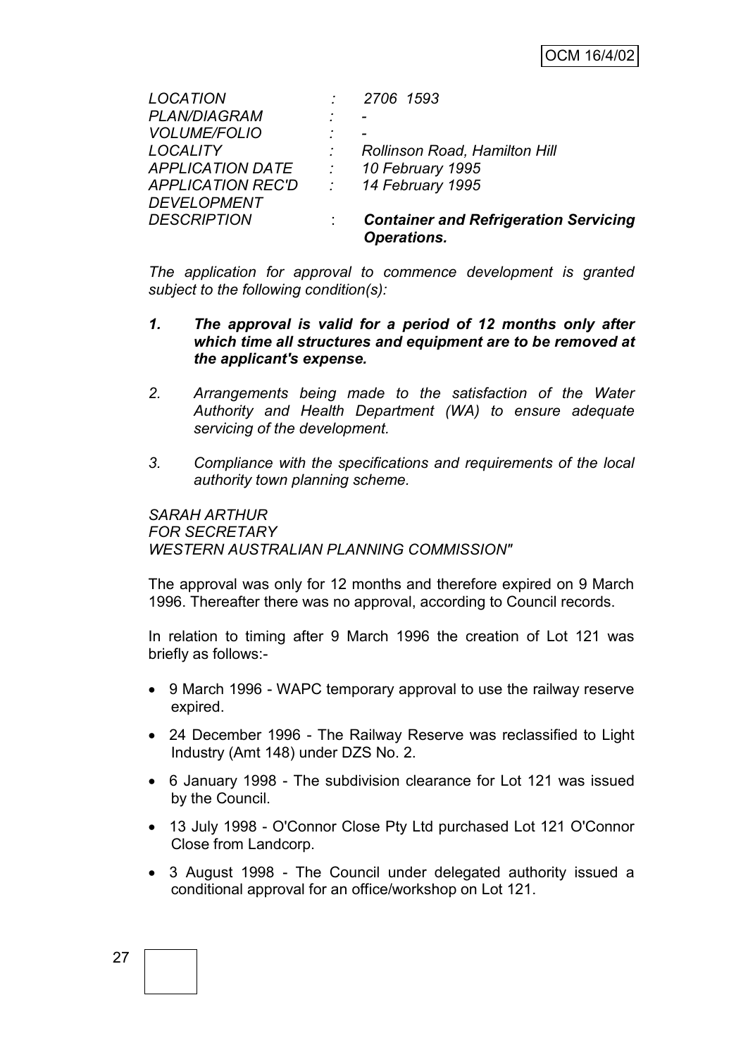| | | |
|---|---|---|
| *LOCATION* | *:* | *2706 1593* |
| *PLAN/DIAGRAM* | *:* | *-* |
| *VOLUME/FOLIO* | *:* | *-* |
| *LOCALITY* | *:* | *Rollinson Road, Hamilton Hill* |
| *APPLICATION DATE* | *:* | *10 February 1995* |
| *APPLICATION REC'D* | *:* | *14 February 1995* |
| *DEVELOPMENT DESCRIPTION* | : | ***Container and Refrigeration Servicing Operations.*** |

*The application for approval to commence development is granted subject to the following condition(s):*

1. ***The approval is valid for a period of 12 months only after which time all structures and equipment are to be removed at the applicant's expense.***
2. *Arrangements being made to the satisfaction of the Water Authority and Health Department (WA) to ensure adequate servicing of the development.*
3. *Compliance with the specifications and requirements of the local authority town planning scheme.*

*SARAH ARTHUR*
*FOR SECRETARY*
*WESTERN AUSTRALIAN PLANNING COMMISSION"*

The approval was only for 12 months and therefore expired on 9 March 1996. Thereafter there was no approval, according to Council records.

In relation to timing after 9 March 1996 the creation of Lot 121 was briefly as follows:-

- 9 March 1996 - WAPC temporary approval to use the railway reserve expired.
- 24 December 1996 - The Railway Reserve was reclassified to Light Industry (Amt 148) under DZS No. 2.
- 6 January 1998 - The subdivision clearance for Lot 121 was issued by the Council.
- 13 July 1998 - O'Connor Close Pty Ltd purchased Lot 121 O'Connor Close from Landcorp.
- 3 August 1998 - The Council under delegated authority issued a conditional approval for an office/workshop on Lot 121.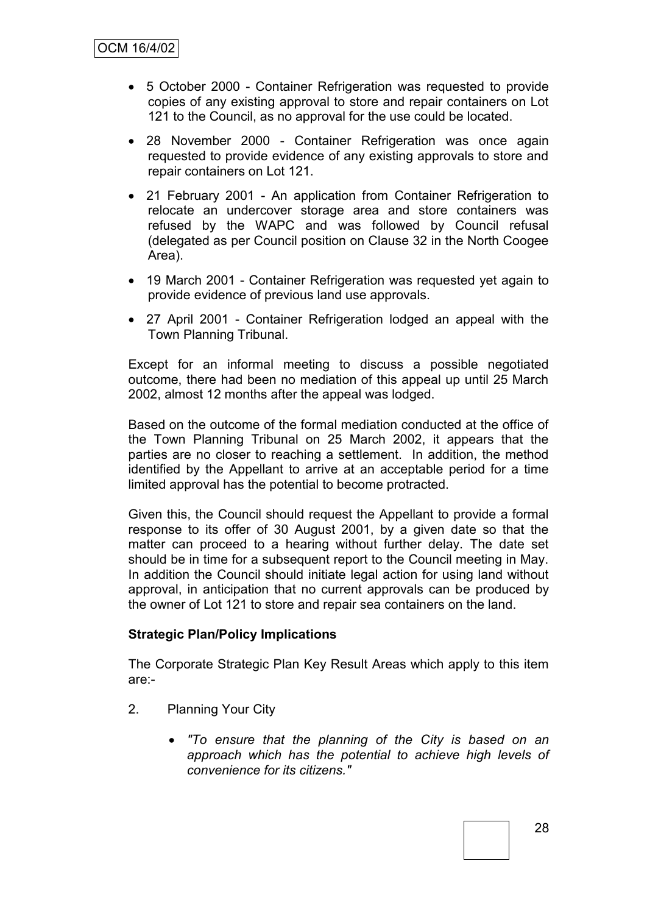- 5 October 2000 - Container Refrigeration was requested to provide copies of any existing approval to store and repair containers on Lot 121 to the Council, as no approval for the use could be located.
- 28 November 2000 - Container Refrigeration was once again requested to provide evidence of any existing approvals to store and repair containers on Lot 121.
- 21 February 2001 - An application from Container Refrigeration to relocate an undercover storage area and store containers was refused by the WAPC and was followed by Council refusal (delegated as per Council position on Clause 32 in the North Coogee Area).
- 19 March 2001 - Container Refrigeration was requested yet again to provide evidence of previous land use approvals.
- 27 April 2001 - Container Refrigeration lodged an appeal with the Town Planning Tribunal.

Except for an informal meeting to discuss a possible negotiated outcome, there had been no mediation of this appeal up until 25 March 2002, almost 12 months after the appeal was lodged.

Based on the outcome of the formal mediation conducted at the office of the Town Planning Tribunal on 25 March 2002, it appears that the parties are no closer to reaching a settlement. In addition, the method identified by the Appellant to arrive at an acceptable period for a time limited approval has the potential to become protracted.

Given this, the Council should request the Appellant to provide a formal response to its offer of 30 August 2001, by a given date so that the matter can proceed to a hearing without further delay. The date set should be in time for a subsequent report to the Council meeting in May. In addition the Council should initiate legal action for using land without approval, in anticipation that no current approvals can be produced by the owner of Lot 121 to store and repair sea containers on the land.

**Strategic Plan/Policy Implications**

The Corporate Strategic Plan Key Result Areas which apply to this item are:-

2. Planning Your City

   - *"To ensure that the planning of the City is based on an approach which has the potential to achieve high levels of convenience for its citizens."*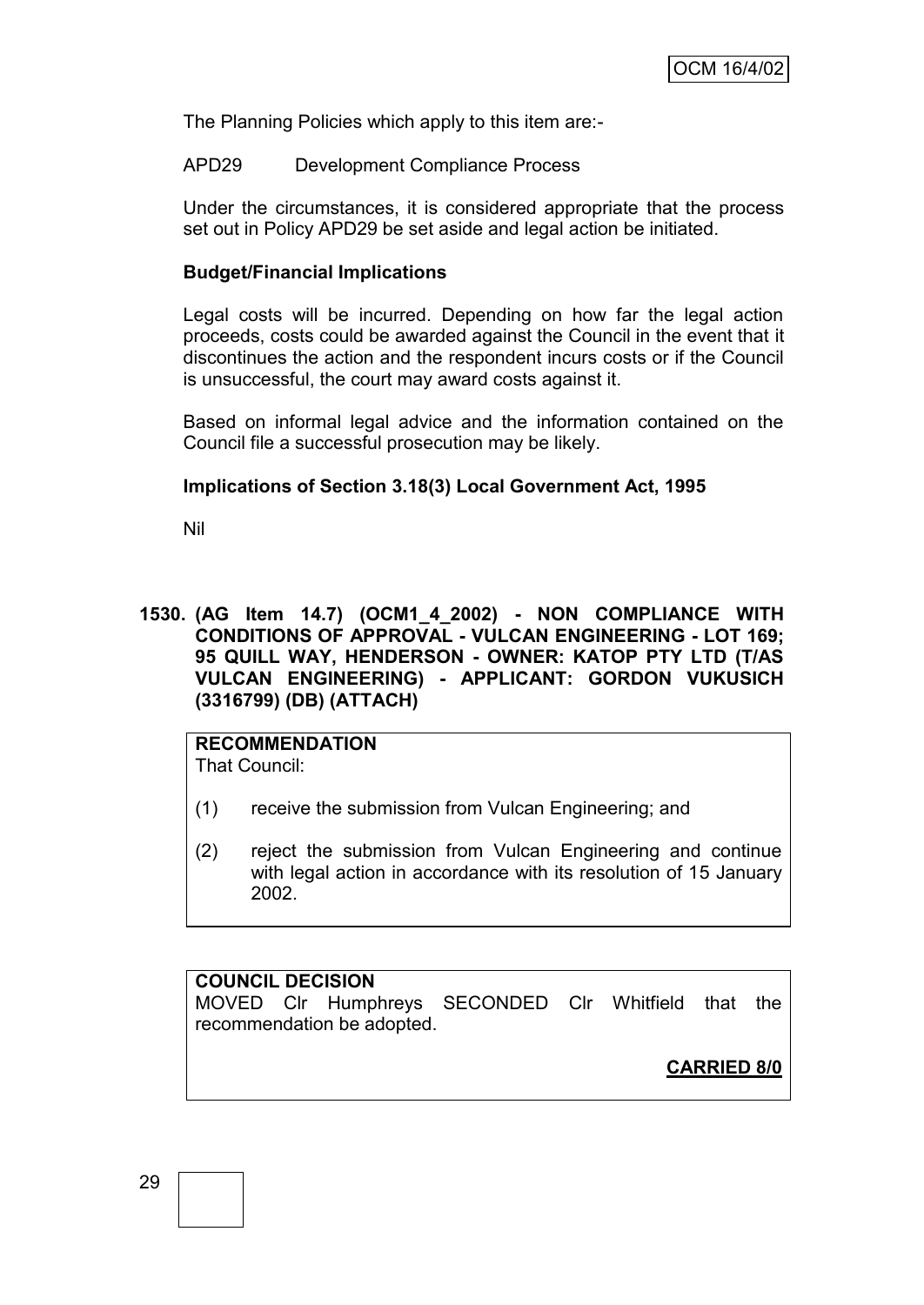The Planning Policies which apply to this item are:-

APD29 Development Compliance Process

Under the circumstances, it is considered appropriate that the process set out in Policy APD29 be set aside and legal action be initiated.

**Budget/Financial Implications**

Legal costs will be incurred. Depending on how far the legal action proceeds, costs could be awarded against the Council in the event that it discontinues the action and the respondent incurs costs or if the Council is unsuccessful, the court may award costs against it.

Based on informal legal advice and the information contained on the Council file a successful prosecution may be likely.

**Implications of Section 3.18(3) Local Government Act, 1995**

Nil

**1530. (AG Item 14.7) (OCM1_4_2002) - NON COMPLIANCE WITH CONDITIONS OF APPROVAL - VULCAN ENGINEERING - LOT 169; 95 QUILL WAY, HENDERSON - OWNER: KATOP PTY LTD (T/AS VULCAN ENGINEERING) - APPLICANT: GORDON VUKUSICH (3316799) (DB) (ATTACH)**

**RECOMMENDATION**
That Council:

(1) receive the submission from Vulcan Engineering; and

(2) reject the submission from Vulcan Engineering and continue with legal action in accordance with its resolution of 15 January 2002.

**COUNCIL DECISION**
MOVED Clr Humphreys SECONDED Clr Whitfield that the recommendation be adopted.

**CARRIED 8/0**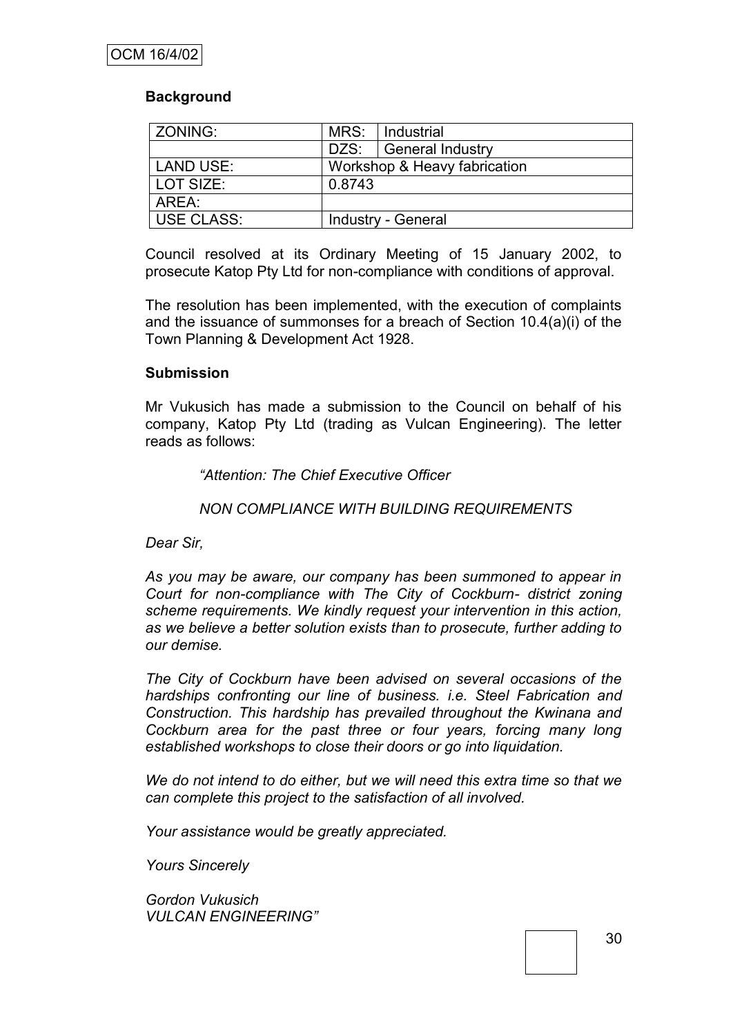OCM 16/4/02

**Background**

| ZONING: | MRS: | Industrial |
|---|---|---|
| | DZS: | General Industry |
| LAND USE: | Workshop & Heavy fabrication | |
| LOT SIZE: | 0.8743 | |
| AREA: | | |
| USE CLASS: | Industry - General | |

Council resolved at its Ordinary Meeting of 15 January 2002, to prosecute Katop Pty Ltd for non-compliance with conditions of approval.

The resolution has been implemented, with the execution of complaints and the issuance of summonses for a breach of Section 10.4(a)(i) of the Town Planning & Development Act 1928.

**Submission**

Mr Vukusich has made a submission to the Council on behalf of his company, Katop Pty Ltd (trading as Vulcan Engineering). The letter reads as follows:

*"Attention: The Chief Executive Officer*

*NON COMPLIANCE WITH BUILDING REQUIREMENTS*

*Dear Sir,*

*As you may be aware, our company has been summoned to appear in Court for non-compliance with The City of Cockburn- district zoning scheme requirements. We kindly request your intervention in this action, as we believe a better solution exists than to prosecute, further adding to our demise.*

*The City of Cockburn have been advised on several occasions of the hardships confronting our line of business. i.e. Steel Fabrication and Construction. This hardship has prevailed throughout the Kwinana and Cockburn area for the past three or four years, forcing many long established workshops to close their doors or go into liquidation.*

*We do not intend to do either, but we will need this extra time so that we can complete this project to the satisfaction of all involved.*

*Your assistance would be greatly appreciated.*

*Yours Sincerely*

*Gordon Vukusich*
*VULCAN ENGINEERING"*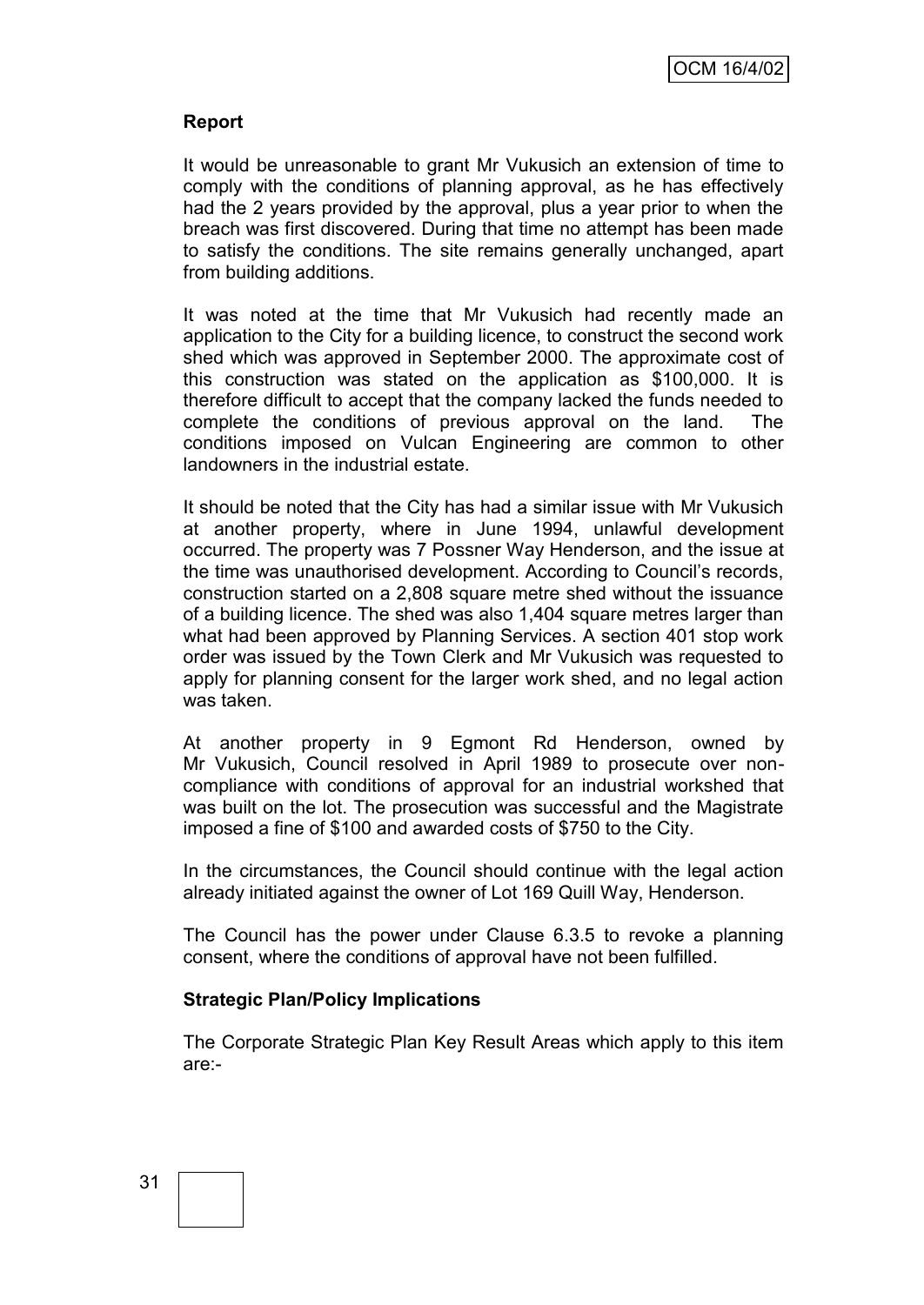**Report**

It would be unreasonable to grant Mr Vukusich an extension of time to comply with the conditions of planning approval, as he has effectively had the 2 years provided by the approval, plus a year prior to when the breach was first discovered. During that time no attempt has been made to satisfy the conditions. The site remains generally unchanged, apart from building additions.

It was noted at the time that Mr Vukusich had recently made an application to the City for a building licence, to construct the second work shed which was approved in September 2000. The approximate cost of this construction was stated on the application as $100,000. It is therefore difficult to accept that the company lacked the funds needed to complete the conditions of previous approval on the land. The conditions imposed on Vulcan Engineering are common to other landowners in the industrial estate.

It should be noted that the City has had a similar issue with Mr Vukusich at another property, where in June 1994, unlawful development occurred. The property was 7 Possner Way Henderson, and the issue at the time was unauthorised development. According to Council's records, construction started on a 2,808 square metre shed without the issuance of a building licence. The shed was also 1,404 square metres larger than what had been approved by Planning Services. A section 401 stop work order was issued by the Town Clerk and Mr Vukusich was requested to apply for planning consent for the larger work shed, and no legal action was taken.

At another property in 9 Egmont Rd Henderson, owned by Mr Vukusich, Council resolved in April 1989 to prosecute over non-compliance with conditions of approval for an industrial workshed that was built on the lot. The prosecution was successful and the Magistrate imposed a fine of $100 and awarded costs of $750 to the City.

In the circumstances, the Council should continue with the legal action already initiated against the owner of Lot 169 Quill Way, Henderson.

The Council has the power under Clause 6.3.5 to revoke a planning consent, where the conditions of approval have not been fulfilled.

**Strategic Plan/Policy Implications**

The Corporate Strategic Plan Key Result Areas which apply to this item are:-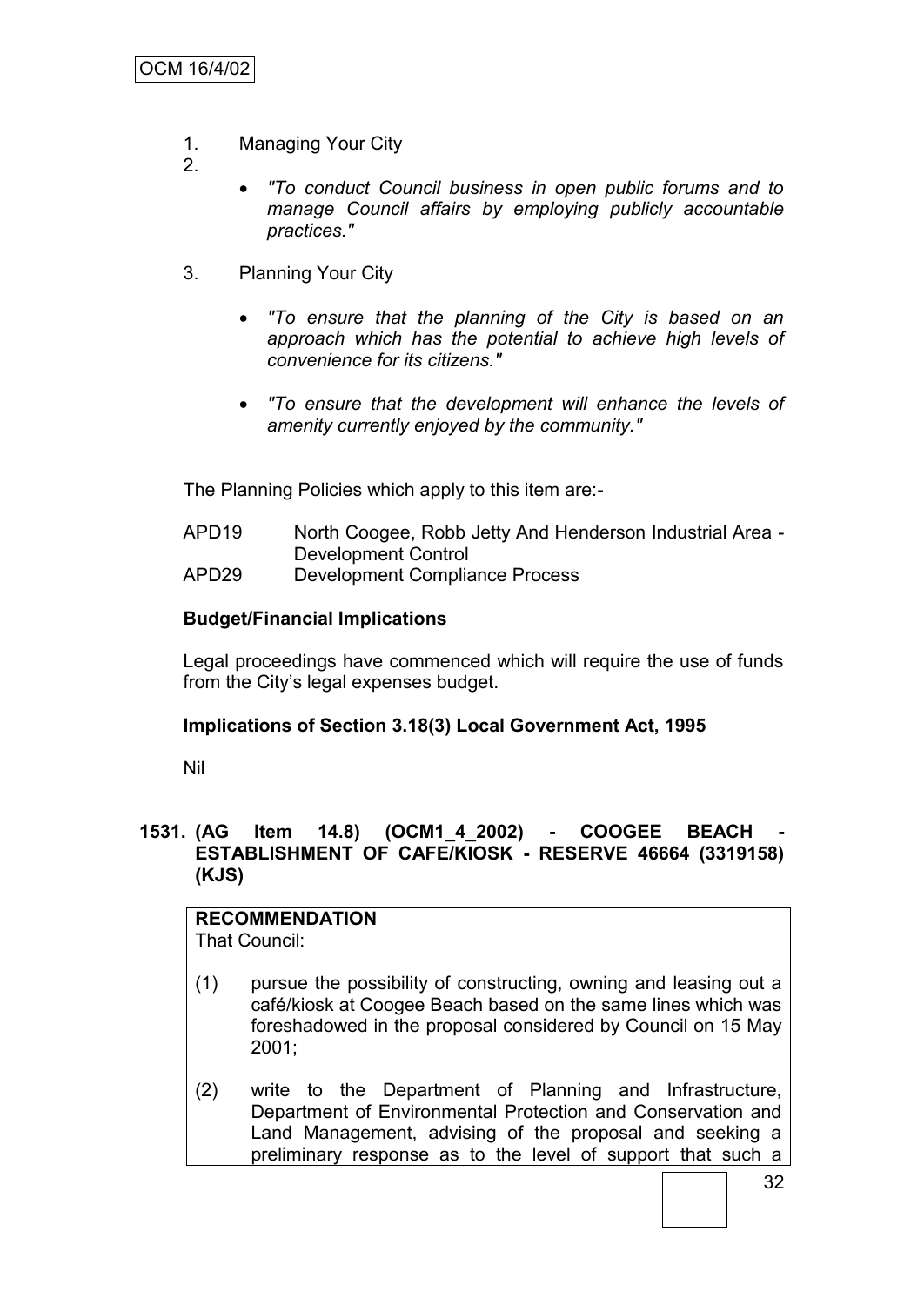1. Managing Your City
2.
   - *"To conduct Council business in open public forums and to manage Council affairs by employing publicly accountable practices."*

3. Planning Your City

   - *"To ensure that the planning of the City is based on an approach which has the potential to achieve high levels of convenience for its citizens."*

   - *"To ensure that the development will enhance the levels of amenity currently enjoyed by the community."*

The Planning Policies which apply to this item are:-

APD19 North Coogee, Robb Jetty And Henderson Industrial Area - Development Control
APD29 Development Compliance Process

**Budget/Financial Implications**

Legal proceedings have commenced which will require the use of funds from the City's legal expenses budget.

**Implications of Section 3.18(3) Local Government Act, 1995**

Nil

## 1531. (AG Item 14.8) (OCM1_4_2002) - COOGEE BEACH - ESTABLISHMENT OF CAFE/KIOSK - RESERVE 46664 (3319158) (KJS)

**RECOMMENDATION**
That Council:

(1) pursue the possibility of constructing, owning and leasing out a café/kiosk at Coogee Beach based on the same lines which was foreshadowed in the proposal considered by Council on 15 May 2001;

(2) write to the Department of Planning and Infrastructure, Department of Environmental Protection and Conservation and Land Management, advising of the proposal and seeking a preliminary response as to the level of support that such a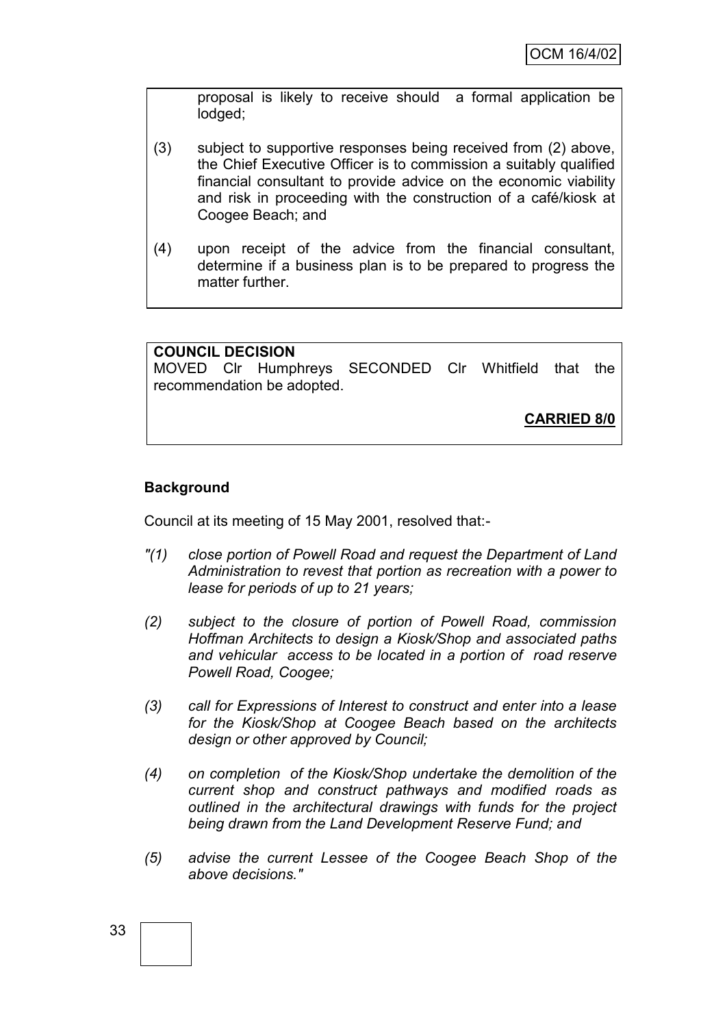proposal is likely to receive should a formal application be lodged;

(3) subject to supportive responses being received from (2) above, the Chief Executive Officer is to commission a suitably qualified financial consultant to provide advice on the economic viability and risk in proceeding with the construction of a café/kiosk at Coogee Beach; and

(4) upon receipt of the advice from the financial consultant, determine if a business plan is to be prepared to progress the matter further.

**COUNCIL DECISION**
MOVED Clr Humphreys SECONDED Clr Whitfield that the recommendation be adopted.

**CARRIED 8/0**

**Background**

Council at its meeting of 15 May 2001, resolved that:-

*"(1) close portion of Powell Road and request the Department of Land Administration to revest that portion as recreation with a power to lease for periods of up to 21 years;*

*(2) subject to the closure of portion of Powell Road, commission Hoffman Architects to design a Kiosk/Shop and associated paths and vehicular access to be located in a portion of road reserve Powell Road, Coogee;*

*(3) call for Expressions of Interest to construct and enter into a lease for the Kiosk/Shop at Coogee Beach based on the architects design or other approved by Council;*

*(4) on completion of the Kiosk/Shop undertake the demolition of the current shop and construct pathways and modified roads as outlined in the architectural drawings with funds for the project being drawn from the Land Development Reserve Fund; and*

*(5) advise the current Lessee of the Coogee Beach Shop of the above decisions."*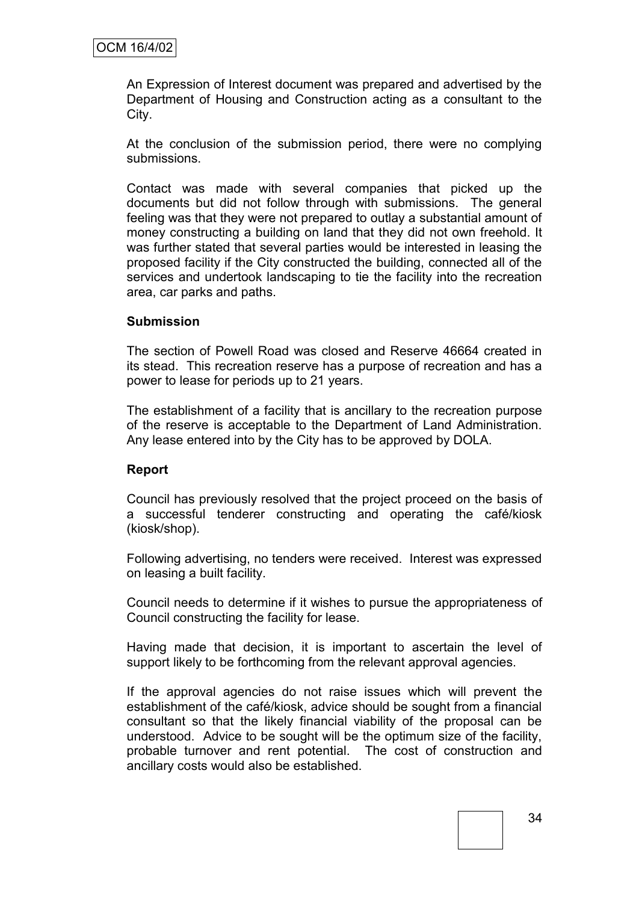An Expression of Interest document was prepared and advertised by the Department of Housing and Construction acting as a consultant to the City.

At the conclusion of the submission period, there were no complying submissions.

Contact was made with several companies that picked up the documents but did not follow through with submissions. The general feeling was that they were not prepared to outlay a substantial amount of money constructing a building on land that they did not own freehold. It was further stated that several parties would be interested in leasing the proposed facility if the City constructed the building, connected all of the services and undertook landscaping to tie the facility into the recreation area, car parks and paths.

**Submission**

The section of Powell Road was closed and Reserve 46664 created in its stead. This recreation reserve has a purpose of recreation and has a power to lease for periods up to 21 years.

The establishment of a facility that is ancillary to the recreation purpose of the reserve is acceptable to the Department of Land Administration. Any lease entered into by the City has to be approved by DOLA.

**Report**

Council has previously resolved that the project proceed on the basis of a successful tenderer constructing and operating the café/kiosk (kiosk/shop).

Following advertising, no tenders were received. Interest was expressed on leasing a built facility.

Council needs to determine if it wishes to pursue the appropriateness of Council constructing the facility for lease.

Having made that decision, it is important to ascertain the level of support likely to be forthcoming from the relevant approval agencies.

If the approval agencies do not raise issues which will prevent the establishment of the café/kiosk, advice should be sought from a financial consultant so that the likely financial viability of the proposal can be understood. Advice to be sought will be the optimum size of the facility, probable turnover and rent potential. The cost of construction and ancillary costs would also be established.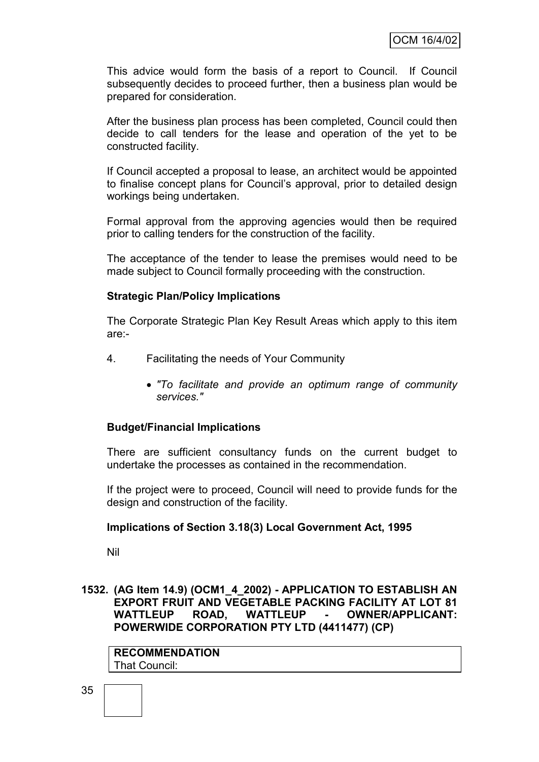This advice would form the basis of a report to Council. If Council subsequently decides to proceed further, then a business plan would be prepared for consideration.

After the business plan process has been completed, Council could then decide to call tenders for the lease and operation of the yet to be constructed facility.

If Council accepted a proposal to lease, an architect would be appointed to finalise concept plans for Council's approval, prior to detailed design workings being undertaken.

Formal approval from the approving agencies would then be required prior to calling tenders for the construction of the facility.

The acceptance of the tender to lease the premises would need to be made subject to Council formally proceeding with the construction.

**Strategic Plan/Policy Implications**

The Corporate Strategic Plan Key Result Areas which apply to this item are:-

4. Facilitating the needs of Your Community

   - *"To facilitate and provide an optimum range of community services."*

**Budget/Financial Implications**

There are sufficient consultancy funds on the current budget to undertake the processes as contained in the recommendation.

If the project were to proceed, Council will need to provide funds for the design and construction of the facility.

**Implications of Section 3.18(3) Local Government Act, 1995**

Nil

**1532. (AG Item 14.9) (OCM1_4_2002) - APPLICATION TO ESTABLISH AN EXPORT FRUIT AND VEGETABLE PACKING FACILITY AT LOT 81 WATTLEUP ROAD, WATTLEUP - OWNER/APPLICANT: POWERWIDE CORPORATION PTY LTD (4411477) (CP)**

| **RECOMMENDATION** |
|---|
| That Council: |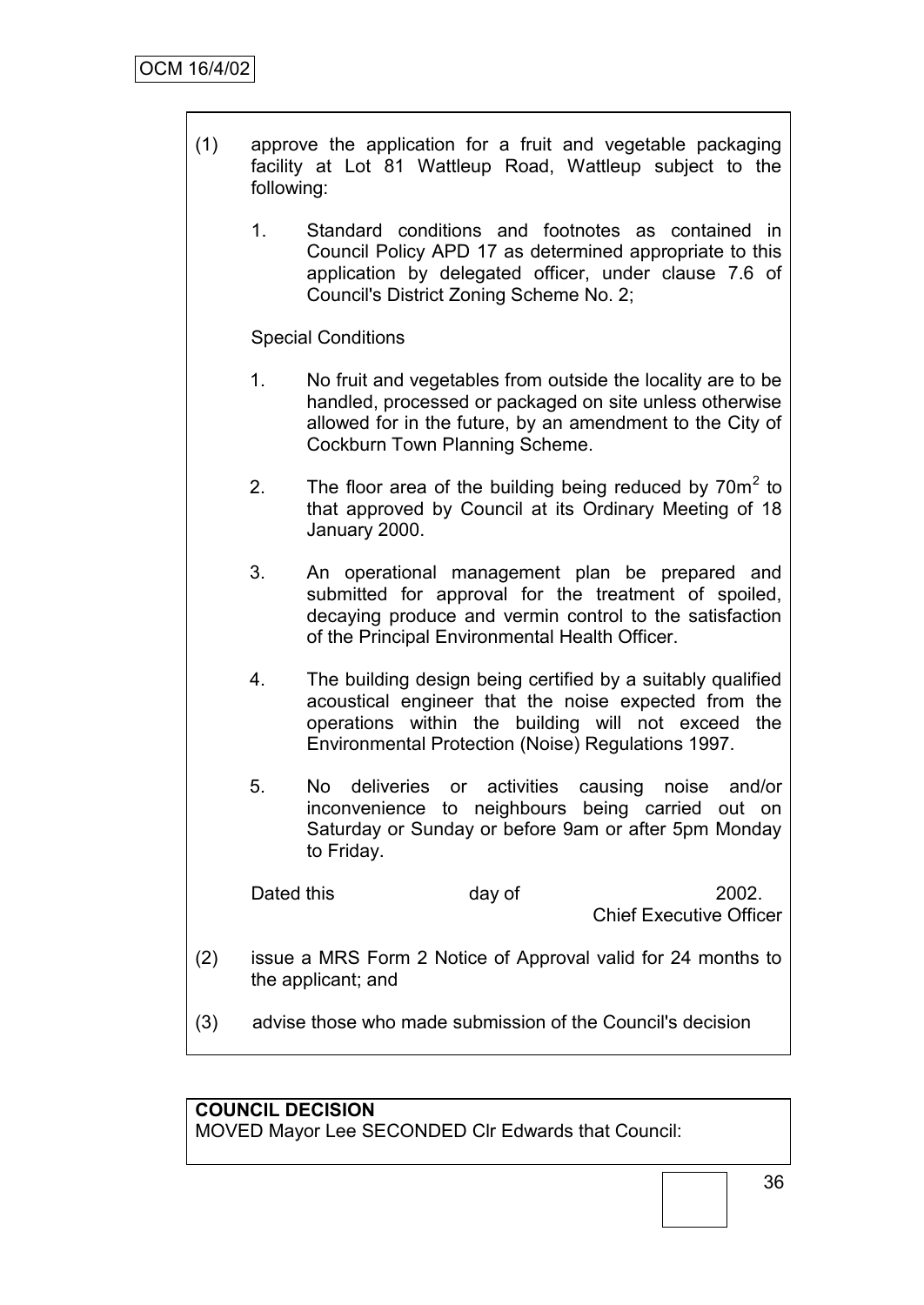(1) approve the application for a fruit and vegetable packaging facility at Lot 81 Wattleup Road, Wattleup subject to the following:

1. Standard conditions and footnotes as contained in Council Policy APD 17 as determined appropriate to this application by delegated officer, under clause 7.6 of Council's District Zoning Scheme No. 2;

Special Conditions

1. No fruit and vegetables from outside the locality are to be handled, processed or packaged on site unless otherwise allowed for in the future, by an amendment to the City of Cockburn Town Planning Scheme.

2. The floor area of the building being reduced by $70m^2$ to that approved by Council at its Ordinary Meeting of 18 January 2000.

3. An operational management plan be prepared and submitted for approval for the treatment of spoiled, decaying produce and vermin control to the satisfaction of the Principal Environmental Health Officer.

4. The building design being certified by a suitably qualified acoustical engineer that the noise expected from the operations within the building will not exceed the Environmental Protection (Noise) Regulations 1997.

5. No deliveries or activities causing noise and/or inconvenience to neighbours being carried out on Saturday or Sunday or before 9am or after 5pm Monday to Friday.

Dated this day of 2002.
Chief Executive Officer

(2) issue a MRS Form 2 Notice of Approval valid for 24 months to the applicant; and

(3) advise those who made submission of the Council's decision

**COUNCIL DECISION**
MOVED Mayor Lee SECONDED Clr Edwards that Council: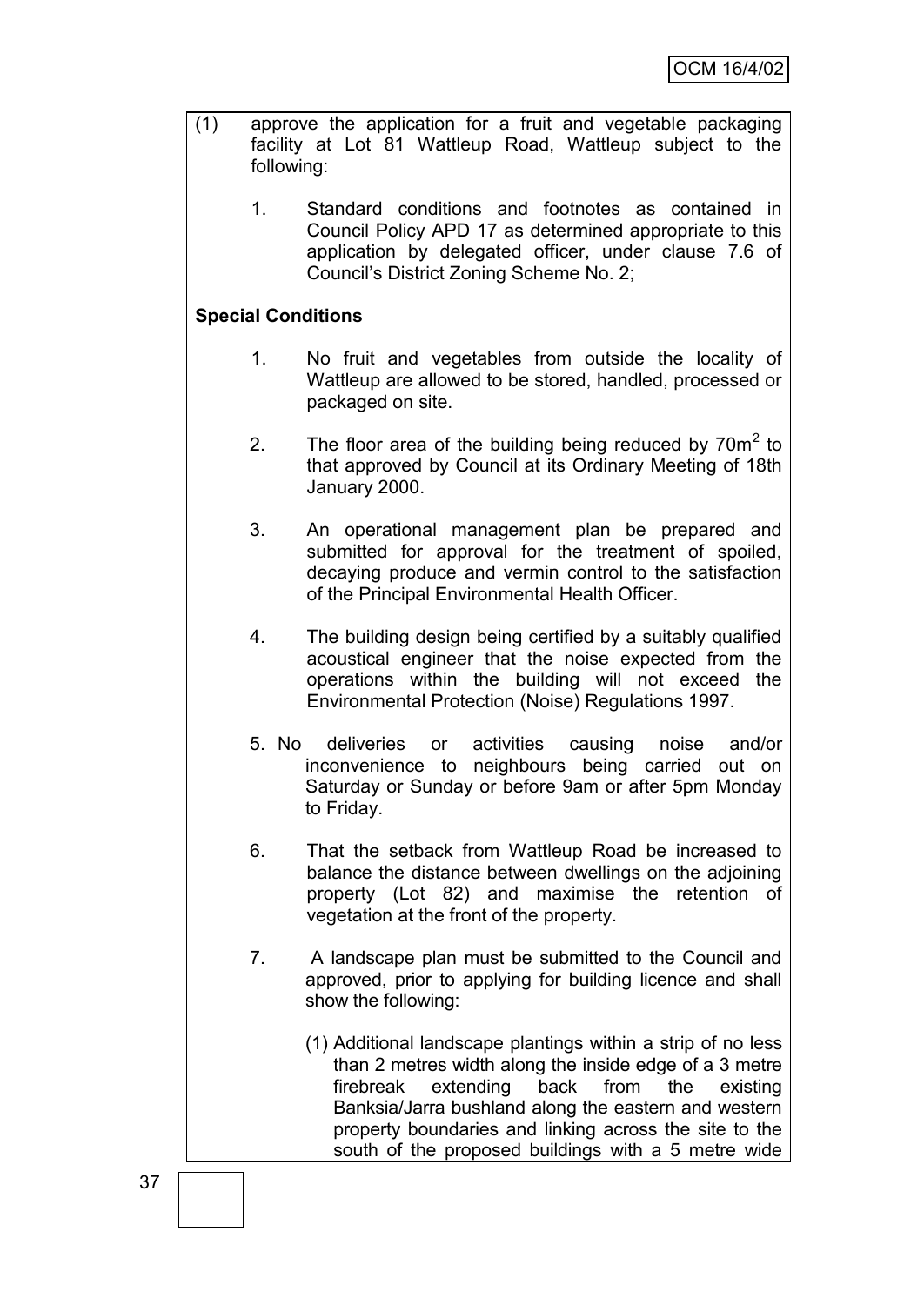(1) approve the application for a fruit and vegetable packaging facility at Lot 81 Wattleup Road, Wattleup subject to the following:

1. Standard conditions and footnotes as contained in Council Policy APD 17 as determined appropriate to this application by delegated officer, under clause 7.6 of Council's District Zoning Scheme No. 2;

**Special Conditions**

1. No fruit and vegetables from outside the locality of Wattleup are allowed to be stored, handled, processed or packaged on site.

2. The floor area of the building being reduced by $70m^2$ to that approved by Council at its Ordinary Meeting of 18th January 2000.

3. An operational management plan be prepared and submitted for approval for the treatment of spoiled, decaying produce and vermin control to the satisfaction of the Principal Environmental Health Officer.

4. The building design being certified by a suitably qualified acoustical engineer that the noise expected from the operations within the building will not exceed the Environmental Protection (Noise) Regulations 1997.

5. No deliveries or activities causing noise and/or inconvenience to neighbours being carried out on Saturday or Sunday or before 9am or after 5pm Monday to Friday.

6. That the setback from Wattleup Road be increased to balance the distance between dwellings on the adjoining property (Lot 82) and maximise the retention of vegetation at the front of the property.

7. A landscape plan must be submitted to the Council and approved, prior to applying for building licence and shall show the following:

   (1) Additional landscape plantings within a strip of no less than 2 metres width along the inside edge of a 3 metre firebreak extending back from the existing Banksia/Jarra bushland along the eastern and western property boundaries and linking across the site to the south of the proposed buildings with a 5 metre wide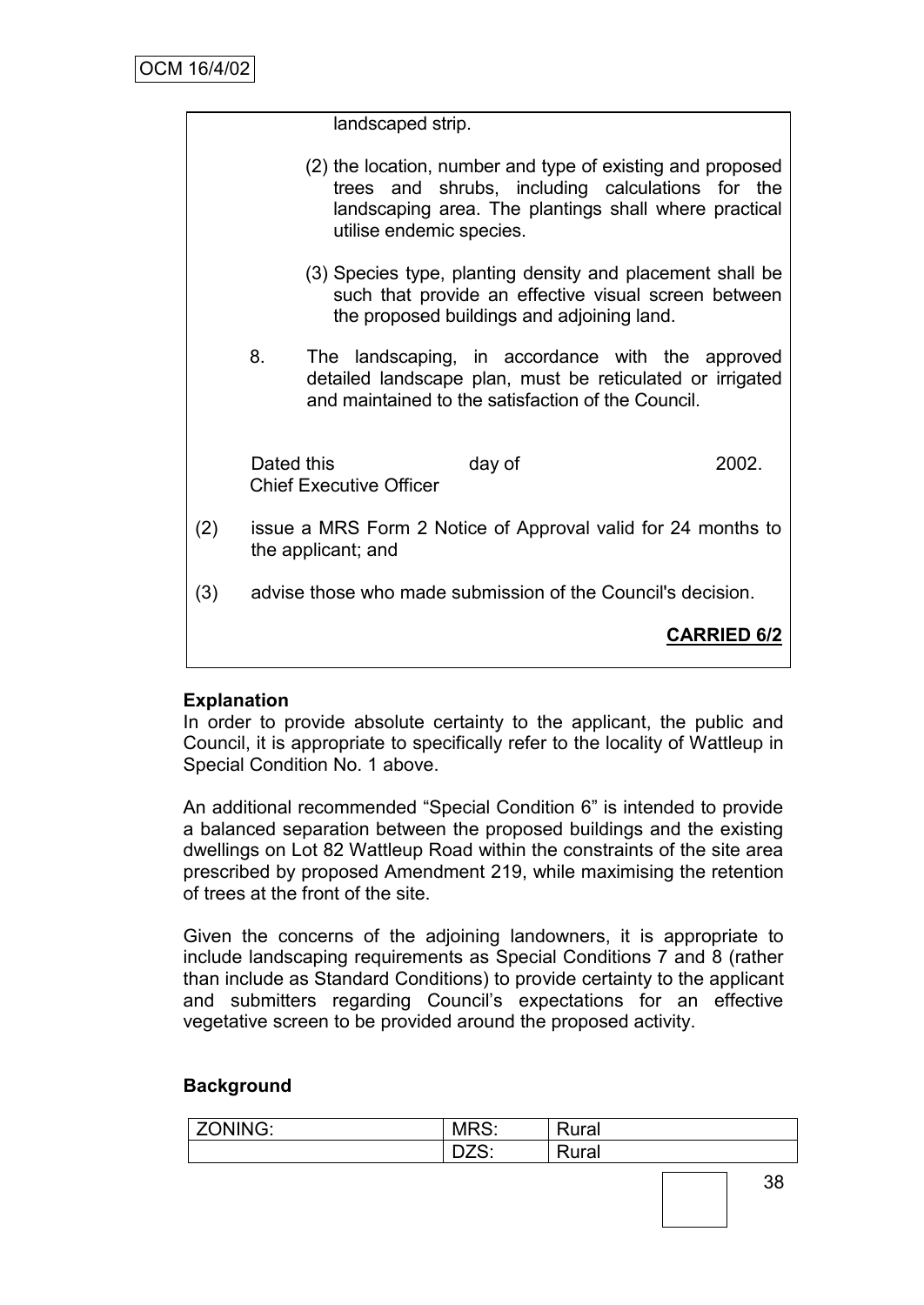landscaped strip.

(2) the location, number and type of existing and proposed trees and shrubs, including calculations for the landscaping area. The plantings shall where practical utilise endemic species.

(3) Species type, planting density and placement shall be such that provide an effective visual screen between the proposed buildings and adjoining land.

8. The landscaping, in accordance with the approved detailed landscape plan, must be reticulated or irrigated and maintained to the satisfaction of the Council.

Dated this day of 2002.
Chief Executive Officer

(2) issue a MRS Form 2 Notice of Approval valid for 24 months to the applicant; and

(3) advise those who made submission of the Council's decision.

**CARRIED 6/2**

**Explanation**

In order to provide absolute certainty to the applicant, the public and Council, it is appropriate to specifically refer to the locality of Wattleup in Special Condition No. 1 above.

An additional recommended "Special Condition 6" is intended to provide a balanced separation between the proposed buildings and the existing dwellings on Lot 82 Wattleup Road within the constraints of the site area prescribed by proposed Amendment 219, while maximising the retention of trees at the front of the site.

Given the concerns of the adjoining landowners, it is appropriate to include landscaping requirements as Special Conditions 7 and 8 (rather than include as Standard Conditions) to provide certainty to the applicant and submitters regarding Council's expectations for an effective vegetative screen to be provided around the proposed activity.

**Background**

| ZONING: | MRS: | Rural |
|---|---|---|
| | DZS: | Rural |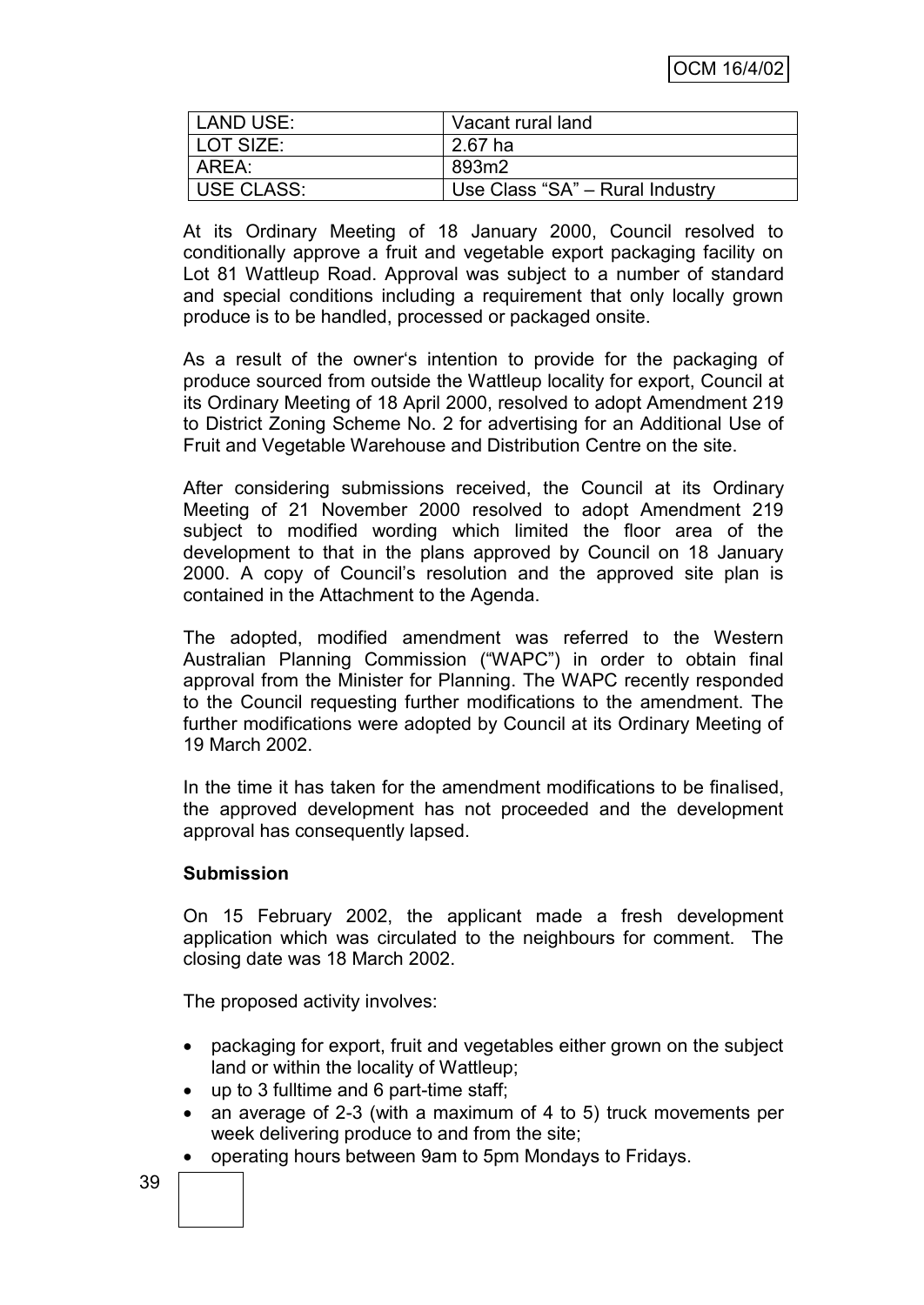| LAND USE: | Vacant rural land |
| --- | --- |
| LOT SIZE: | 2.67 ha |
| AREA: | 893m2 |
| USE CLASS: | Use Class "SA" – Rural Industry |

At its Ordinary Meeting of 18 January 2000, Council resolved to conditionally approve a fruit and vegetable export packaging facility on Lot 81 Wattleup Road. Approval was subject to a number of standard and special conditions including a requirement that only locally grown produce is to be handled, processed or packaged onsite.

As a result of the owner's intention to provide for the packaging of produce sourced from outside the Wattleup locality for export, Council at its Ordinary Meeting of 18 April 2000, resolved to adopt Amendment 219 to District Zoning Scheme No. 2 for advertising for an Additional Use of Fruit and Vegetable Warehouse and Distribution Centre on the site.

After considering submissions received, the Council at its Ordinary Meeting of 21 November 2000 resolved to adopt Amendment 219 subject to modified wording which limited the floor area of the development to that in the plans approved by Council on 18 January 2000. A copy of Council's resolution and the approved site plan is contained in the Attachment to the Agenda.

The adopted, modified amendment was referred to the Western Australian Planning Commission ("WAPC") in order to obtain final approval from the Minister for Planning. The WAPC recently responded to the Council requesting further modifications to the amendment. The further modifications were adopted by Council at its Ordinary Meeting of 19 March 2002.

In the time it has taken for the amendment modifications to be finalised, the approved development has not proceeded and the development approval has consequently lapsed.

**Submission**

On 15 February 2002, the applicant made a fresh development application which was circulated to the neighbours for comment. The closing date was 18 March 2002.

The proposed activity involves:

- packaging for export, fruit and vegetables either grown on the subject land or within the locality of Wattleup;
- up to 3 fulltime and 6 part-time staff;
- an average of 2-3 (with a maximum of 4 to 5) truck movements per week delivering produce to and from the site;
- operating hours between 9am to 5pm Mondays to Fridays.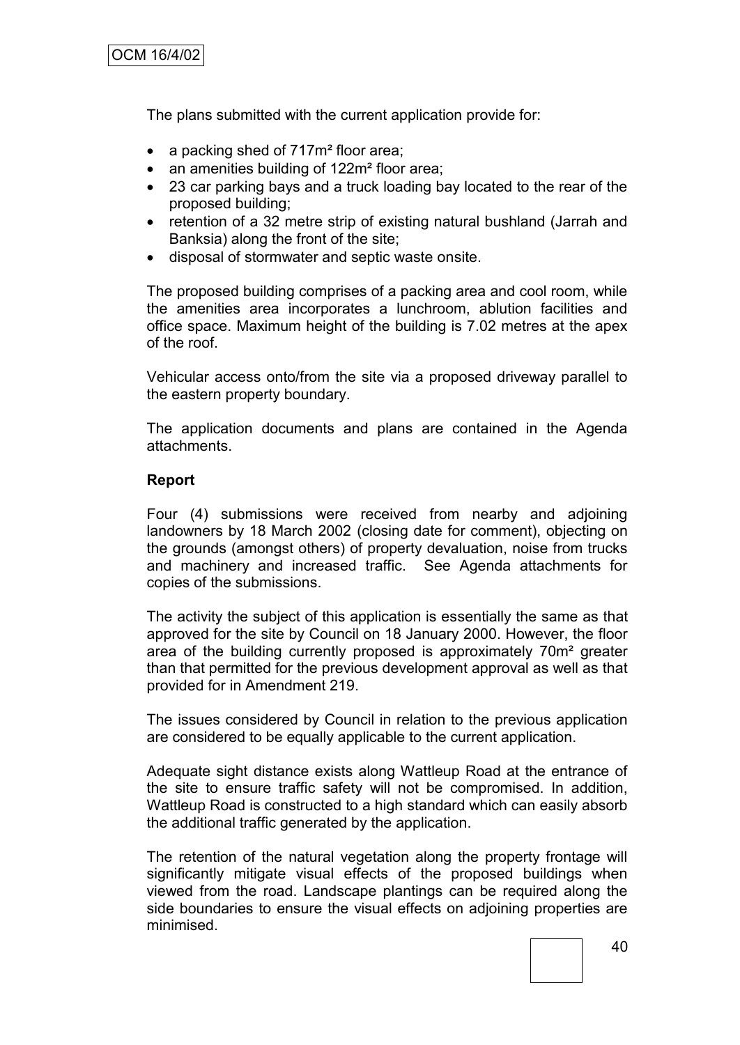The plans submitted with the current application provide for:

- a packing shed of 717m² floor area;
- an amenities building of 122m² floor area;
- 23 car parking bays and a truck loading bay located to the rear of the proposed building;
- retention of a 32 metre strip of existing natural bushland (Jarrah and Banksia) along the front of the site;
- disposal of stormwater and septic waste onsite.

The proposed building comprises of a packing area and cool room, while the amenities area incorporates a lunchroom, ablution facilities and office space. Maximum height of the building is 7.02 metres at the apex of the roof.

Vehicular access onto/from the site via a proposed driveway parallel to the eastern property boundary.

The application documents and plans are contained in the Agenda attachments.

**Report**

Four (4) submissions were received from nearby and adjoining landowners by 18 March 2002 (closing date for comment), objecting on the grounds (amongst others) of property devaluation, noise from trucks and machinery and increased traffic. See Agenda attachments for copies of the submissions.

The activity the subject of this application is essentially the same as that approved for the site by Council on 18 January 2000. However, the floor area of the building currently proposed is approximately 70m² greater than that permitted for the previous development approval as well as that provided for in Amendment 219.

The issues considered by Council in relation to the previous application are considered to be equally applicable to the current application.

Adequate sight distance exists along Wattleup Road at the entrance of the site to ensure traffic safety will not be compromised. In addition, Wattleup Road is constructed to a high standard which can easily absorb the additional traffic generated by the application.

The retention of the natural vegetation along the property frontage will significantly mitigate visual effects of the proposed buildings when viewed from the road. Landscape plantings can be required along the side boundaries to ensure the visual effects on adjoining properties are minimised.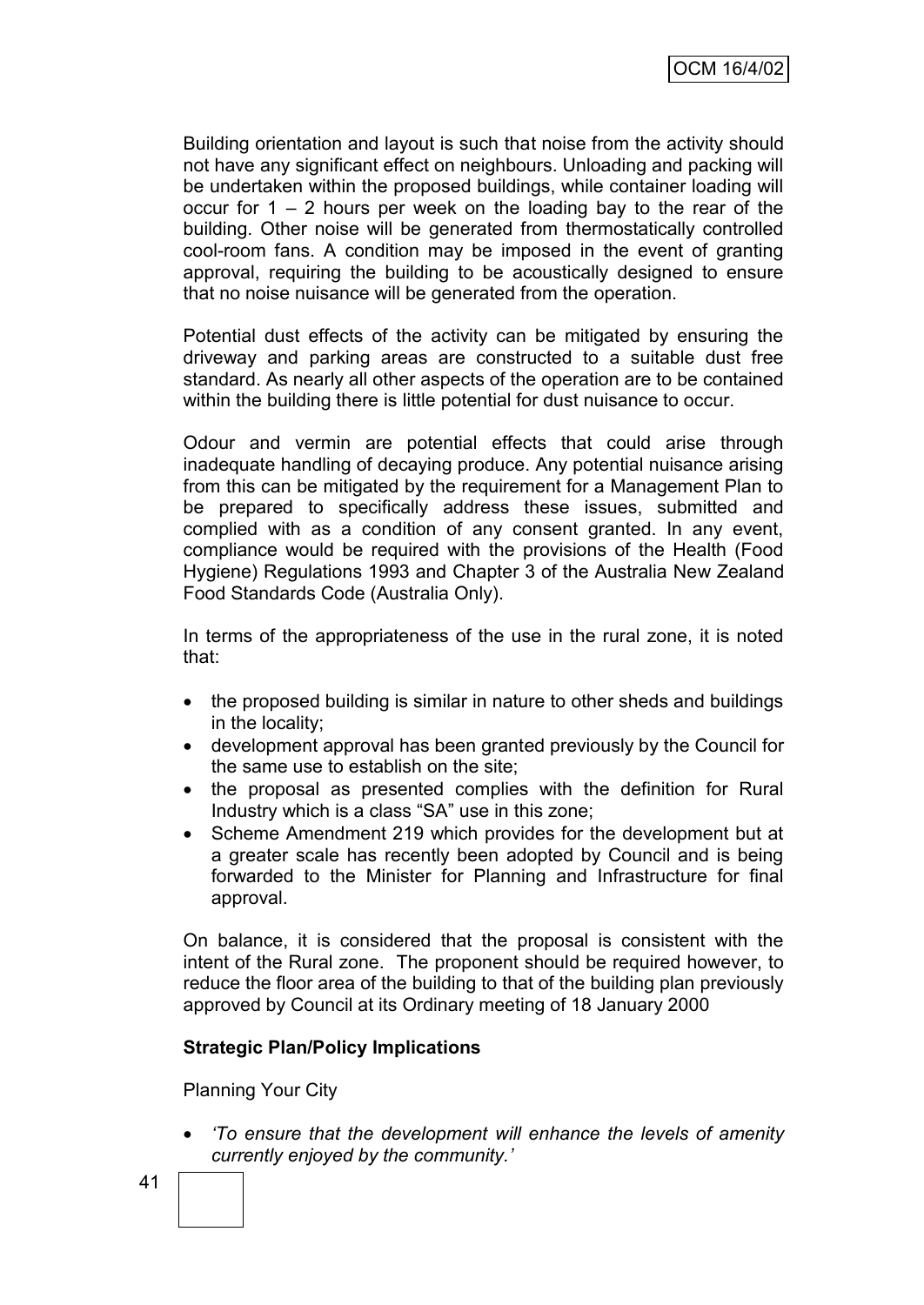Building orientation and layout is such that noise from the activity should not have any significant effect on neighbours. Unloading and packing will be undertaken within the proposed buildings, while container loading will occur for 1 – 2 hours per week on the loading bay to the rear of the building. Other noise will be generated from thermostatically controlled cool-room fans. A condition may be imposed in the event of granting approval, requiring the building to be acoustically designed to ensure that no noise nuisance will be generated from the operation.

Potential dust effects of the activity can be mitigated by ensuring the driveway and parking areas are constructed to a suitable dust free standard. As nearly all other aspects of the operation are to be contained within the building there is little potential for dust nuisance to occur.

Odour and vermin are potential effects that could arise through inadequate handling of decaying produce. Any potential nuisance arising from this can be mitigated by the requirement for a Management Plan to be prepared to specifically address these issues, submitted and complied with as a condition of any consent granted. In any event, compliance would be required with the provisions of the Health (Food Hygiene) Regulations 1993 and Chapter 3 of the Australia New Zealand Food Standards Code (Australia Only).

In terms of the appropriateness of the use in the rural zone, it is noted that:

- the proposed building is similar in nature to other sheds and buildings in the locality;
- development approval has been granted previously by the Council for the same use to establish on the site;
- the proposal as presented complies with the definition for Rural Industry which is a class "SA" use in this zone;
- Scheme Amendment 219 which provides for the development but at a greater scale has recently been adopted by Council and is being forwarded to the Minister for Planning and Infrastructure for final approval.

On balance, it is considered that the proposal is consistent with the intent of the Rural zone. The proponent should be required however, to reduce the floor area of the building to that of the building plan previously approved by Council at its Ordinary meeting of 18 January 2000

**Strategic Plan/Policy Implications**

Planning Your City

- *'To ensure that the development will enhance the levels of amenity currently enjoyed by the community.'*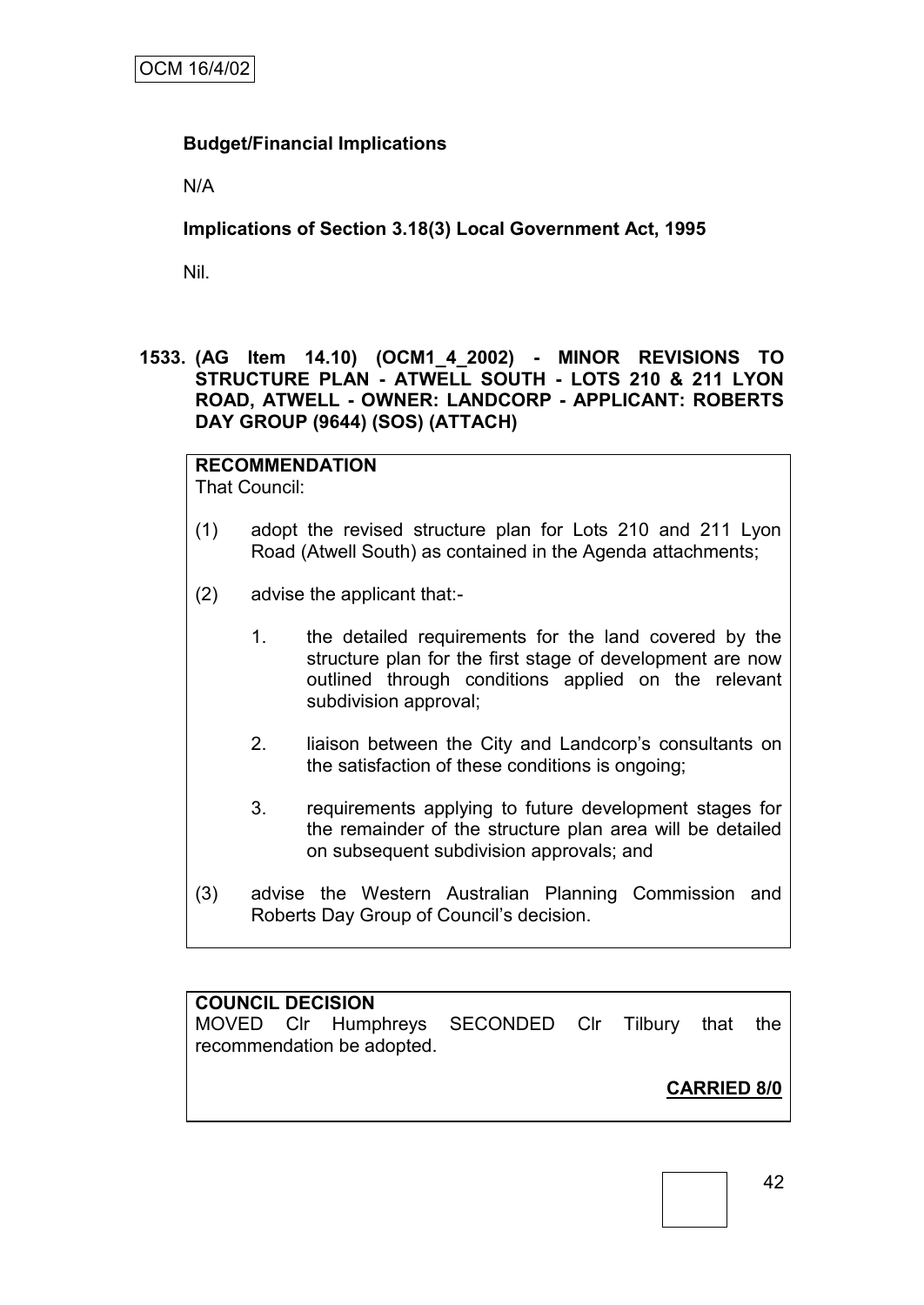**Budget/Financial Implications**

N/A

**Implications of Section 3.18(3) Local Government Act, 1995**

Nil.

**1533. (AG Item 14.10) (OCM1_4_2002) - MINOR REVISIONS TO STRUCTURE PLAN - ATWELL SOUTH - LOTS 210 & 211 LYON ROAD, ATWELL - OWNER: LANDCORP - APPLICANT: ROBERTS DAY GROUP (9644) (SOS) (ATTACH)**

**RECOMMENDATION**
That Council:

(1) adopt the revised structure plan for Lots 210 and 211 Lyon Road (Atwell South) as contained in the Agenda attachments;

(2) advise the applicant that:-

   1. the detailed requirements for the land covered by the structure plan for the first stage of development are now outlined through conditions applied on the relevant subdivision approval;

   2. liaison between the City and Landcorp's consultants on the satisfaction of these conditions is ongoing;

   3. requirements applying to future development stages for the remainder of the structure plan area will be detailed on subsequent subdivision approvals; and

(3) advise the Western Australian Planning Commission and Roberts Day Group of Council's decision.

**COUNCIL DECISION**
MOVED Clr Humphreys SECONDED Clr Tilbury that the recommendation be adopted.

**CARRIED 8/0**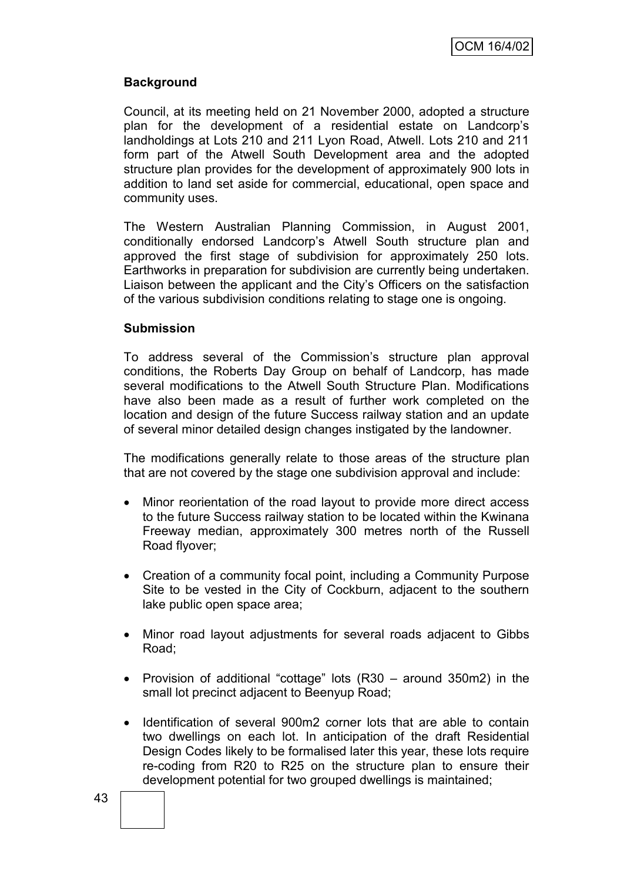**Background**

Council, at its meeting held on 21 November 2000, adopted a structure plan for the development of a residential estate on Landcorp's landholdings at Lots 210 and 211 Lyon Road, Atwell. Lots 210 and 211 form part of the Atwell South Development area and the adopted structure plan provides for the development of approximately 900 lots in addition to land set aside for commercial, educational, open space and community uses.

The Western Australian Planning Commission, in August 2001, conditionally endorsed Landcorp's Atwell South structure plan and approved the first stage of subdivision for approximately 250 lots. Earthworks in preparation for subdivision are currently being undertaken. Liaison between the applicant and the City's Officers on the satisfaction of the various subdivision conditions relating to stage one is ongoing.

**Submission**

To address several of the Commission's structure plan approval conditions, the Roberts Day Group on behalf of Landcorp, has made several modifications to the Atwell South Structure Plan. Modifications have also been made as a result of further work completed on the location and design of the future Success railway station and an update of several minor detailed design changes instigated by the landowner.

The modifications generally relate to those areas of the structure plan that are not covered by the stage one subdivision approval and include:

- Minor reorientation of the road layout to provide more direct access to the future Success railway station to be located within the Kwinana Freeway median, approximately 300 metres north of the Russell Road flyover;
- Creation of a community focal point, including a Community Purpose Site to be vested in the City of Cockburn, adjacent to the southern lake public open space area;
- Minor road layout adjustments for several roads adjacent to Gibbs Road;
- Provision of additional "cottage" lots (R30 – around 350m2) in the small lot precinct adjacent to Beenyup Road;
- Identification of several 900m2 corner lots that are able to contain two dwellings on each lot. In anticipation of the draft Residential Design Codes likely to be formalised later this year, these lots require re-coding from R20 to R25 on the structure plan to ensure their development potential for two grouped dwellings is maintained;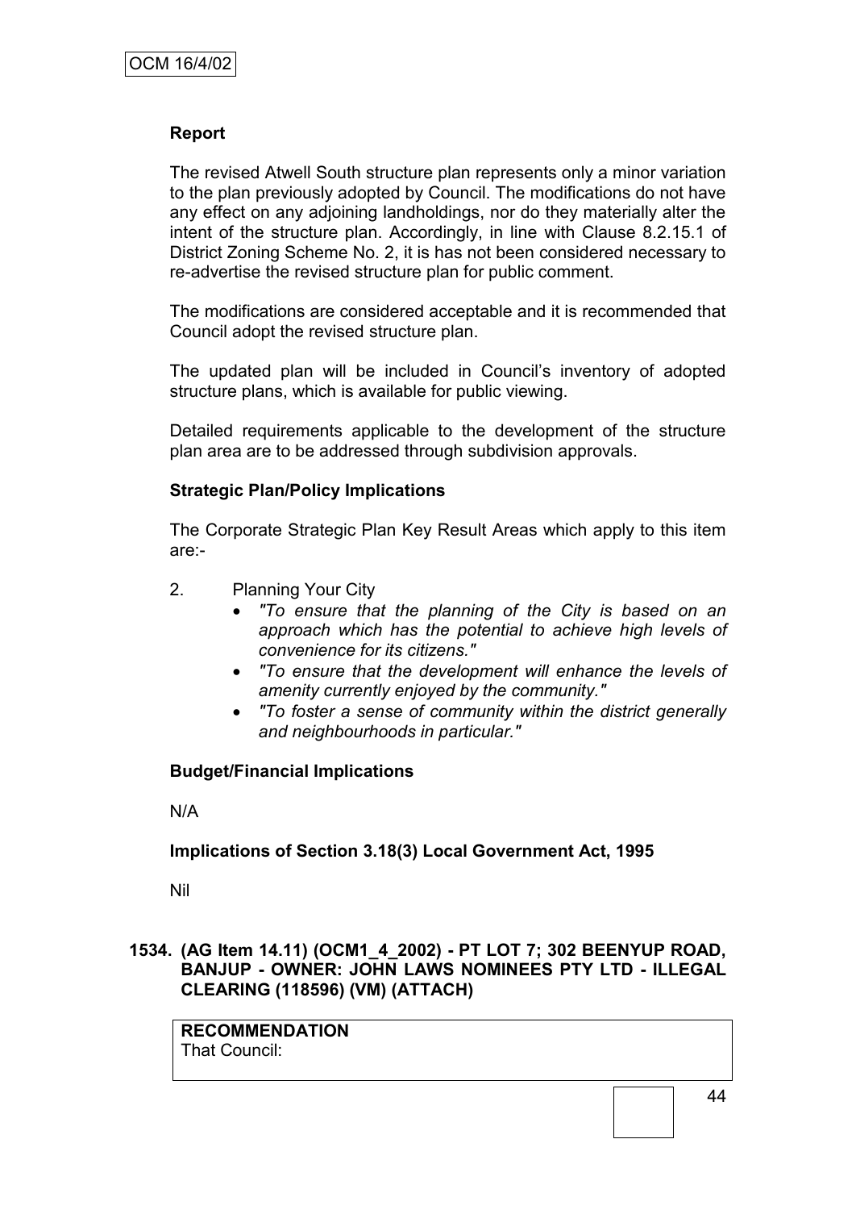**Report**

The revised Atwell South structure plan represents only a minor variation to the plan previously adopted by Council. The modifications do not have any effect on any adjoining landholdings, nor do they materially alter the intent of the structure plan. Accordingly, in line with Clause 8.2.15.1 of District Zoning Scheme No. 2, it is has not been considered necessary to re-advertise the revised structure plan for public comment.

The modifications are considered acceptable and it is recommended that Council adopt the revised structure plan.

The updated plan will be included in Council's inventory of adopted structure plans, which is available for public viewing.

Detailed requirements applicable to the development of the structure plan area are to be addressed through subdivision approvals.

**Strategic Plan/Policy Implications**

The Corporate Strategic Plan Key Result Areas which apply to this item are:-

2. Planning Your City
   - *"To ensure that the planning of the City is based on an approach which has the potential to achieve high levels of convenience for its citizens."*
   - *"To ensure that the development will enhance the levels of amenity currently enjoyed by the community."*
   - *"To foster a sense of community within the district generally and neighbourhoods in particular."*

**Budget/Financial Implications**

N/A

**Implications of Section 3.18(3) Local Government Act, 1995**

Nil

**1534. (AG Item 14.11) (OCM1_4_2002) - PT LOT 7; 302 BEENYUP ROAD, BANJUP - OWNER: JOHN LAWS NOMINEES PTY LTD - ILLEGAL CLEARING (118596) (VM) (ATTACH)**

**RECOMMENDATION**
That Council: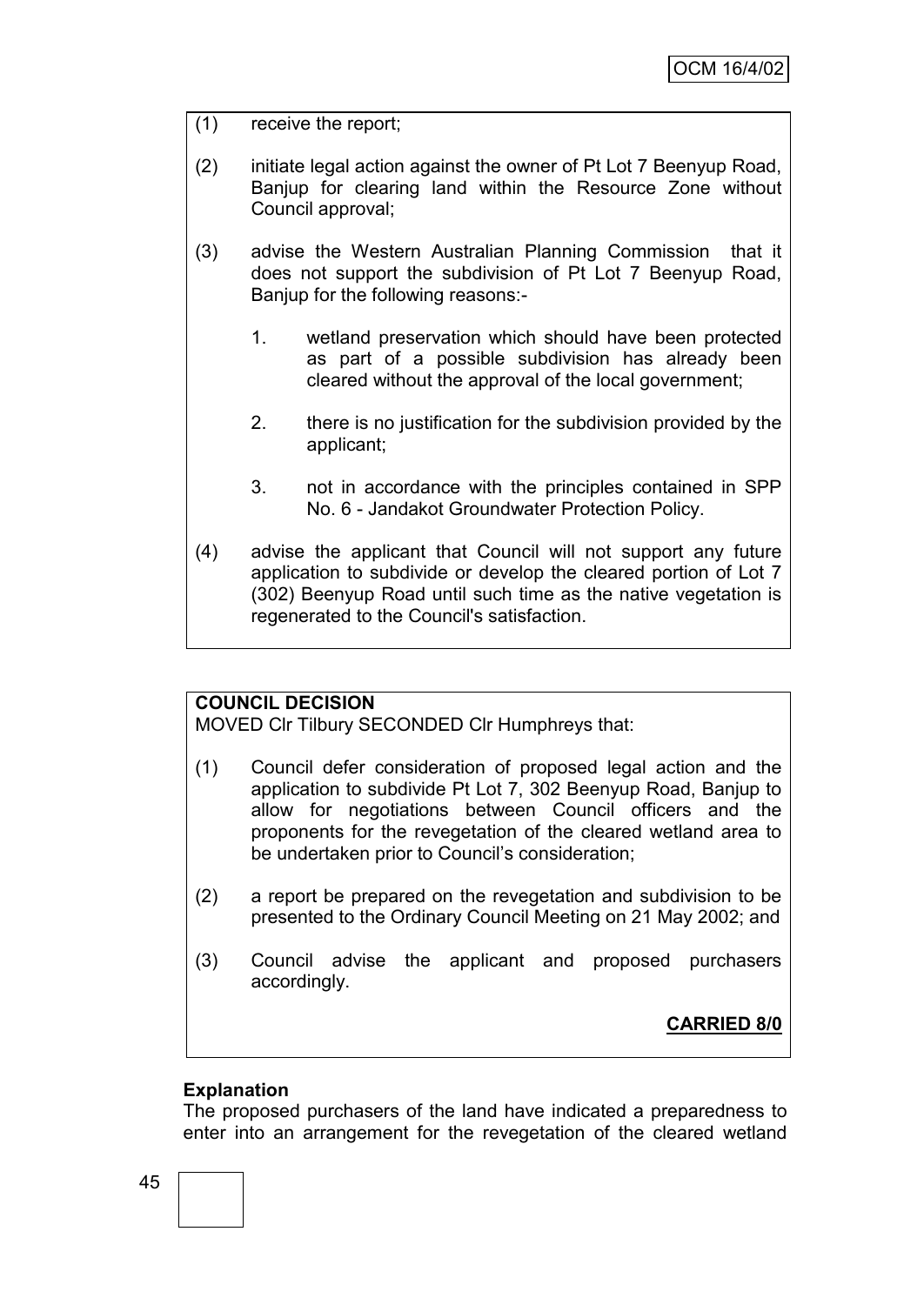(1) receive the report;

(2) initiate legal action against the owner of Pt Lot 7 Beenyup Road, Banjup for clearing land within the Resource Zone without Council approval;

(3) advise the Western Australian Planning Commission that it does not support the subdivision of Pt Lot 7 Beenyup Road, Banjup for the following reasons:-

   1. wetland preservation which should have been protected as part of a possible subdivision has already been cleared without the approval of the local government;

   2. there is no justification for the subdivision provided by the applicant;

   3. not in accordance with the principles contained in SPP No. 6 - Jandakot Groundwater Protection Policy.

(4) advise the applicant that Council will not support any future application to subdivide or develop the cleared portion of Lot 7 (302) Beenyup Road until such time as the native vegetation is regenerated to the Council's satisfaction.

**COUNCIL DECISION**

MOVED Clr Tilbury SECONDED Clr Humphreys that:

(1) Council defer consideration of proposed legal action and the application to subdivide Pt Lot 7, 302 Beenyup Road, Banjup to allow for negotiations between Council officers and the proponents for the revegetation of the cleared wetland area to be undertaken prior to Council's consideration;

(2) a report be prepared on the revegetation and subdivision to be presented to the Ordinary Council Meeting on 21 May 2002; and

(3) Council advise the applicant and proposed purchasers accordingly.

**CARRIED 8/0**

**Explanation**

The proposed purchasers of the land have indicated a preparedness to enter into an arrangement for the revegetation of the cleared wetland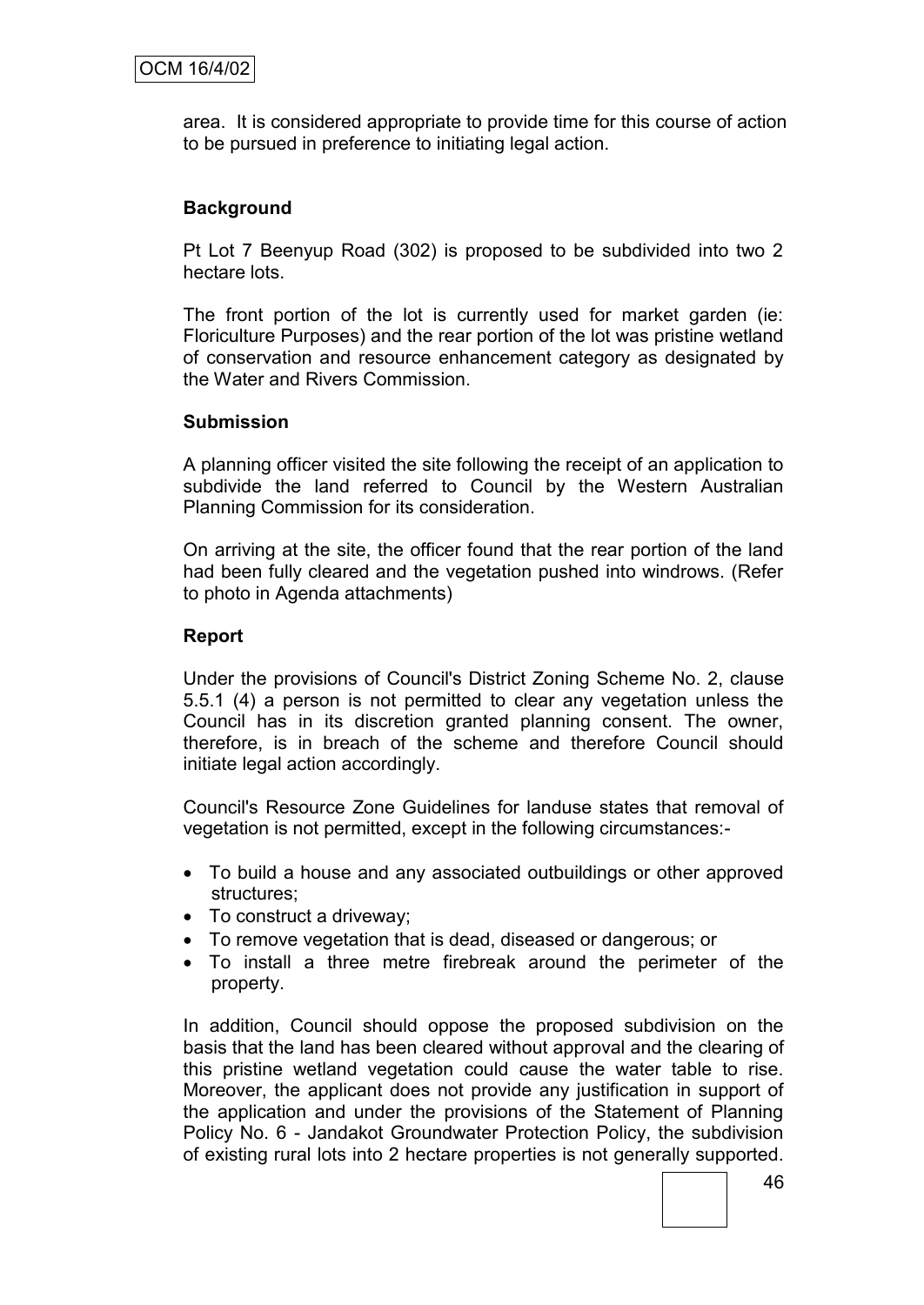area. It is considered appropriate to provide time for this course of action to be pursued in preference to initiating legal action.

**Background**

Pt Lot 7 Beenyup Road (302) is proposed to be subdivided into two 2 hectare lots.

The front portion of the lot is currently used for market garden (ie: Floriculture Purposes) and the rear portion of the lot was pristine wetland of conservation and resource enhancement category as designated by the Water and Rivers Commission.

**Submission**

A planning officer visited the site following the receipt of an application to subdivide the land referred to Council by the Western Australian Planning Commission for its consideration.

On arriving at the site, the officer found that the rear portion of the land had been fully cleared and the vegetation pushed into windrows. (Refer to photo in Agenda attachments)

**Report**

Under the provisions of Council's District Zoning Scheme No. 2, clause 5.5.1 (4) a person is not permitted to clear any vegetation unless the Council has in its discretion granted planning consent. The owner, therefore, is in breach of the scheme and therefore Council should initiate legal action accordingly.

Council's Resource Zone Guidelines for landuse states that removal of vegetation is not permitted, except in the following circumstances:-

- To build a house and any associated outbuildings or other approved structures;
- To construct a driveway;
- To remove vegetation that is dead, diseased or dangerous; or
- To install a three metre firebreak around the perimeter of the property.

In addition, Council should oppose the proposed subdivision on the basis that the land has been cleared without approval and the clearing of this pristine wetland vegetation could cause the water table to rise. Moreover, the applicant does not provide any justification in support of the application and under the provisions of the Statement of Planning Policy No. 6 - Jandakot Groundwater Protection Policy, the subdivision of existing rural lots into 2 hectare properties is not generally supported.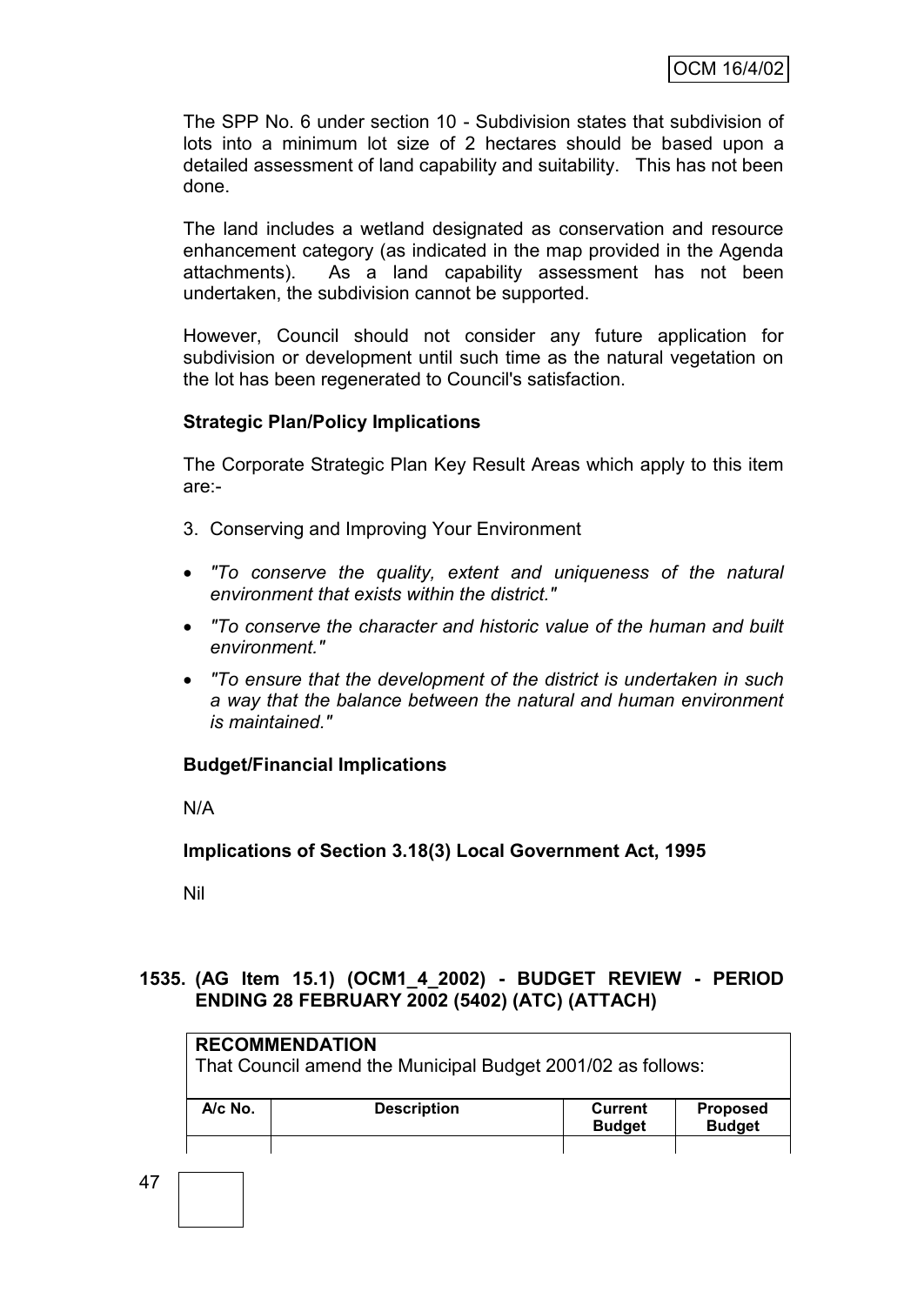The SPP No. 6 under section 10 - Subdivision states that subdivision of lots into a minimum lot size of 2 hectares should be based upon a detailed assessment of land capability and suitability. This has not been done.

The land includes a wetland designated as conservation and resource enhancement category (as indicated in the map provided in the Agenda attachments). As a land capability assessment has not been undertaken, the subdivision cannot be supported.

However, Council should not consider any future application for subdivision or development until such time as the natural vegetation on the lot has been regenerated to Council's satisfaction.

**Strategic Plan/Policy Implications**

The Corporate Strategic Plan Key Result Areas which apply to this item are:-

3. Conserving and Improving Your Environment

- *"To conserve the quality, extent and uniqueness of the natural environment that exists within the district."*
- *"To conserve the character and historic value of the human and built environment."*
- *"To ensure that the development of the district is undertaken in such a way that the balance between the natural and human environment is maintained."*

**Budget/Financial Implications**

N/A

**Implications of Section 3.18(3) Local Government Act, 1995**

Nil

## 1535. (AG Item 15.1) (OCM1_4_2002) - BUDGET REVIEW - PERIOD ENDING 28 FEBRUARY 2002 (5402) (ATC) (ATTACH)

**RECOMMENDATION**
That Council amend the Municipal Budget 2001/02 as follows:

| A/c No. | Description | Current Budget | Proposed Budget |
|---|---|---|---|
| | | | |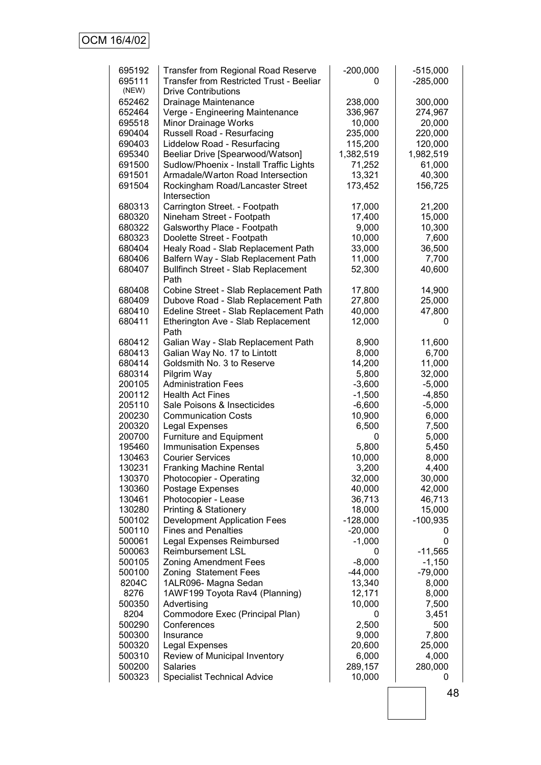| | | | |
|---|---|---|---|
| 695192 | Transfer from Regional Road Reserve | -200,000 | -515,000 |
| 695111 (NEW) | Transfer from Restricted Trust - Beeliar Drive Contributions | 0 | -285,000 |
| 652462 | Drainage Maintenance | 238,000 | 300,000 |
| 652464 | Verge - Engineering Maintenance | 336,967 | 274,967 |
| 695518 | Minor Drainage Works | 10,000 | 20,000 |
| 690404 | Russell Road - Resurfacing | 235,000 | 220,000 |
| 690403 | Liddelow Road - Resurfacing | 115,200 | 120,000 |
| 695340 | Beeliar Drive [Spearwood/Watson] | 1,382,519 | 1,982,519 |
| 691500 | Sudlow/Phoenix - Install Traffic Lights | 71,252 | 61,000 |
| 691501 | Armadale/Warton Road Intersection | 13,321 | 40,300 |
| 691504 | Rockingham Road/Lancaster Street Intersection | 173,452 | 156,725 |
| 680313 | Carrington Street. - Footpath | 17,000 | 21,200 |
| 680320 | Nineham Street - Footpath | 17,400 | 15,000 |
| 680322 | Galsworthy Place - Footpath | 9,000 | 10,300 |
| 680323 | Doolette Street - Footpath | 10,000 | 7,600 |
| 680404 | Healy Road - Slab Replacement Path | 33,000 | 36,500 |
| 680406 | Balfern Way - Slab Replacement Path | 11,000 | 7,700 |
| 680407 | Bullfinch Street - Slab Replacement Path | 52,300 | 40,600 |
| 680408 | Cobine Street - Slab Replacement Path | 17,800 | 14,900 |
| 680409 | Dubove Road - Slab Replacement Path | 27,800 | 25,000 |
| 680410 | Edeline Street - Slab Replacement Path | 40,000 | 47,800 |
| 680411 | Etherington Ave - Slab Replacement Path | 12,000 | 0 |
| 680412 | Galian Way - Slab Replacement Path | 8,900 | 11,600 |
| 680413 | Galian Way No. 17 to Lintott | 8,000 | 6,700 |
| 680414 | Goldsmith No. 3 to Reserve | 14,200 | 11,000 |
| 680314 | Pilgrim Way | 5,800 | 32,000 |
| 200105 | Administration Fees | -3,600 | -5,000 |
| 200112 | Health Act Fines | -1,500 | -4,850 |
| 205110 | Sale Poisons & Insecticides | -6,600 | -5,000 |
| 200230 | Communication Costs | 10,900 | 6,000 |
| 200320 | Legal Expenses | 6,500 | 7,500 |
| 200700 | Furniture and Equipment | 0 | 5,000 |
| 195460 | Immunisation Expenses | 5,800 | 5,450 |
| 130463 | Courier Services | 10,000 | 8,000 |
| 130231 | Franking Machine Rental | 3,200 | 4,400 |
| 130370 | Photocopier - Operating | 32,000 | 30,000 |
| 130360 | Postage Expenses | 40,000 | 42,000 |
| 130461 | Photocopier - Lease | 36,713 | 46,713 |
| 130280 | Printing & Stationery | 18,000 | 15,000 |
| 500102 | Development Application Fees | -128,000 | -100,935 |
| 500110 | Fines and Penalties | -20,000 | 0 |
| 500061 | Legal Expenses Reimbursed | -1,000 | 0 |
| 500063 | Reimbursement LSL | 0 | -11,565 |
| 500105 | Zoning Amendment Fees | -8,000 | -1,150 |
| 500100 | Zoning Statement Fees | -44,000 | -79,000 |
| 8204C | 1ALR096- Magna Sedan | 13,340 | 8,000 |
| 8276 | 1AWF199 Toyota Rav4 (Planning) | 12,171 | 8,000 |
| 500350 | Advertising | 10,000 | 7,500 |
| 8204 | Commodore Exec (Principal Plan) | 0 | 3,451 |
| 500290 | Conferences | 2,500 | 500 |
| 500300 | Insurance | 9,000 | 7,800 |
| 500320 | Legal Expenses | 20,600 | 25,000 |
| 500310 | Review of Municipal Inventory | 6,000 | 4,000 |
| 500200 | Salaries | 289,157 | 280,000 |
| 500323 | Specialist Technical Advice | 10,000 | 0 |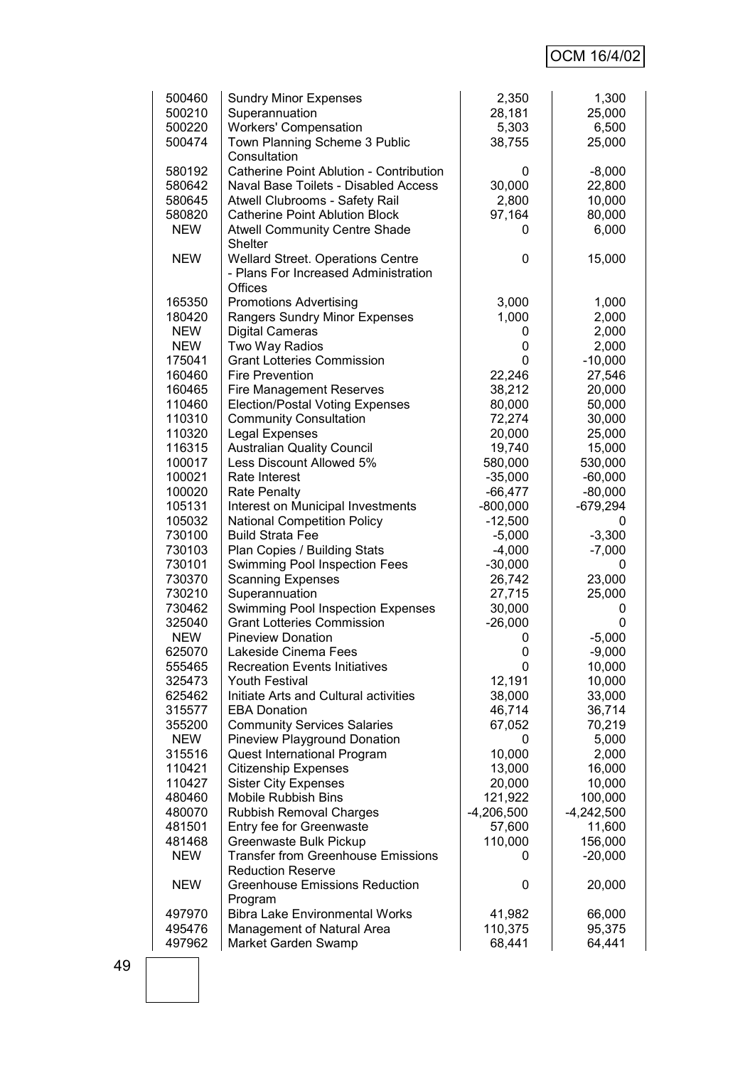| | | | |
|---|---|---|---|
| 500460 | Sundry Minor Expenses | 2,350 | 1,300 |
| 500210 | Superannuation | 28,181 | 25,000 |
| 500220 | Workers' Compensation | 5,303 | 6,500 |
| 500474 | Town Planning Scheme 3 Public Consultation | 38,755 | 25,000 |
| 580192 | Catherine Point Ablution - Contribution | 0 | -8,000 |
| 580642 | Naval Base Toilets - Disabled Access | 30,000 | 22,800 |
| 580645 | Atwell Clubrooms - Safety Rail | 2,800 | 10,000 |
| 580820 | Catherine Point Ablution Block | 97,164 | 80,000 |
| NEW | Atwell Community Centre Shade Shelter | 0 | 6,000 |
| NEW | Wellard Street. Operations Centre - Plans For Increased Administration Offices | 0 | 15,000 |
| 165350 | Promotions Advertising | 3,000 | 1,000 |
| 180420 | Rangers Sundry Minor Expenses | 1,000 | 2,000 |
| NEW | Digital Cameras | 0 | 2,000 |
| NEW | Two Way Radios | 0 | 2,000 |
| 175041 | Grant Lotteries Commission | 0 | -10,000 |
| 160460 | Fire Prevention | 22,246 | 27,546 |
| 160465 | Fire Management Reserves | 38,212 | 20,000 |
| 110460 | Election/Postal Voting Expenses | 80,000 | 50,000 |
| 110310 | Community Consultation | 72,274 | 30,000 |
| 110320 | Legal Expenses | 20,000 | 25,000 |
| 116315 | Australian Quality Council | 19,740 | 15,000 |
| 100017 | Less Discount Allowed 5% | 580,000 | 530,000 |
| 100021 | Rate Interest | -35,000 | -60,000 |
| 100020 | Rate Penalty | -66,477 | -80,000 |
| 105131 | Interest on Municipal Investments | -800,000 | -679,294 |
| 105032 | National Competition Policy | -12,500 | 0 |
| 730100 | Build Strata Fee | -5,000 | -3,300 |
| 730103 | Plan Copies / Building Stats | -4,000 | -7,000 |
| 730101 | Swimming Pool Inspection Fees | -30,000 | 0 |
| 730370 | Scanning Expenses | 26,742 | 23,000 |
| 730210 | Superannuation | 27,715 | 25,000 |
| 730462 | Swimming Pool Inspection Expenses | 30,000 | 0 |
| 325040 | Grant Lotteries Commission | -26,000 | 0 |
| NEW | Pineview Donation | 0 | -5,000 |
| 625070 | Lakeside Cinema Fees | 0 | -9,000 |
| 555465 | Recreation Events Initiatives | 0 | 10,000 |
| 325473 | Youth Festival | 12,191 | 10,000 |
| 625462 | Initiate Arts and Cultural activities | 38,000 | 33,000 |
| 315577 | EBA Donation | 46,714 | 36,714 |
| 355200 | Community Services Salaries | 67,052 | 70,219 |
| NEW | Pineview Playground Donation | 0 | 5,000 |
| 315516 | Quest International Program | 10,000 | 2,000 |
| 110421 | Citizenship Expenses | 13,000 | 16,000 |
| 110427 | Sister City Expenses | 20,000 | 10,000 |
| 480460 | Mobile Rubbish Bins | 121,922 | 100,000 |
| 480070 | Rubbish Removal Charges | -4,206,500 | -4,242,500 |
| 481501 | Entry fee for Greenwaste | 57,600 | 11,600 |
| 481468 | Greenwaste Bulk Pickup | 110,000 | 156,000 |
| NEW | Transfer from Greenhouse Emissions Reduction Reserve | 0 | -20,000 |
| NEW | Greenhouse Emissions Reduction Program | 0 | 20,000 |
| 497970 | Bibra Lake Environmental Works | 41,982 | 66,000 |
| 495476 | Management of Natural Area | 110,375 | 95,375 |
| 497962 | Market Garden Swamp | 68,441 | 64,441 |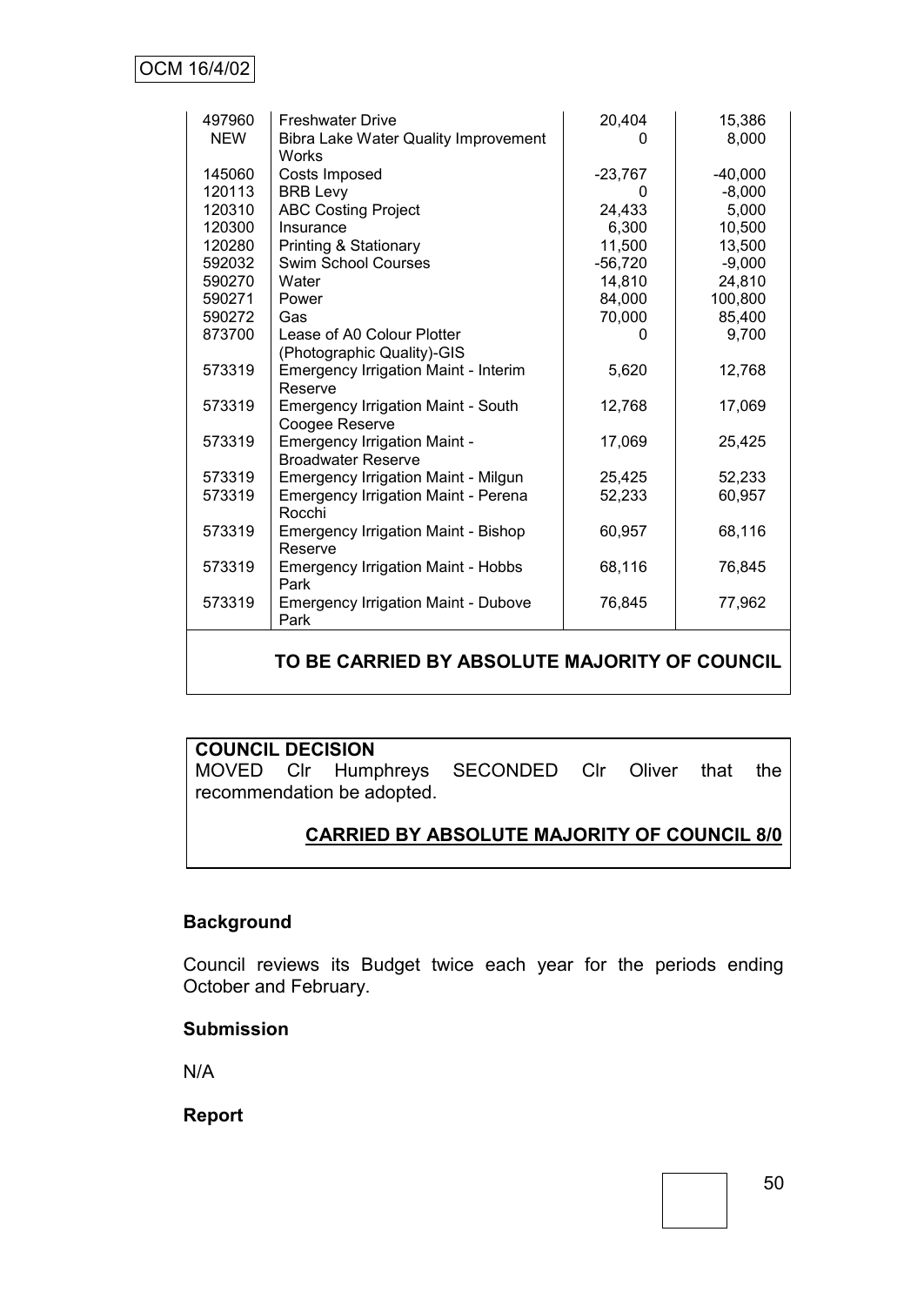| | | | |
|---|---|---|---|
| 497960 | Freshwater Drive | 20,404 | 15,386 |
| NEW | Bibra Lake Water Quality Improvement Works | 0 | 8,000 |
| 145060 | Costs Imposed | -23,767 | -40,000 |
| 120113 | BRB Levy | 0 | -8,000 |
| 120310 | ABC Costing Project | 24,433 | 5,000 |
| 120300 | Insurance | 6,300 | 10,500 |
| 120280 | Printing & Stationary | 11,500 | 13,500 |
| 592032 | Swim School Courses | -56,720 | -9,000 |
| 590270 | Water | 14,810 | 24,810 |
| 590271 | Power | 84,000 | 100,800 |
| 590272 | Gas | 70,000 | 85,400 |
| 873700 | Lease of A0 Colour Plotter (Photographic Quality)-GIS | 0 | 9,700 |
| 573319 | Emergency Irrigation Maint - Interim Reserve | 5,620 | 12,768 |
| 573319 | Emergency Irrigation Maint - South Coogee Reserve | 12,768 | 17,069 |
| 573319 | Emergency Irrigation Maint - Broadwater Reserve | 17,069 | 25,425 |
| 573319 | Emergency Irrigation Maint - Milgun | 25,425 | 52,233 |
| 573319 | Emergency Irrigation Maint - Perena Rocchi | 52,233 | 60,957 |
| 573319 | Emergency Irrigation Maint - Bishop Reserve | 60,957 | 68,116 |
| 573319 | Emergency Irrigation Maint - Hobbs Park | 68,116 | 76,845 |
| 573319 | Emergency Irrigation Maint - Dubove Park | 76,845 | 77,962 |

**TO BE CARRIED BY ABSOLUTE MAJORITY OF COUNCIL**

**COUNCIL DECISION**

MOVED Clr Humphreys SECONDED Clr Oliver that the recommendation be adopted.

**CARRIED BY ABSOLUTE MAJORITY OF COUNCIL 8/0**

**Background**

Council reviews its Budget twice each year for the periods ending October and February.

**Submission**

N/A

**Report**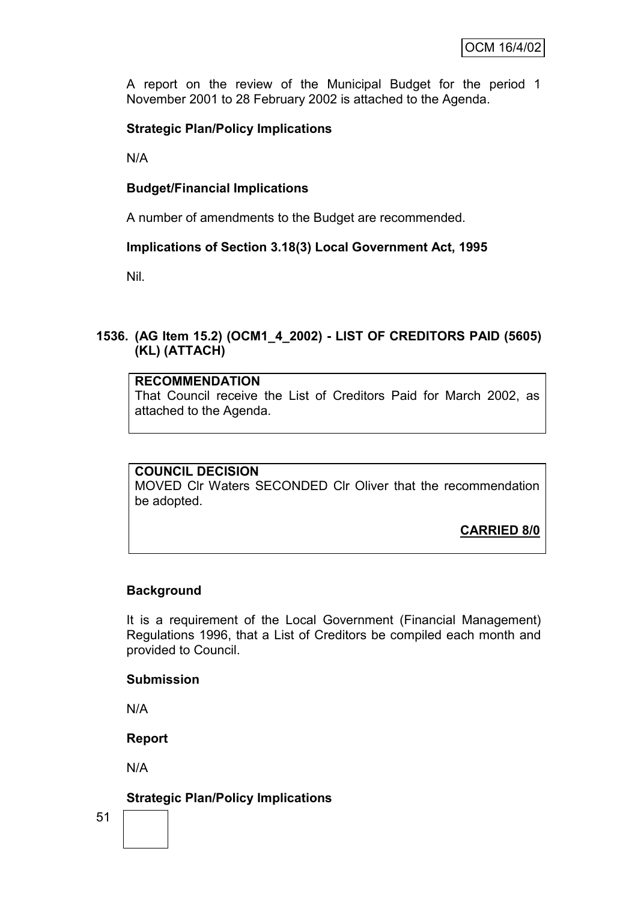A report on the review of the Municipal Budget for the period 1 November 2001 to 28 February 2002 is attached to the Agenda.

**Strategic Plan/Policy Implications**

N/A

**Budget/Financial Implications**

A number of amendments to the Budget are recommended.

**Implications of Section 3.18(3) Local Government Act, 1995**

Nil.

## 1536. (AG Item 15.2) (OCM1_4_2002) - LIST OF CREDITORS PAID (5605) (KL) (ATTACH)

**RECOMMENDATION**

That Council receive the List of Creditors Paid for March 2002, as attached to the Agenda.

**COUNCIL DECISION**

MOVED Clr Waters SECONDED Clr Oliver that the recommendation be adopted.

**CARRIED 8/0**

**Background**

It is a requirement of the Local Government (Financial Management) Regulations 1996, that a List of Creditors be compiled each month and provided to Council.

**Submission**

N/A

**Report**

N/A

**Strategic Plan/Policy Implications**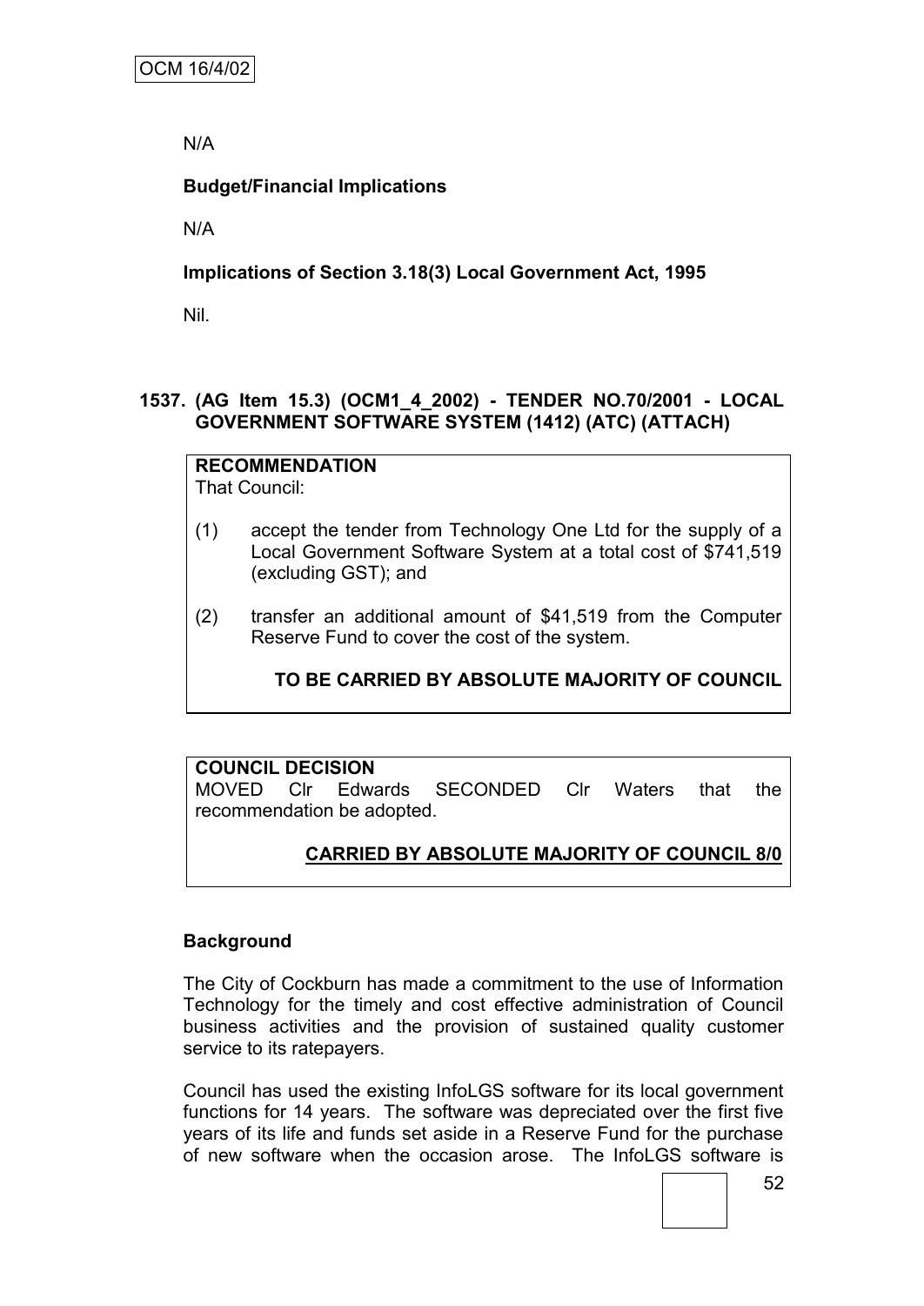N/A

**Budget/Financial Implications**

N/A

**Implications of Section 3.18(3) Local Government Act, 1995**

Nil.

### 1537. (AG Item 15.3) (OCM1_4_2002) - TENDER NO.70/2001 - LOCAL GOVERNMENT SOFTWARE SYSTEM (1412) (ATC) (ATTACH)

**RECOMMENDATION**
That Council:

(1) accept the tender from Technology One Ltd for the supply of a Local Government Software System at a total cost of $741,519 (excluding GST); and

(2) transfer an additional amount of $41,519 from the Computer Reserve Fund to cover the cost of the system.

**TO BE CARRIED BY ABSOLUTE MAJORITY OF COUNCIL**

**COUNCIL DECISION**
MOVED Clr Edwards SECONDED Clr Waters that the recommendation be adopted.

**CARRIED BY ABSOLUTE MAJORITY OF COUNCIL 8/0**

**Background**

The City of Cockburn has made a commitment to the use of Information Technology for the timely and cost effective administration of Council business activities and the provision of sustained quality customer service to its ratepayers.

Council has used the existing InfoLGS software for its local government functions for 14 years. The software was depreciated over the first five years of its life and funds set aside in a Reserve Fund for the purchase of new software when the occasion arose. The InfoLGS software is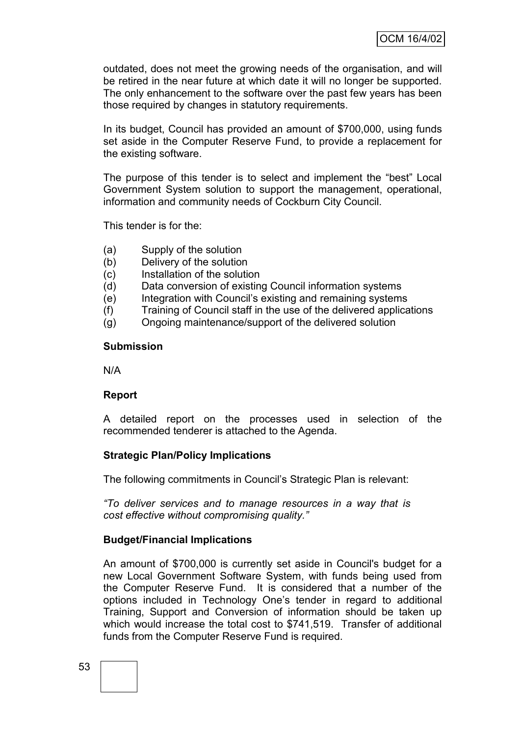outdated, does not meet the growing needs of the organisation, and will be retired in the near future at which date it will no longer be supported. The only enhancement to the software over the past few years has been those required by changes in statutory requirements.

In its budget, Council has provided an amount of $700,000, using funds set aside in the Computer Reserve Fund, to provide a replacement for the existing software.

The purpose of this tender is to select and implement the "best" Local Government System solution to support the management, operational, information and community needs of Cockburn City Council.

This tender is for the:

(a) Supply of the solution
(b) Delivery of the solution
(c) Installation of the solution
(d) Data conversion of existing Council information systems
(e) Integration with Council's existing and remaining systems
(f) Training of Council staff in the use of the delivered applications
(g) Ongoing maintenance/support of the delivered solution

**Submission**

N/A

**Report**

A detailed report on the processes used in selection of the recommended tenderer is attached to the Agenda.

**Strategic Plan/Policy Implications**

The following commitments in Council's Strategic Plan is relevant:

*"To deliver services and to manage resources in a way that is cost effective without compromising quality."*

**Budget/Financial Implications**

An amount of $700,000 is currently set aside in Council's budget for a new Local Government Software System, with funds being used from the Computer Reserve Fund. It is considered that a number of the options included in Technology One's tender in regard to additional Training, Support and Conversion of information should be taken up which would increase the total cost to $741,519. Transfer of additional funds from the Computer Reserve Fund is required.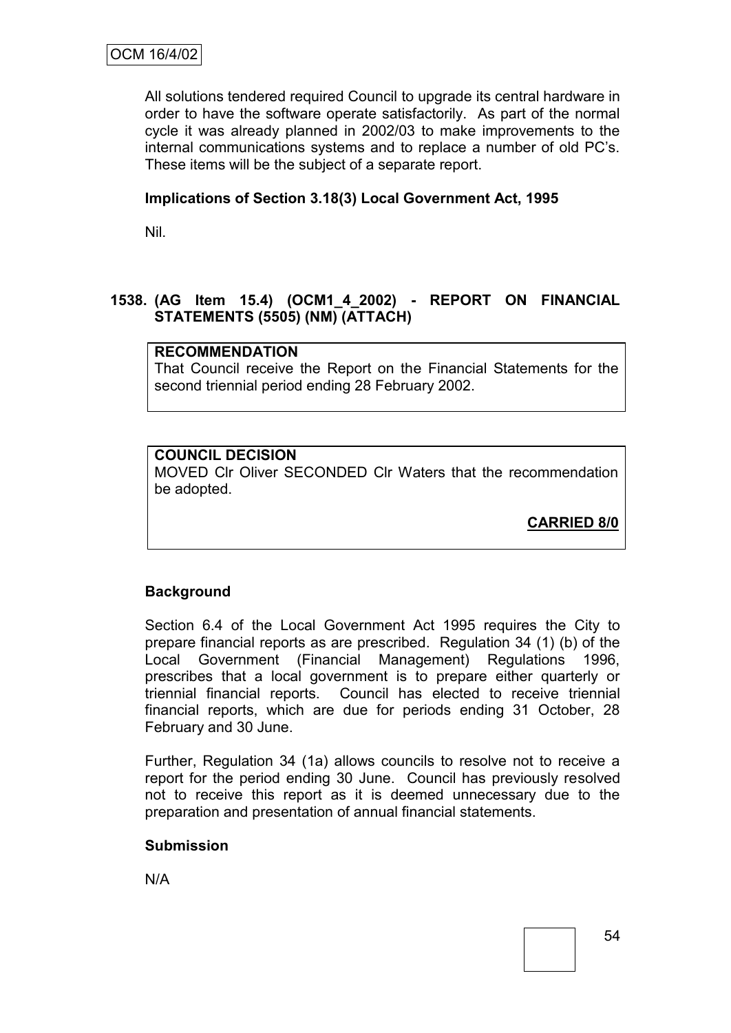All solutions tendered required Council to upgrade its central hardware in order to have the software operate satisfactorily. As part of the normal cycle it was already planned in 2002/03 to make improvements to the internal communications systems and to replace a number of old PC's. These items will be the subject of a separate report.

**Implications of Section 3.18(3) Local Government Act, 1995**

Nil.

## 1538. (AG Item 15.4) (OCM1_4_2002) - REPORT ON FINANCIAL STATEMENTS (5505) (NM) (ATTACH)

**RECOMMENDATION**

That Council receive the Report on the Financial Statements for the second triennial period ending 28 February 2002.

**COUNCIL DECISION**

MOVED Clr Oliver SECONDED Clr Waters that the recommendation be adopted.

**CARRIED 8/0**

**Background**

Section 6.4 of the Local Government Act 1995 requires the City to prepare financial reports as are prescribed. Regulation 34 (1) (b) of the Local Government (Financial Management) Regulations 1996, prescribes that a local government is to prepare either quarterly or triennial financial reports. Council has elected to receive triennial financial reports, which are due for periods ending 31 October, 28 February and 30 June.

Further, Regulation 34 (1a) allows councils to resolve not to receive a report for the period ending 30 June. Council has previously resolved not to receive this report as it is deemed unnecessary due to the preparation and presentation of annual financial statements.

**Submission**

N/A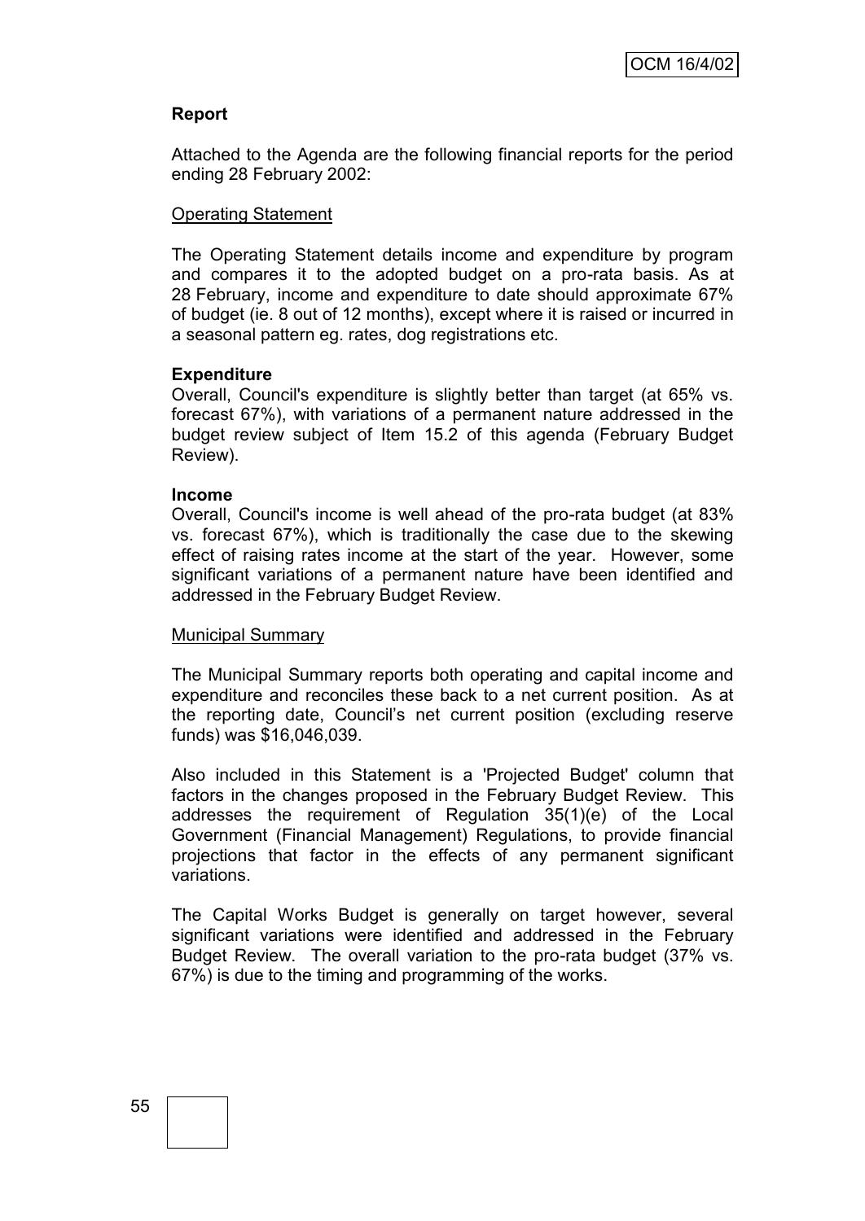**Report**

Attached to the Agenda are the following financial reports for the period ending 28 February 2002:

Operating Statement

The Operating Statement details income and expenditure by program and compares it to the adopted budget on a pro-rata basis. As at 28 February, income and expenditure to date should approximate 67% of budget (ie. 8 out of 12 months), except where it is raised or incurred in a seasonal pattern eg. rates, dog registrations etc.

**Expenditure**

Overall, Council's expenditure is slightly better than target (at 65% vs. forecast 67%), with variations of a permanent nature addressed in the budget review subject of Item 15.2 of this agenda (February Budget Review).

**Income**

Overall, Council's income is well ahead of the pro-rata budget (at 83% vs. forecast 67%), which is traditionally the case due to the skewing effect of raising rates income at the start of the year. However, some significant variations of a permanent nature have been identified and addressed in the February Budget Review.

Municipal Summary

The Municipal Summary reports both operating and capital income and expenditure and reconciles these back to a net current position. As at the reporting date, Council's net current position (excluding reserve funds) was $16,046,039.

Also included in this Statement is a 'Projected Budget' column that factors in the changes proposed in the February Budget Review. This addresses the requirement of Regulation 35(1)(e) of the Local Government (Financial Management) Regulations, to provide financial projections that factor in the effects of any permanent significant variations.

The Capital Works Budget is generally on target however, several significant variations were identified and addressed in the February Budget Review. The overall variation to the pro-rata budget (37% vs. 67%) is due to the timing and programming of the works.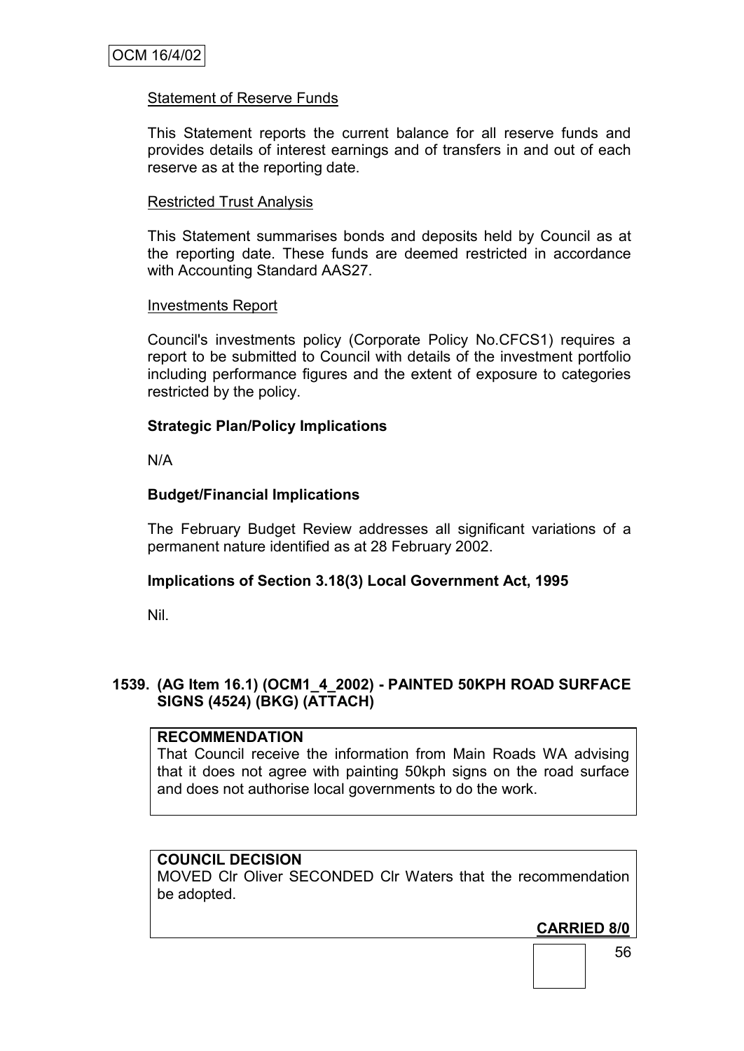Statement of Reserve Funds

This Statement reports the current balance for all reserve funds and provides details of interest earnings and of transfers in and out of each reserve as at the reporting date.

Restricted Trust Analysis

This Statement summarises bonds and deposits held by Council as at the reporting date. These funds are deemed restricted in accordance with Accounting Standard AAS27.

Investments Report

Council's investments policy (Corporate Policy No.CFCS1) requires a report to be submitted to Council with details of the investment portfolio including performance figures and the extent of exposure to categories restricted by the policy.

**Strategic Plan/Policy Implications**

N/A

**Budget/Financial Implications**

The February Budget Review addresses all significant variations of a permanent nature identified as at 28 February 2002.

**Implications of Section 3.18(3) Local Government Act, 1995**

Nil.

## 1539. (AG Item 16.1) (OCM1_4_2002) - PAINTED 50KPH ROAD SURFACE SIGNS (4524) (BKG) (ATTACH)

**RECOMMENDATION**
That Council receive the information from Main Roads WA advising that it does not agree with painting 50kph signs on the road surface and does not authorise local governments to do the work.

**COUNCIL DECISION**
MOVED Clr Oliver SECONDED Clr Waters that the recommendation be adopted.

**CARRIED 8/0**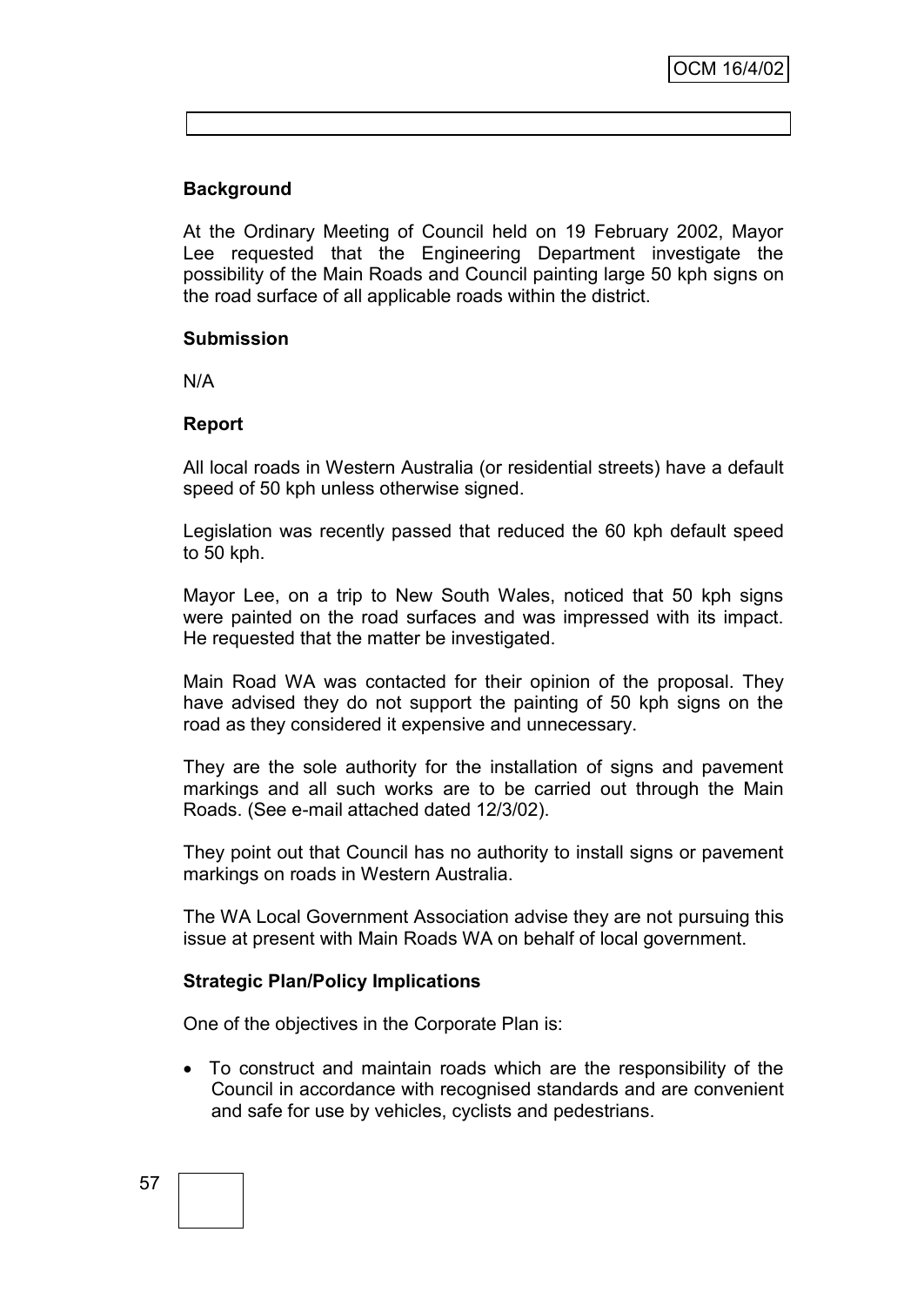**Background**

At the Ordinary Meeting of Council held on 19 February 2002, Mayor Lee requested that the Engineering Department investigate the possibility of the Main Roads and Council painting large 50 kph signs on the road surface of all applicable roads within the district.

**Submission**

N/A

**Report**

All local roads in Western Australia (or residential streets) have a default speed of 50 kph unless otherwise signed.

Legislation was recently passed that reduced the 60 kph default speed to 50 kph.

Mayor Lee, on a trip to New South Wales, noticed that 50 kph signs were painted on the road surfaces and was impressed with its impact. He requested that the matter be investigated.

Main Road WA was contacted for their opinion of the proposal. They have advised they do not support the painting of 50 kph signs on the road as they considered it expensive and unnecessary.

They are the sole authority for the installation of signs and pavement markings and all such works are to be carried out through the Main Roads. (See e-mail attached dated 12/3/02).

They point out that Council has no authority to install signs or pavement markings on roads in Western Australia.

The WA Local Government Association advise they are not pursuing this issue at present with Main Roads WA on behalf of local government.

**Strategic Plan/Policy Implications**

One of the objectives in the Corporate Plan is:

- To construct and maintain roads which are the responsibility of the Council in accordance with recognised standards and are convenient and safe for use by vehicles, cyclists and pedestrians.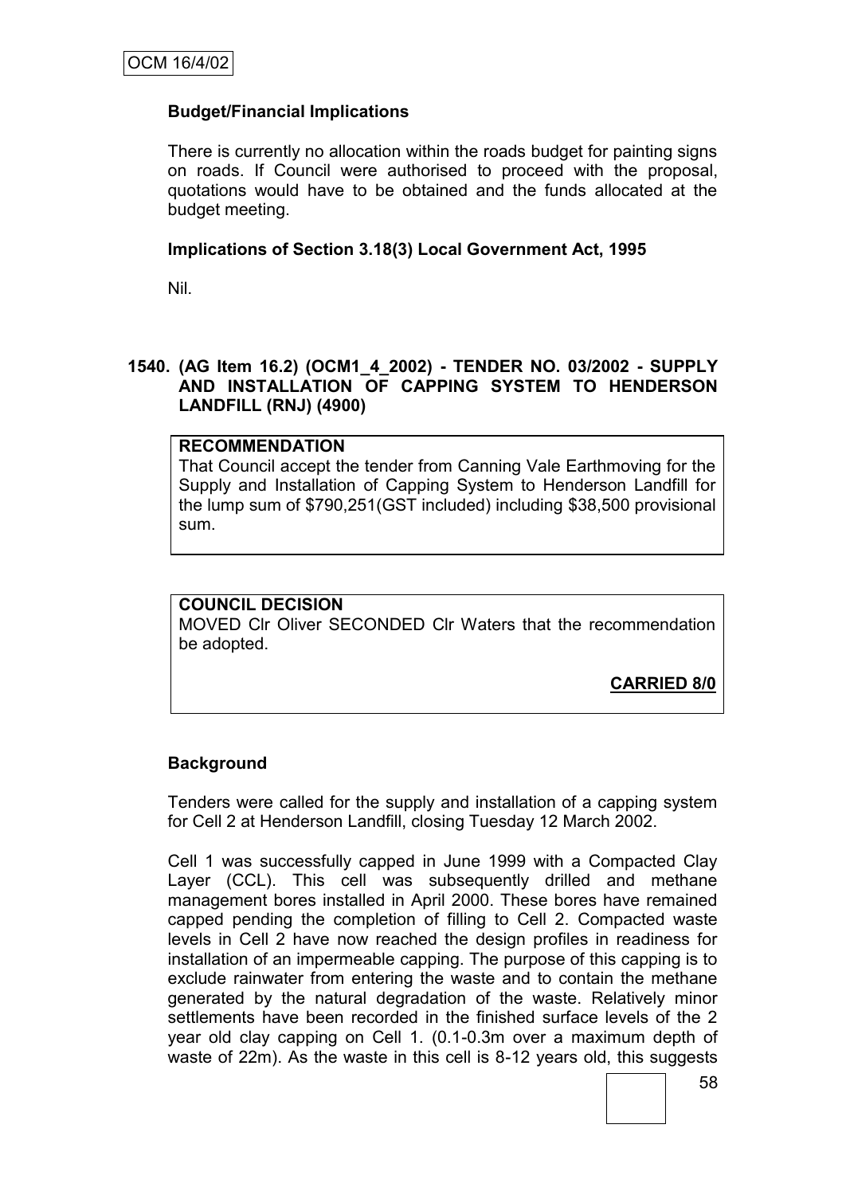### Budget/Financial Implications

There is currently no allocation within the roads budget for painting signs on roads. If Council were authorised to proceed with the proposal, quotations would have to be obtained and the funds allocated at the budget meeting.

### Implications of Section 3.18(3) Local Government Act, 1995

Nil.

## 1540. (AG Item 16.2) (OCM1_4_2002) - TENDER NO. 03/2002 - SUPPLY AND INSTALLATION OF CAPPING SYSTEM TO HENDERSON LANDFILL (RNJ) (4900)

**RECOMMENDATION**

That Council accept the tender from Canning Vale Earthmoving for the Supply and Installation of Capping System to Henderson Landfill for the lump sum of $790,251(GST included) including $38,500 provisional sum.

**COUNCIL DECISION**

MOVED Clr Oliver SECONDED Clr Waters that the recommendation be adopted.

**CARRIED 8/0**

### Background

Tenders were called for the supply and installation of a capping system for Cell 2 at Henderson Landfill, closing Tuesday 12 March 2002.

Cell 1 was successfully capped in June 1999 with a Compacted Clay Layer (CCL). This cell was subsequently drilled and methane management bores installed in April 2000. These bores have remained capped pending the completion of filling to Cell 2. Compacted waste levels in Cell 2 have now reached the design profiles in readiness for installation of an impermeable capping. The purpose of this capping is to exclude rainwater from entering the waste and to contain the methane generated by the natural degradation of the waste. Relatively minor settlements have been recorded in the finished surface levels of the 2 year old clay capping on Cell 1. (0.1-0.3m over a maximum depth of waste of 22m). As the waste in this cell is 8-12 years old, this suggests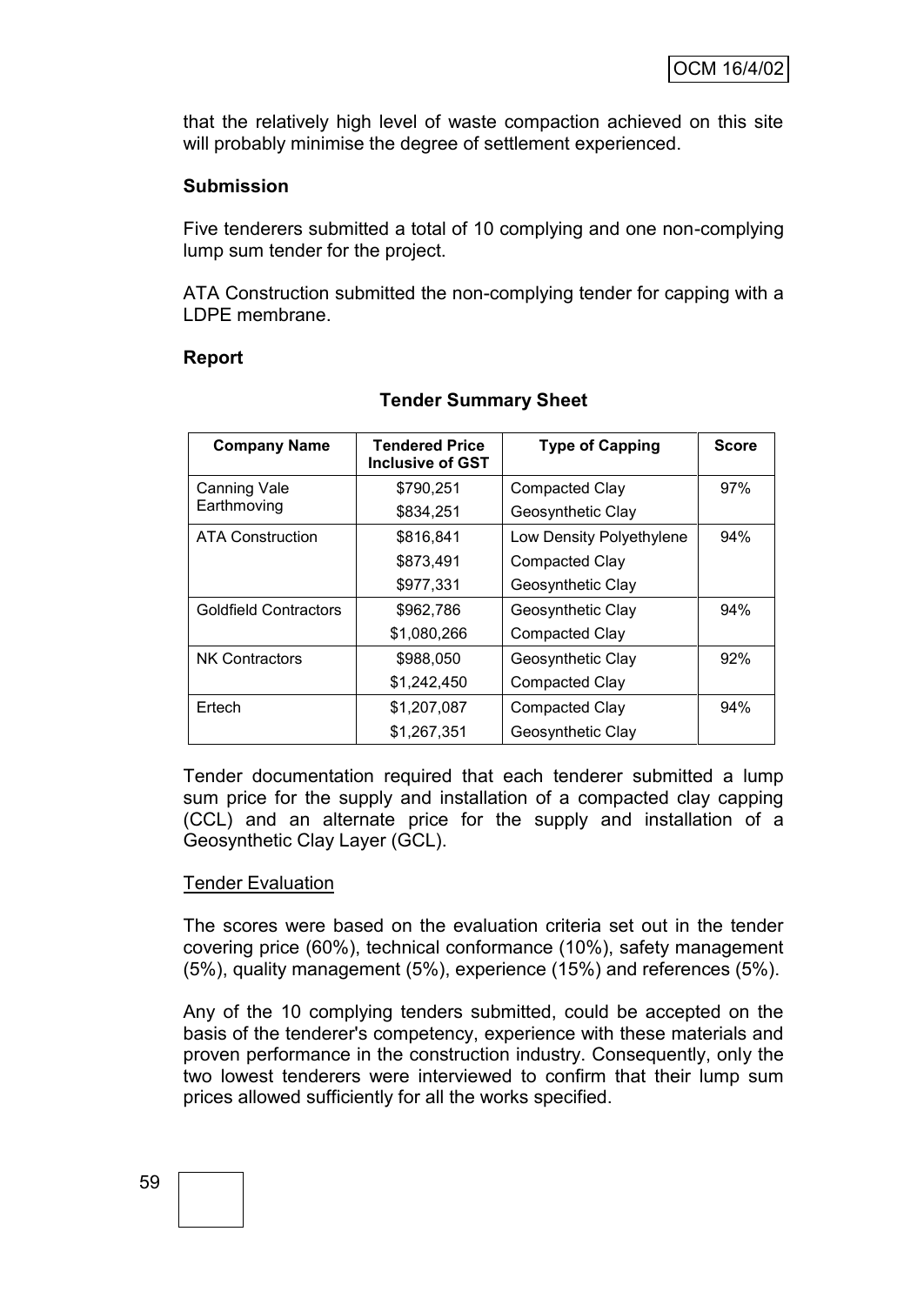that the relatively high level of waste compaction achieved on this site will probably minimise the degree of settlement experienced.

**Submission**

Five tenderers submitted a total of 10 complying and one non-complying lump sum tender for the project.

ATA Construction submitted the non-complying tender for capping with a LDPE membrane.

**Report**

**Tender Summary Sheet**

| Company Name | Tendered Price Inclusive of GST | Type of Capping | Score |
|---|---|---|---|
| Canning Vale Earthmoving | \$790,251 | Compacted Clay | 97% |
| | \$834,251 | Geosynthetic Clay | |
| ATA Construction | \$816,841 | Low Density Polyethylene | 94% |
| | \$873,491 | Compacted Clay | |
| | \$977,331 | Geosynthetic Clay | |
| Goldfield Contractors | \$962,786 | Geosynthetic Clay | 94% |
| | \$1,080,266 | Compacted Clay | |
| NK Contractors | \$988,050 | Geosynthetic Clay | 92% |
| | \$1,242,450 | Compacted Clay | |
| Ertech | \$1,207,087 | Compacted Clay | 94% |
| | \$1,267,351 | Geosynthetic Clay | |

Tender documentation required that each tenderer submitted a lump sum price for the supply and installation of a compacted clay capping (CCL) and an alternate price for the supply and installation of a Geosynthetic Clay Layer (GCL).

Tender Evaluation

The scores were based on the evaluation criteria set out in the tender covering price (60%), technical conformance (10%), safety management (5%), quality management (5%), experience (15%) and references (5%).

Any of the 10 complying tenders submitted, could be accepted on the basis of the tenderer's competency, experience with these materials and proven performance in the construction industry. Consequently, only the two lowest tenderers were interviewed to confirm that their lump sum prices allowed sufficiently for all the works specified.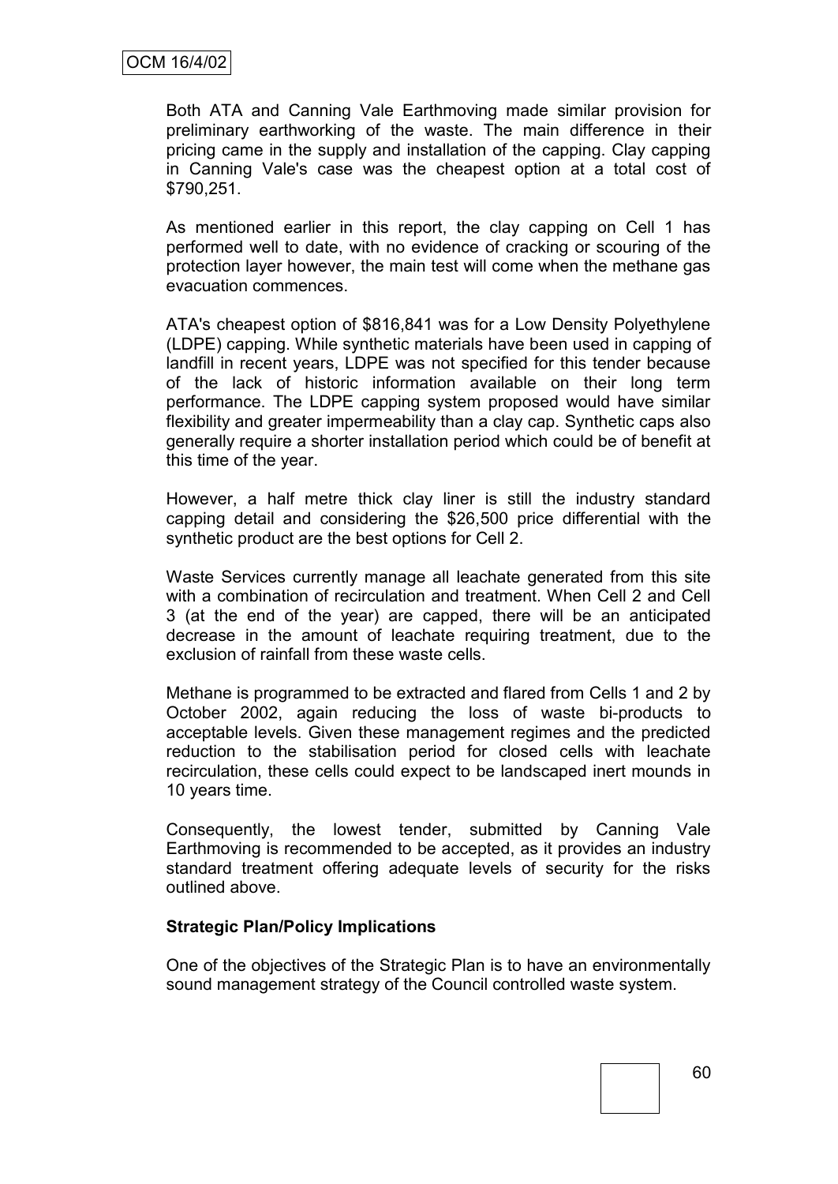Both ATA and Canning Vale Earthmoving made similar provision for preliminary earthworking of the waste. The main difference in their pricing came in the supply and installation of the capping. Clay capping in Canning Vale's case was the cheapest option at a total cost of $790,251.

As mentioned earlier in this report, the clay capping on Cell 1 has performed well to date, with no evidence of cracking or scouring of the protection layer however, the main test will come when the methane gas evacuation commences.

ATA's cheapest option of $816,841 was for a Low Density Polyethylene (LDPE) capping. While synthetic materials have been used in capping of landfill in recent years, LDPE was not specified for this tender because of the lack of historic information available on their long term performance. The LDPE capping system proposed would have similar flexibility and greater impermeability than a clay cap. Synthetic caps also generally require a shorter installation period which could be of benefit at this time of the year.

However, a half metre thick clay liner is still the industry standard capping detail and considering the $26,500 price differential with the synthetic product are the best options for Cell 2.

Waste Services currently manage all leachate generated from this site with a combination of recirculation and treatment. When Cell 2 and Cell 3 (at the end of the year) are capped, there will be an anticipated decrease in the amount of leachate requiring treatment, due to the exclusion of rainfall from these waste cells.

Methane is programmed to be extracted and flared from Cells 1 and 2 by October 2002, again reducing the loss of waste bi-products to acceptable levels. Given these management regimes and the predicted reduction to the stabilisation period for closed cells with leachate recirculation, these cells could expect to be landscaped inert mounds in 10 years time.

Consequently, the lowest tender, submitted by Canning Vale Earthmoving is recommended to be accepted, as it provides an industry standard treatment offering adequate levels of security for the risks outlined above.

**Strategic Plan/Policy Implications**

One of the objectives of the Strategic Plan is to have an environmentally sound management strategy of the Council controlled waste system.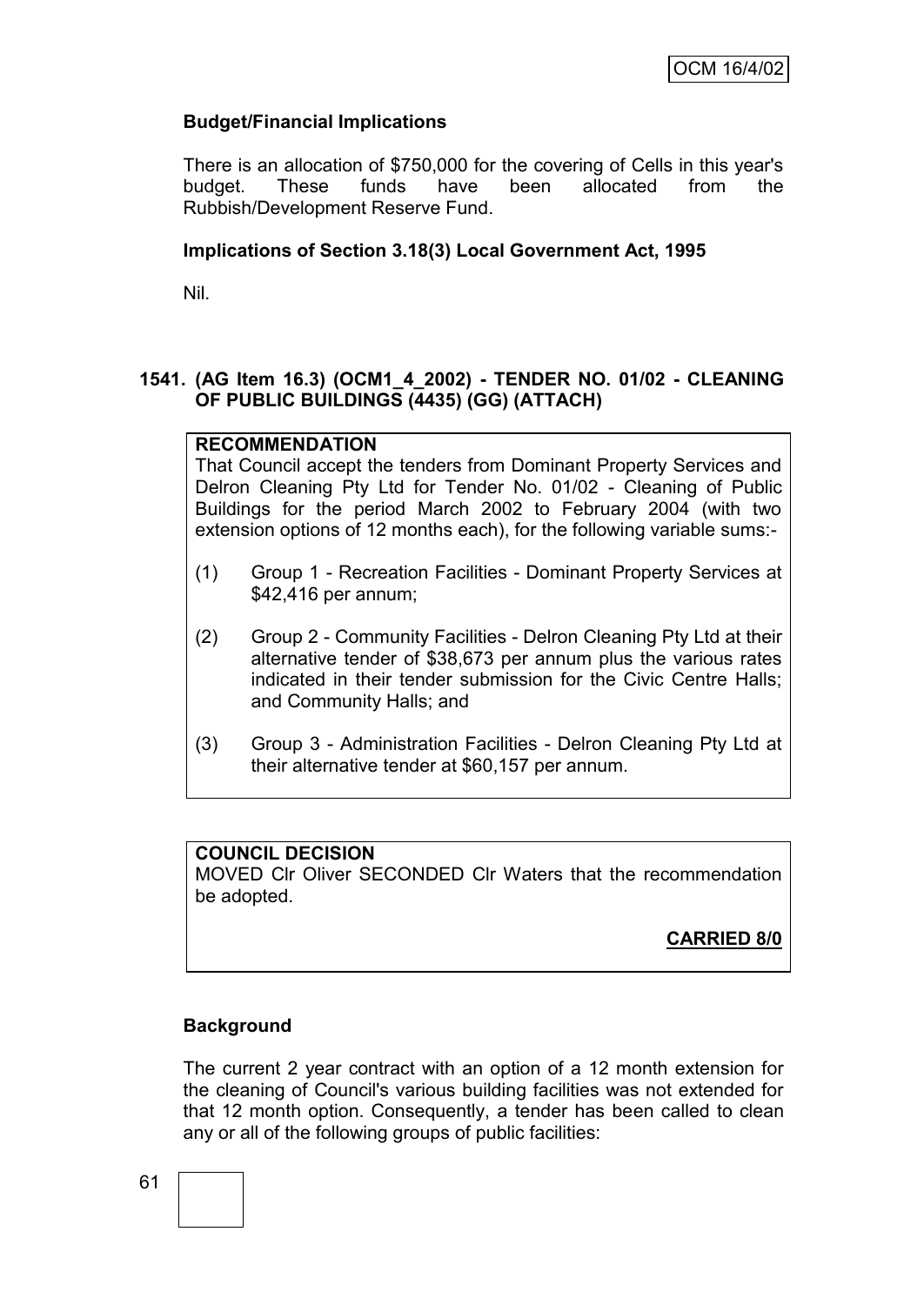**Budget/Financial Implications**

There is an allocation of $750,000 for the covering of Cells in this year's budget. These funds have been allocated from the Rubbish/Development Reserve Fund.

**Implications of Section 3.18(3) Local Government Act, 1995**

Nil.

## 1541. (AG Item 16.3) (OCM1_4_2002) - TENDER NO. 01/02 - CLEANING OF PUBLIC BUILDINGS (4435) (GG) (ATTACH)

**RECOMMENDATION**
That Council accept the tenders from Dominant Property Services and Delron Cleaning Pty Ltd for Tender No. 01/02 - Cleaning of Public Buildings for the period March 2002 to February 2004 (with two extension options of 12 months each), for the following variable sums:-

(1) Group 1 - Recreation Facilities - Dominant Property Services at $42,416 per annum;

(2) Group 2 - Community Facilities - Delron Cleaning Pty Ltd at their alternative tender of $38,673 per annum plus the various rates indicated in their tender submission for the Civic Centre Halls; and Community Halls; and

(3) Group 3 - Administration Facilities - Delron Cleaning Pty Ltd at their alternative tender at $60,157 per annum.

**COUNCIL DECISION**
MOVED Clr Oliver SECONDED Clr Waters that the recommendation be adopted.

**CARRIED 8/0**

**Background**

The current 2 year contract with an option of a 12 month extension for the cleaning of Council's various building facilities was not extended for that 12 month option. Consequently, a tender has been called to clean any or all of the following groups of public facilities: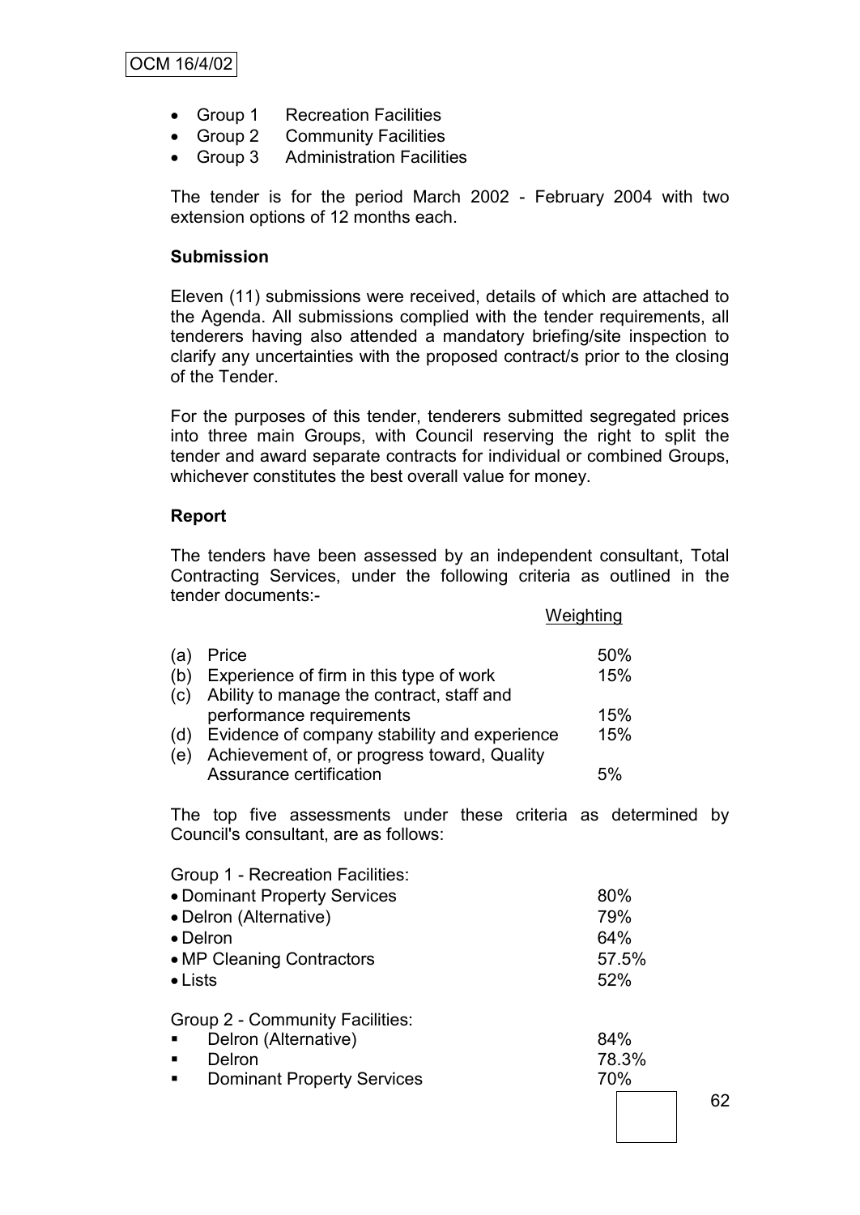- Group 1 Recreation Facilities
- Group 2 Community Facilities
- Group 3 Administration Facilities

The tender is for the period March 2002 - February 2004 with two extension options of 12 months each.

**Submission**

Eleven (11) submissions were received, details of which are attached to the Agenda. All submissions complied with the tender requirements, all tenderers having also attended a mandatory briefing/site inspection to clarify any uncertainties with the proposed contract/s prior to the closing of the Tender.

For the purposes of this tender, tenderers submitted segregated prices into three main Groups, with Council reserving the right to split the tender and award separate contracts for individual or combined Groups, whichever constitutes the best overall value for money.

**Report**

The tenders have been assessed by an independent consultant, Total Contracting Services, under the following criteria as outlined in the tender documents:-

| | | Weighting |
|---|---|---|
| (a) | Price | 50% |
| (b) | Experience of firm in this type of work | 15% |
| (c) | Ability to manage the contract, staff and performance requirements | 15% |
| (d) | Evidence of company stability and experience | 15% |
| (e) | Achievement of, or progress toward, Quality Assurance certification | 5% |

The top five assessments under these criteria as determined by Council's consultant, are as follows:

Group 1 - Recreation Facilities:

| | |
|---|---|
| • Dominant Property Services | 80% |
| • Delron (Alternative) | 79% |
| • Delron | 64% |
| • MP Cleaning Contractors | 57.5% |
| • Lists | 52% |

Group 2 - Community Facilities:

| | |
|---|---|
| ▪ Delron (Alternative) | 84% |
| ▪ Delron | 78.3% |
| ▪ Dominant Property Services | 70% |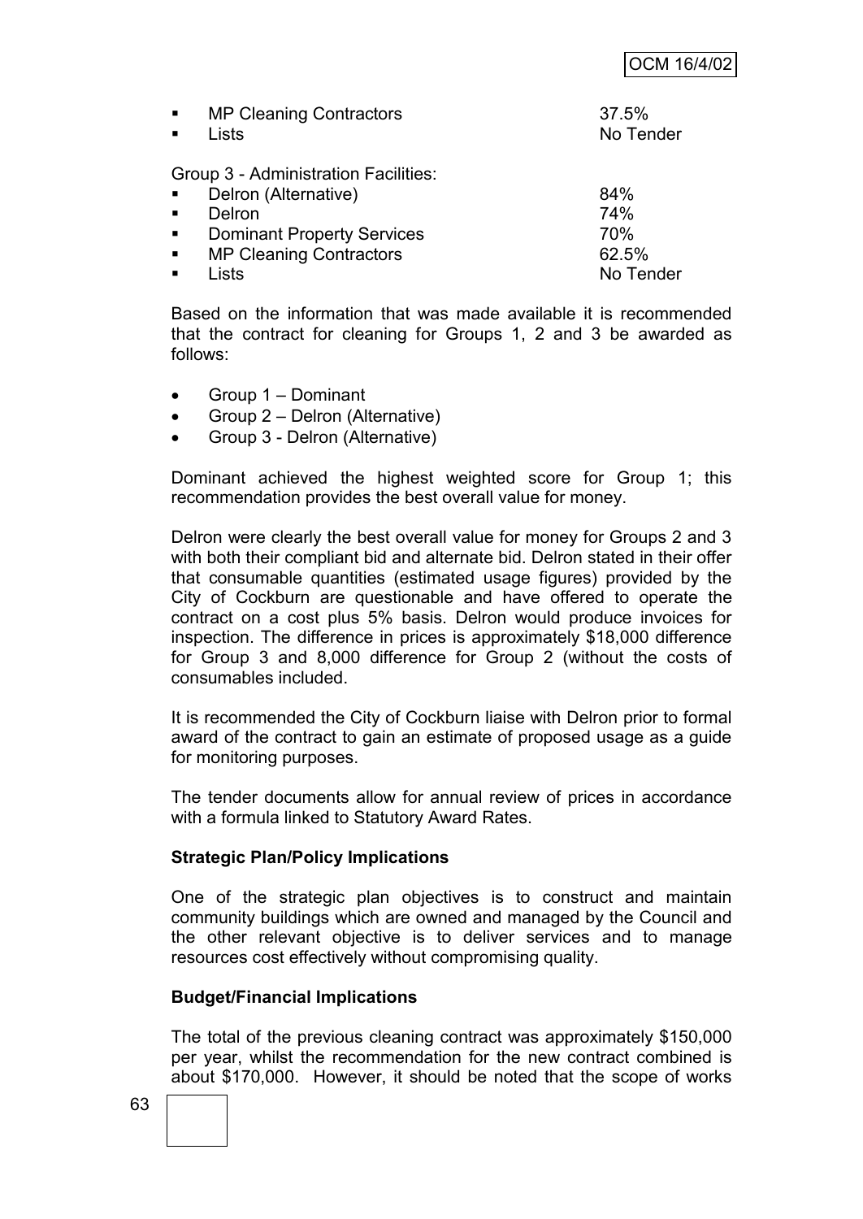- MP Cleaning Contractors 37.5%
- Lists No Tender

Group 3 - Administration Facilities:

- Delron (Alternative) 84%
- Delron 74%
- Dominant Property Services 70%
- MP Cleaning Contractors 62.5%
- Lists No Tender

Based on the information that was made available it is recommended that the contract for cleaning for Groups 1, 2 and 3 be awarded as follows:

- Group 1 – Dominant
- Group 2 – Delron (Alternative)
- Group 3 - Delron (Alternative)

Dominant achieved the highest weighted score for Group 1; this recommendation provides the best overall value for money.

Delron were clearly the best overall value for money for Groups 2 and 3 with both their compliant bid and alternate bid. Delron stated in their offer that consumable quantities (estimated usage figures) provided by the City of Cockburn are questionable and have offered to operate the contract on a cost plus 5% basis. Delron would produce invoices for inspection. The difference in prices is approximately $18,000 difference for Group 3 and 8,000 difference for Group 2 (without the costs of consumables included.

It is recommended the City of Cockburn liaise with Delron prior to formal award of the contract to gain an estimate of proposed usage as a guide for monitoring purposes.

The tender documents allow for annual review of prices in accordance with a formula linked to Statutory Award Rates.

**Strategic Plan/Policy Implications**

One of the strategic plan objectives is to construct and maintain community buildings which are owned and managed by the Council and the other relevant objective is to deliver services and to manage resources cost effectively without compromising quality.

**Budget/Financial Implications**

The total of the previous cleaning contract was approximately $150,000 per year, whilst the recommendation for the new contract combined is about $170,000. However, it should be noted that the scope of works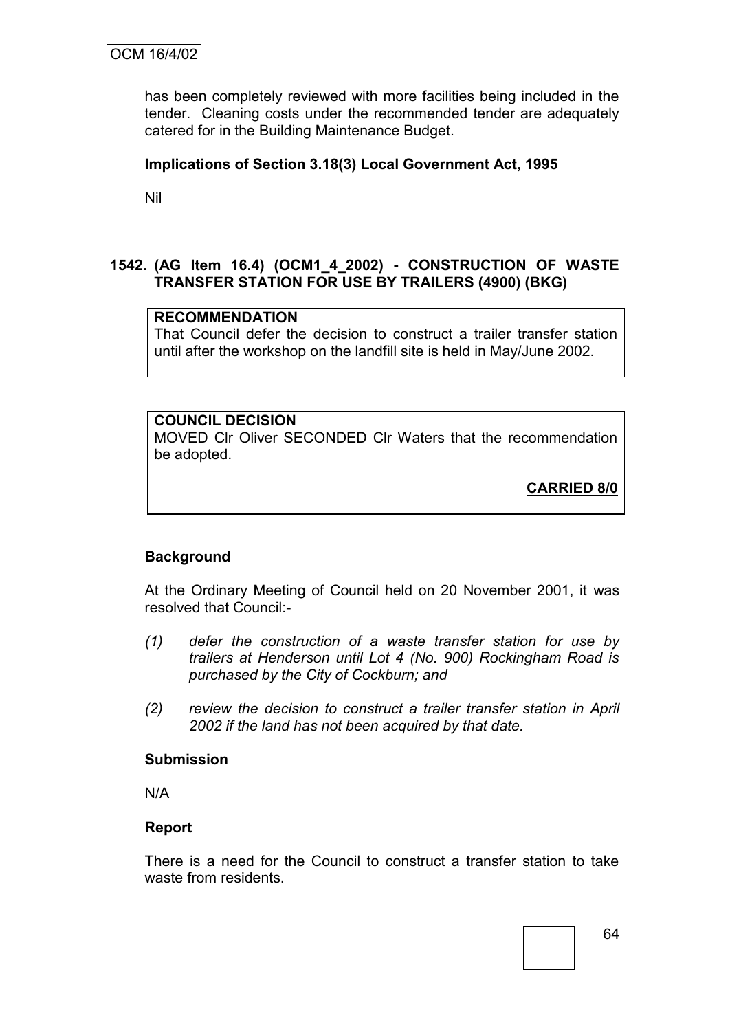has been completely reviewed with more facilities being included in the tender. Cleaning costs under the recommended tender are adequately catered for in the Building Maintenance Budget.

**Implications of Section 3.18(3) Local Government Act, 1995**

Nil

### 1542. (AG Item 16.4) (OCM1_4_2002) - CONSTRUCTION OF WASTE TRANSFER STATION FOR USE BY TRAILERS (4900) (BKG)

**RECOMMENDATION**
That Council defer the decision to construct a trailer transfer station until after the workshop on the landfill site is held in May/June 2002.

**COUNCIL DECISION**
MOVED Clr Oliver SECONDED Clr Waters that the recommendation be adopted.

**CARRIED 8/0**

**Background**

At the Ordinary Meeting of Council held on 20 November 2001, it was resolved that Council:-

*(1) defer the construction of a waste transfer station for use by trailers at Henderson until Lot 4 (No. 900) Rockingham Road is purchased by the City of Cockburn; and*

*(2) review the decision to construct a trailer transfer station in April 2002 if the land has not been acquired by that date.*

**Submission**

N/A

**Report**

There is a need for the Council to construct a transfer station to take waste from residents.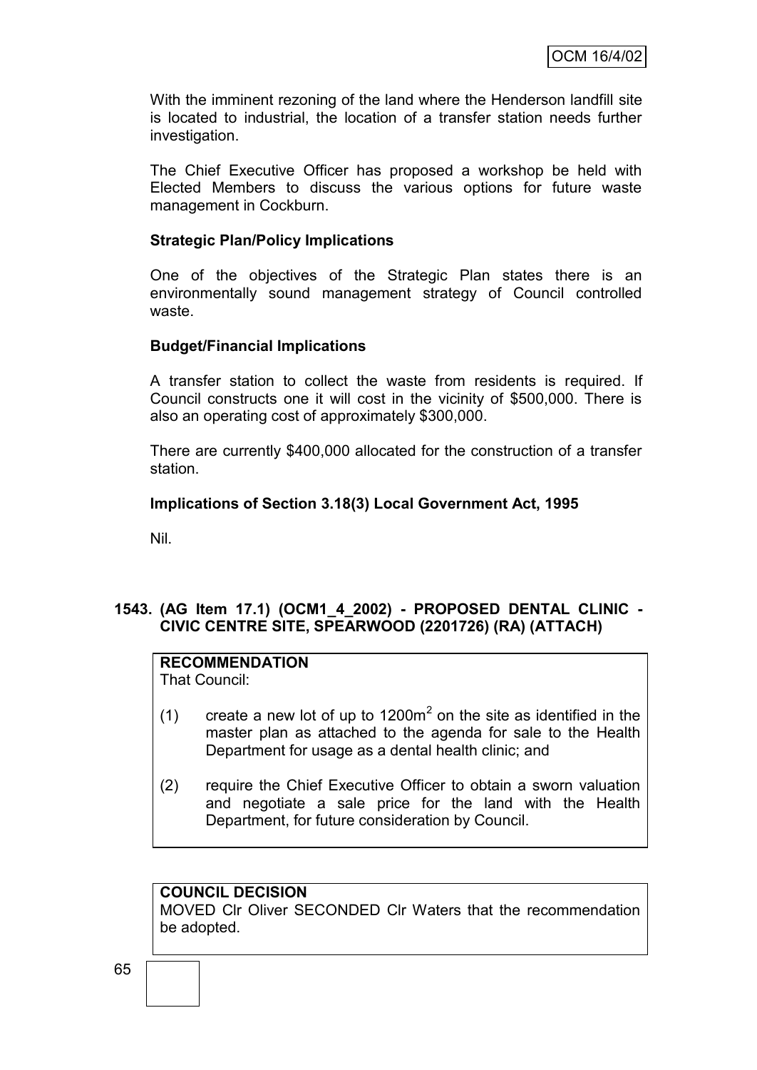With the imminent rezoning of the land where the Henderson landfill site is located to industrial, the location of a transfer station needs further investigation.

The Chief Executive Officer has proposed a workshop be held with Elected Members to discuss the various options for future waste management in Cockburn.

**Strategic Plan/Policy Implications**

One of the objectives of the Strategic Plan states there is an environmentally sound management strategy of Council controlled waste.

**Budget/Financial Implications**

A transfer station to collect the waste from residents is required. If Council constructs one it will cost in the vicinity of $500,000. There is also an operating cost of approximately $300,000.

There are currently $400,000 allocated for the construction of a transfer station.

**Implications of Section 3.18(3) Local Government Act, 1995**

Nil.

## 1543. (AG Item 17.1) (OCM1_4_2002) - PROPOSED DENTAL CLINIC - CIVIC CENTRE SITE, SPEARWOOD (2201726) (RA) (ATTACH)

**RECOMMENDATION**
That Council:

(1) create a new lot of up to 1200m$^2$ on the site as identified in the master plan as attached to the agenda for sale to the Health Department for usage as a dental health clinic; and

(2) require the Chief Executive Officer to obtain a sworn valuation and negotiate a sale price for the land with the Health Department, for future consideration by Council.

**COUNCIL DECISION**
MOVED Clr Oliver SECONDED Clr Waters that the recommendation be adopted.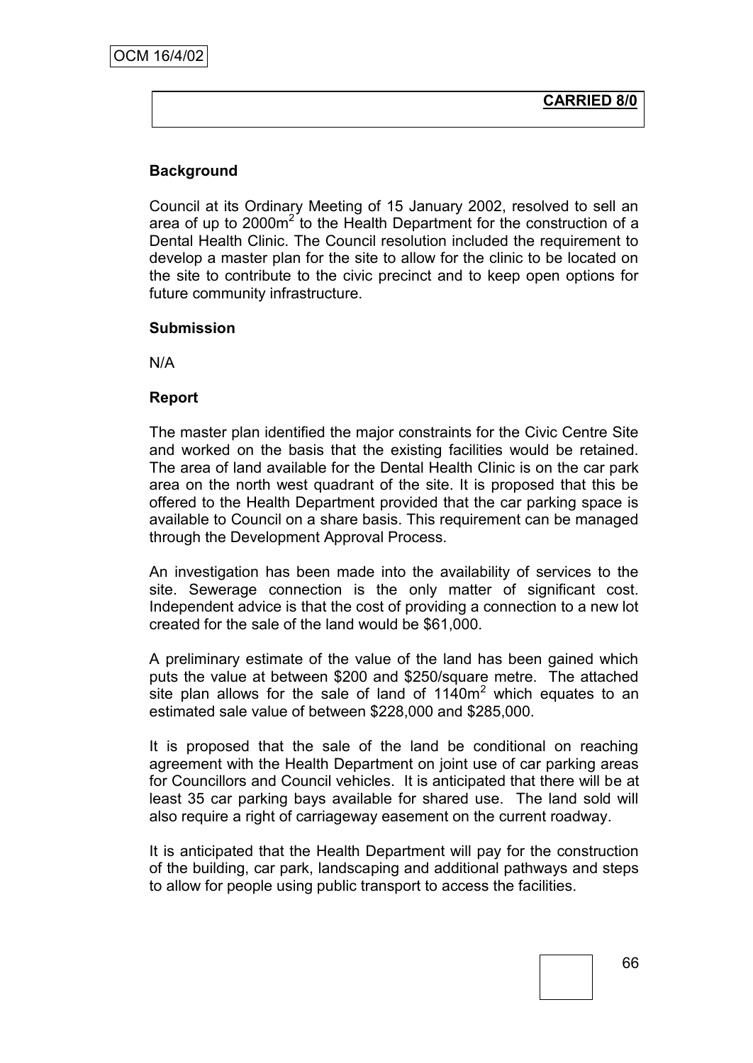**CARRIED 8/0**

**Background**

Council at its Ordinary Meeting of 15 January 2002, resolved to sell an area of up to 2000m$^2$ to the Health Department for the construction of a Dental Health Clinic. The Council resolution included the requirement to develop a master plan for the site to allow for the clinic to be located on the site to contribute to the civic precinct and to keep open options for future community infrastructure.

**Submission**

N/A

**Report**

The master plan identified the major constraints for the Civic Centre Site and worked on the basis that the existing facilities would be retained. The area of land available for the Dental Health Clinic is on the car park area on the north west quadrant of the site. It is proposed that this be offered to the Health Department provided that the car parking space is available to Council on a share basis. This requirement can be managed through the Development Approval Process.

An investigation has been made into the availability of services to the site. Sewerage connection is the only matter of significant cost. Independent advice is that the cost of providing a connection to a new lot created for the sale of the land would be $61,000.

A preliminary estimate of the value of the land has been gained which puts the value at between $200 and $250/square metre. The attached site plan allows for the sale of land of 1140m$^2$ which equates to an estimated sale value of between $228,000 and $285,000.

It is proposed that the sale of the land be conditional on reaching agreement with the Health Department on joint use of car parking areas for Councillors and Council vehicles. It is anticipated that there will be at least 35 car parking bays available for shared use. The land sold will also require a right of carriageway easement on the current roadway.

It is anticipated that the Health Department will pay for the construction of the building, car park, landscaping and additional pathways and steps to allow for people using public transport to access the facilities.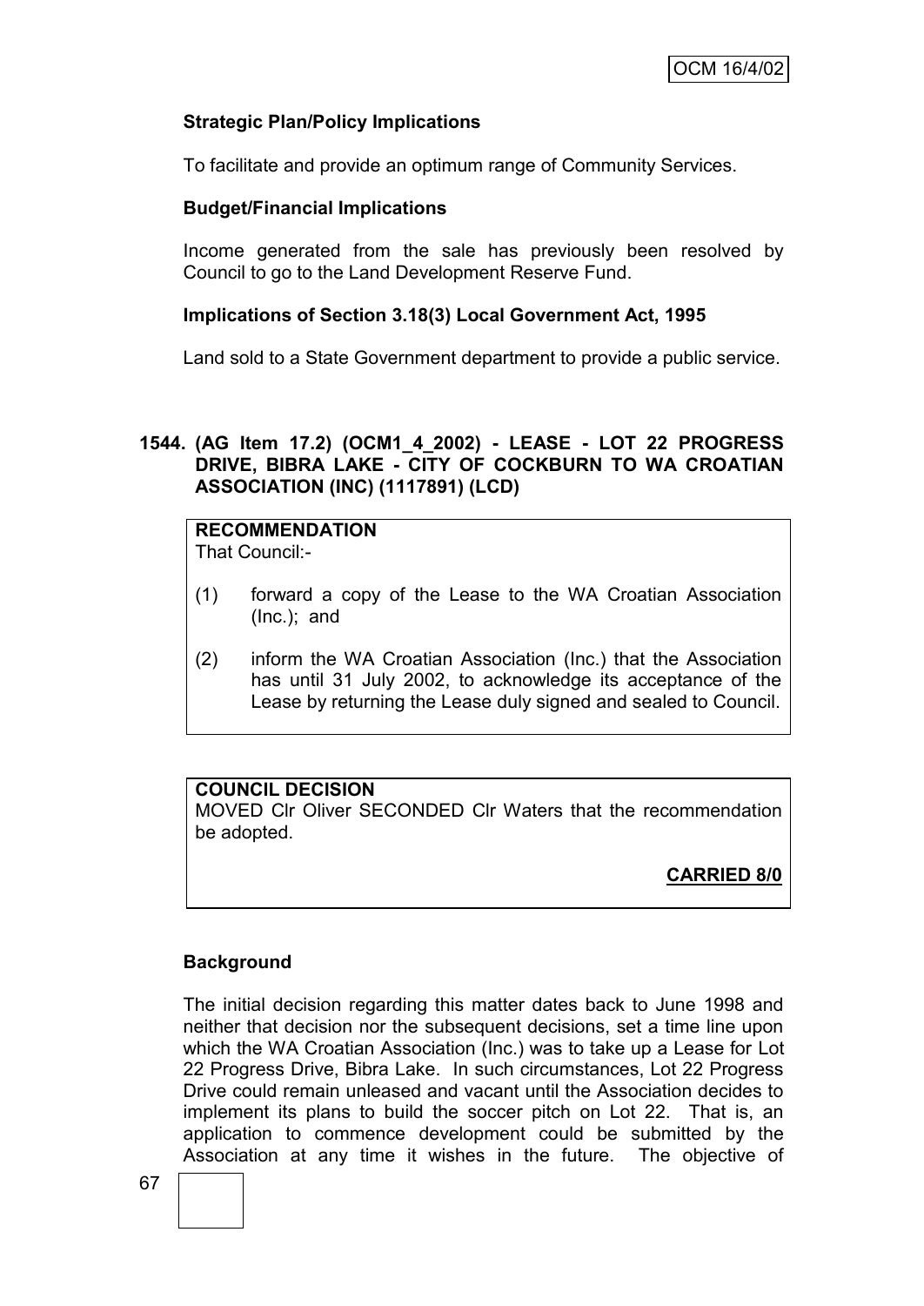**Strategic Plan/Policy Implications**

To facilitate and provide an optimum range of Community Services.

**Budget/Financial Implications**

Income generated from the sale has previously been resolved by Council to go to the Land Development Reserve Fund.

**Implications of Section 3.18(3) Local Government Act, 1995**

Land sold to a State Government department to provide a public service.

**1544. (AG Item 17.2) (OCM1_4_2002) - LEASE - LOT 22 PROGRESS DRIVE, BIBRA LAKE - CITY OF COCKBURN TO WA CROATIAN ASSOCIATION (INC) (1117891) (LCD)**

**RECOMMENDATION**
That Council:-

(1) forward a copy of the Lease to the WA Croatian Association (Inc.); and

(2) inform the WA Croatian Association (Inc.) that the Association has until 31 July 2002, to acknowledge its acceptance of the Lease by returning the Lease duly signed and sealed to Council.

**COUNCIL DECISION**
MOVED Clr Oliver SECONDED Clr Waters that the recommendation be adopted.

**CARRIED 8/0**

**Background**

The initial decision regarding this matter dates back to June 1998 and neither that decision nor the subsequent decisions, set a time line upon which the WA Croatian Association (Inc.) was to take up a Lease for Lot 22 Progress Drive, Bibra Lake. In such circumstances, Lot 22 Progress Drive could remain unleased and vacant until the Association decides to implement its plans to build the soccer pitch on Lot 22. That is, an application to commence development could be submitted by the Association at any time it wishes in the future. The objective of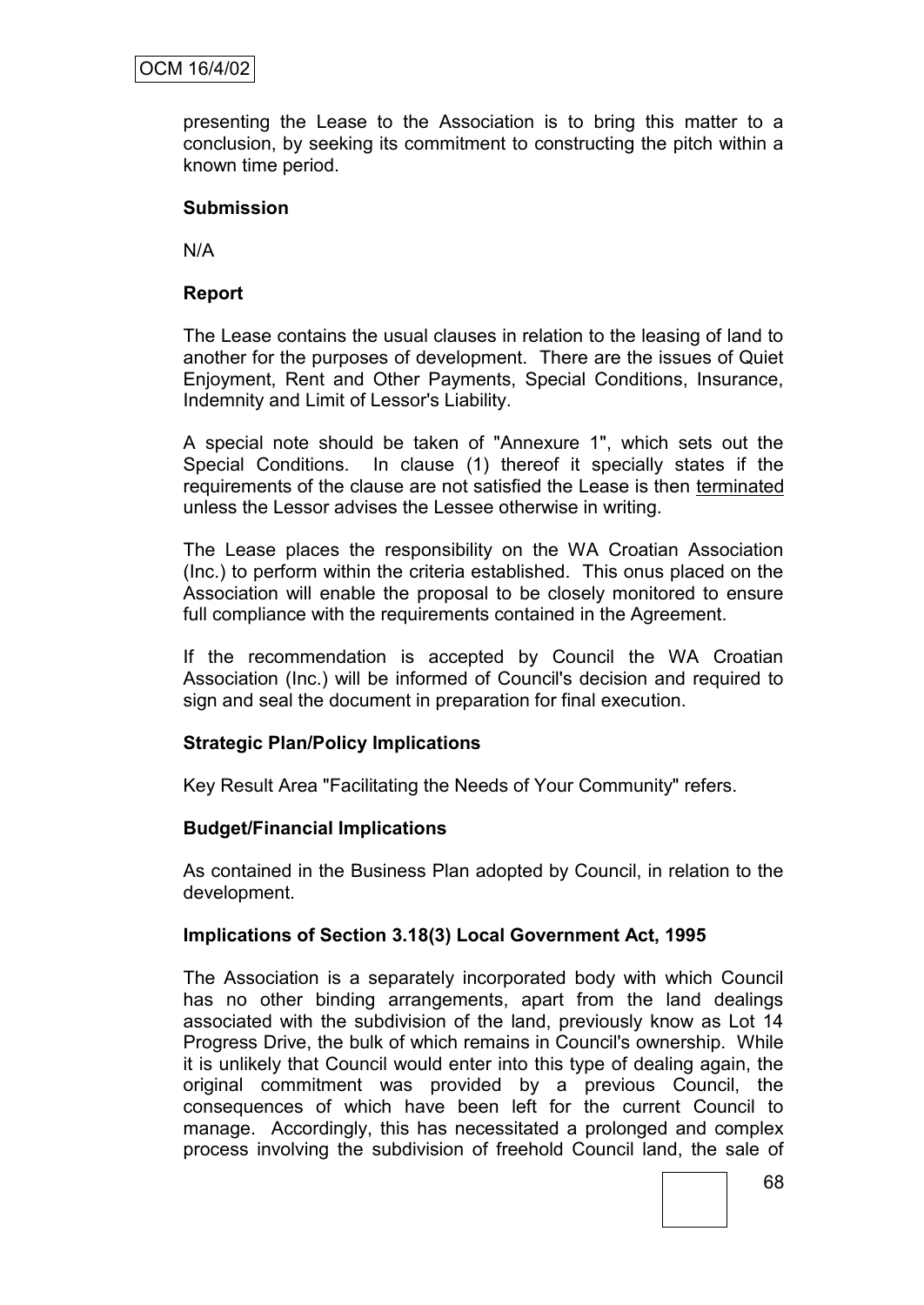presenting the Lease to the Association is to bring this matter to a conclusion, by seeking its commitment to constructing the pitch within a known time period.

**Submission**

N/A

**Report**

The Lease contains the usual clauses in relation to the leasing of land to another for the purposes of development. There are the issues of Quiet Enjoyment, Rent and Other Payments, Special Conditions, Insurance, Indemnity and Limit of Lessor's Liability.

A special note should be taken of "Annexure 1", which sets out the Special Conditions. In clause (1) thereof it specially states if the requirements of the clause are not satisfied the Lease is then terminated unless the Lessor advises the Lessee otherwise in writing.

The Lease places the responsibility on the WA Croatian Association (Inc.) to perform within the criteria established. This onus placed on the Association will enable the proposal to be closely monitored to ensure full compliance with the requirements contained in the Agreement.

If the recommendation is accepted by Council the WA Croatian Association (Inc.) will be informed of Council's decision and required to sign and seal the document in preparation for final execution.

**Strategic Plan/Policy Implications**

Key Result Area "Facilitating the Needs of Your Community" refers.

**Budget/Financial Implications**

As contained in the Business Plan adopted by Council, in relation to the development.

**Implications of Section 3.18(3) Local Government Act, 1995**

The Association is a separately incorporated body with which Council has no other binding arrangements, apart from the land dealings associated with the subdivision of the land, previously know as Lot 14 Progress Drive, the bulk of which remains in Council's ownership. While it is unlikely that Council would enter into this type of dealing again, the original commitment was provided by a previous Council, the consequences of which have been left for the current Council to manage. Accordingly, this has necessitated a prolonged and complex process involving the subdivision of freehold Council land, the sale of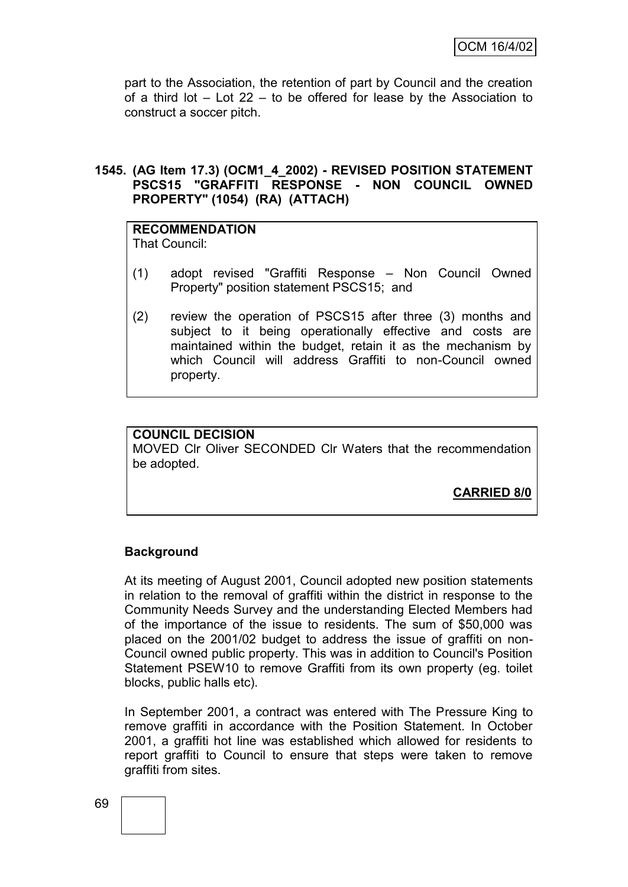part to the Association, the retention of part by Council and the creation of a third lot – Lot 22 – to be offered for lease by the Association to construct a soccer pitch.

**1545. (AG Item 17.3) (OCM1_4_2002) - REVISED POSITION STATEMENT PSCS15 "GRAFFITI RESPONSE - NON COUNCIL OWNED PROPERTY" (1054) (RA) (ATTACH)**

**RECOMMENDATION**
That Council:

(1) adopt revised "Graffiti Response – Non Council Owned Property" position statement PSCS15; and

(2) review the operation of PSCS15 after three (3) months and subject to it being operationally effective and costs are maintained within the budget, retain it as the mechanism by which Council will address Graffiti to non-Council owned property.

**COUNCIL DECISION**
MOVED Clr Oliver SECONDED Clr Waters that the recommendation be adopted.

**CARRIED 8/0**

**Background**

At its meeting of August 2001, Council adopted new position statements in relation to the removal of graffiti within the district in response to the Community Needs Survey and the understanding Elected Members had of the importance of the issue to residents. The sum of $50,000 was placed on the 2001/02 budget to address the issue of graffiti on non-Council owned public property. This was in addition to Council's Position Statement PSEW10 to remove Graffiti from its own property (eg. toilet blocks, public halls etc).

In September 2001, a contract was entered with The Pressure King to remove graffiti in accordance with the Position Statement. In October 2001, a graffiti hot line was established which allowed for residents to report graffiti to Council to ensure that steps were taken to remove graffiti from sites.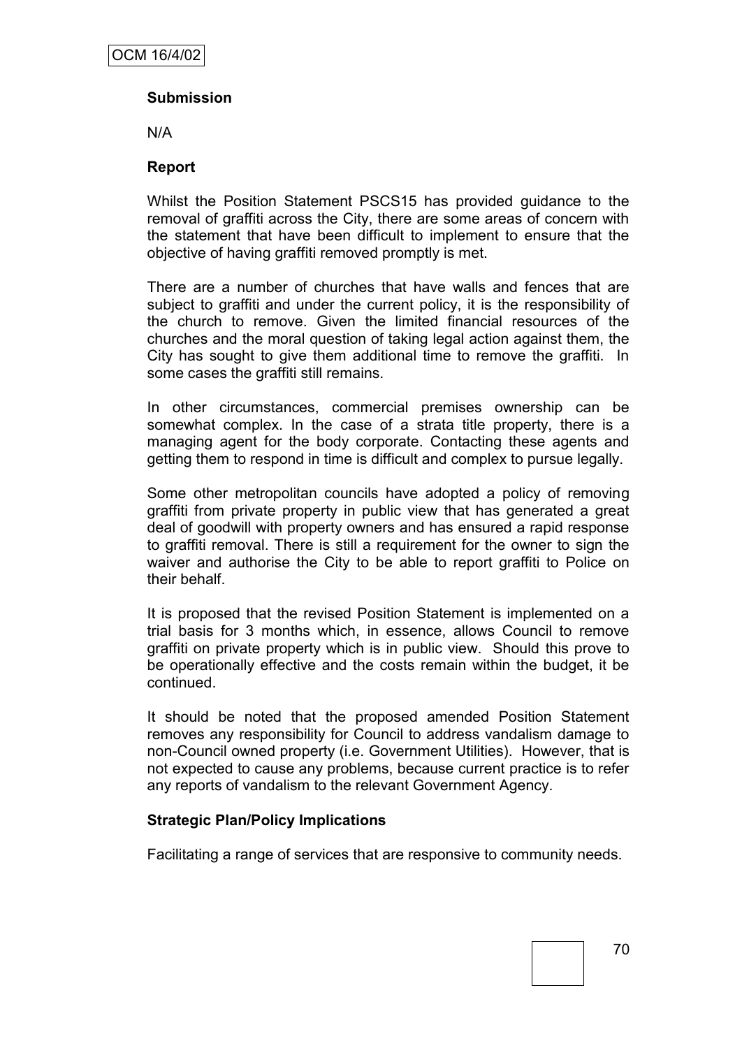**Submission**

N/A

**Report**

Whilst the Position Statement PSCS15 has provided guidance to the removal of graffiti across the City, there are some areas of concern with the statement that have been difficult to implement to ensure that the objective of having graffiti removed promptly is met.

There are a number of churches that have walls and fences that are subject to graffiti and under the current policy, it is the responsibility of the church to remove. Given the limited financial resources of the churches and the moral question of taking legal action against them, the City has sought to give them additional time to remove the graffiti. In some cases the graffiti still remains.

In other circumstances, commercial premises ownership can be somewhat complex. In the case of a strata title property, there is a managing agent for the body corporate. Contacting these agents and getting them to respond in time is difficult and complex to pursue legally.

Some other metropolitan councils have adopted a policy of removing graffiti from private property in public view that has generated a great deal of goodwill with property owners and has ensured a rapid response to graffiti removal. There is still a requirement for the owner to sign the waiver and authorise the City to be able to report graffiti to Police on their behalf.

It is proposed that the revised Position Statement is implemented on a trial basis for 3 months which, in essence, allows Council to remove graffiti on private property which is in public view. Should this prove to be operationally effective and the costs remain within the budget, it be continued.

It should be noted that the proposed amended Position Statement removes any responsibility for Council to address vandalism damage to non-Council owned property (i.e. Government Utilities). However, that is not expected to cause any problems, because current practice is to refer any reports of vandalism to the relevant Government Agency.

**Strategic Plan/Policy Implications**

Facilitating a range of services that are responsive to community needs.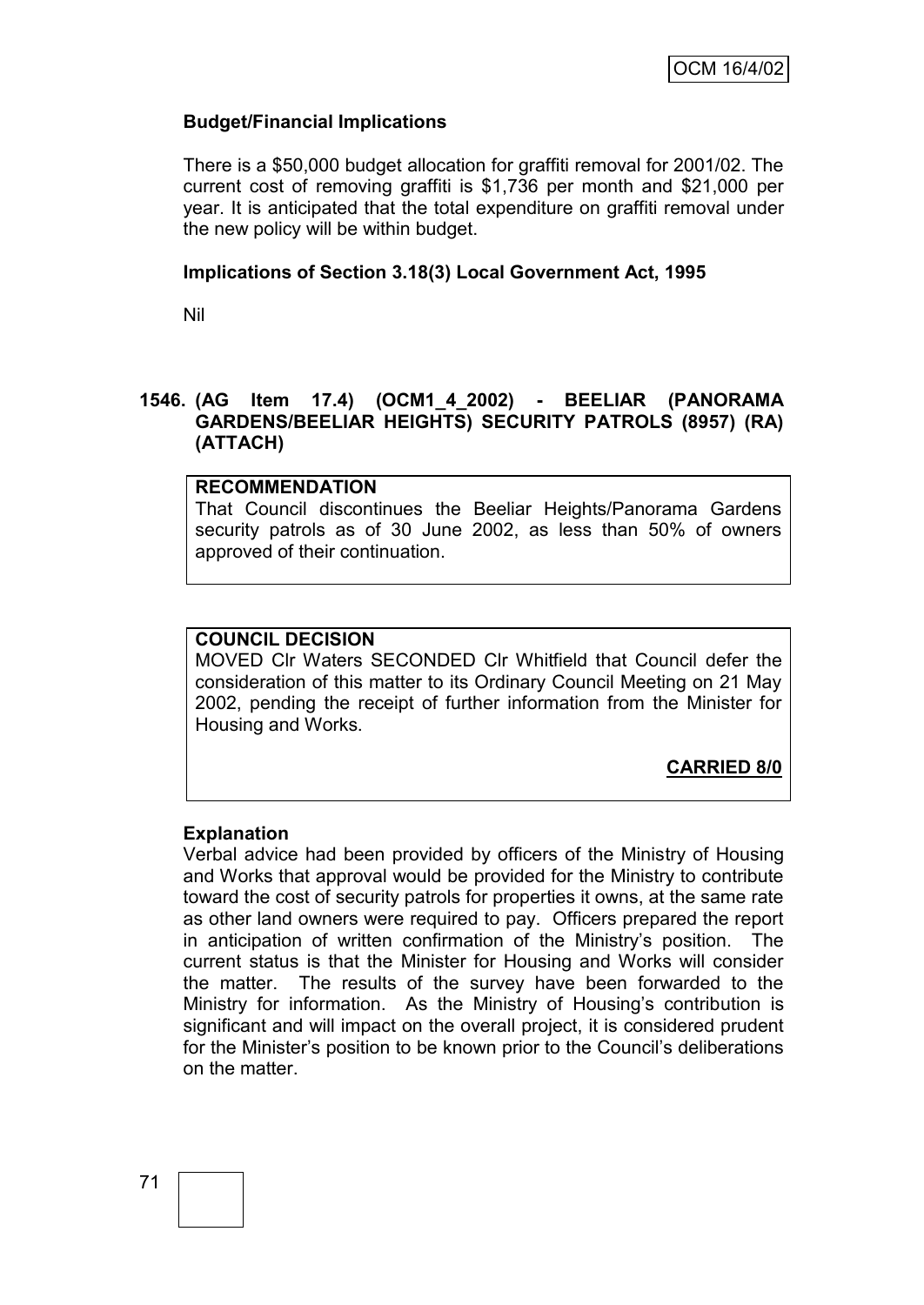**Budget/Financial Implications**

There is a $50,000 budget allocation for graffiti removal for 2001/02. The current cost of removing graffiti is $1,736 per month and $21,000 per year. It is anticipated that the total expenditure on graffiti removal under the new policy will be within budget.

**Implications of Section 3.18(3) Local Government Act, 1995**

Nil

**1546. (AG Item 17.4) (OCM1_4_2002) - BEELIAR (PANORAMA GARDENS/BEELIAR HEIGHTS) SECURITY PATROLS (8957) (RA) (ATTACH)**

**RECOMMENDATION**

That Council discontinues the Beeliar Heights/Panorama Gardens security patrols as of 30 June 2002, as less than 50% of owners approved of their continuation.

**COUNCIL DECISION**

MOVED Clr Waters SECONDED Clr Whitfield that Council defer the consideration of this matter to its Ordinary Council Meeting on 21 May 2002, pending the receipt of further information from the Minister for Housing and Works.

**CARRIED 8/0**

**Explanation**

Verbal advice had been provided by officers of the Ministry of Housing and Works that approval would be provided for the Ministry to contribute toward the cost of security patrols for properties it owns, at the same rate as other land owners were required to pay. Officers prepared the report in anticipation of written confirmation of the Ministry's position. The current status is that the Minister for Housing and Works will consider the matter. The results of the survey have been forwarded to the Ministry for information. As the Ministry of Housing's contribution is significant and will impact on the overall project, it is considered prudent for the Minister's position to be known prior to the Council's deliberations on the matter.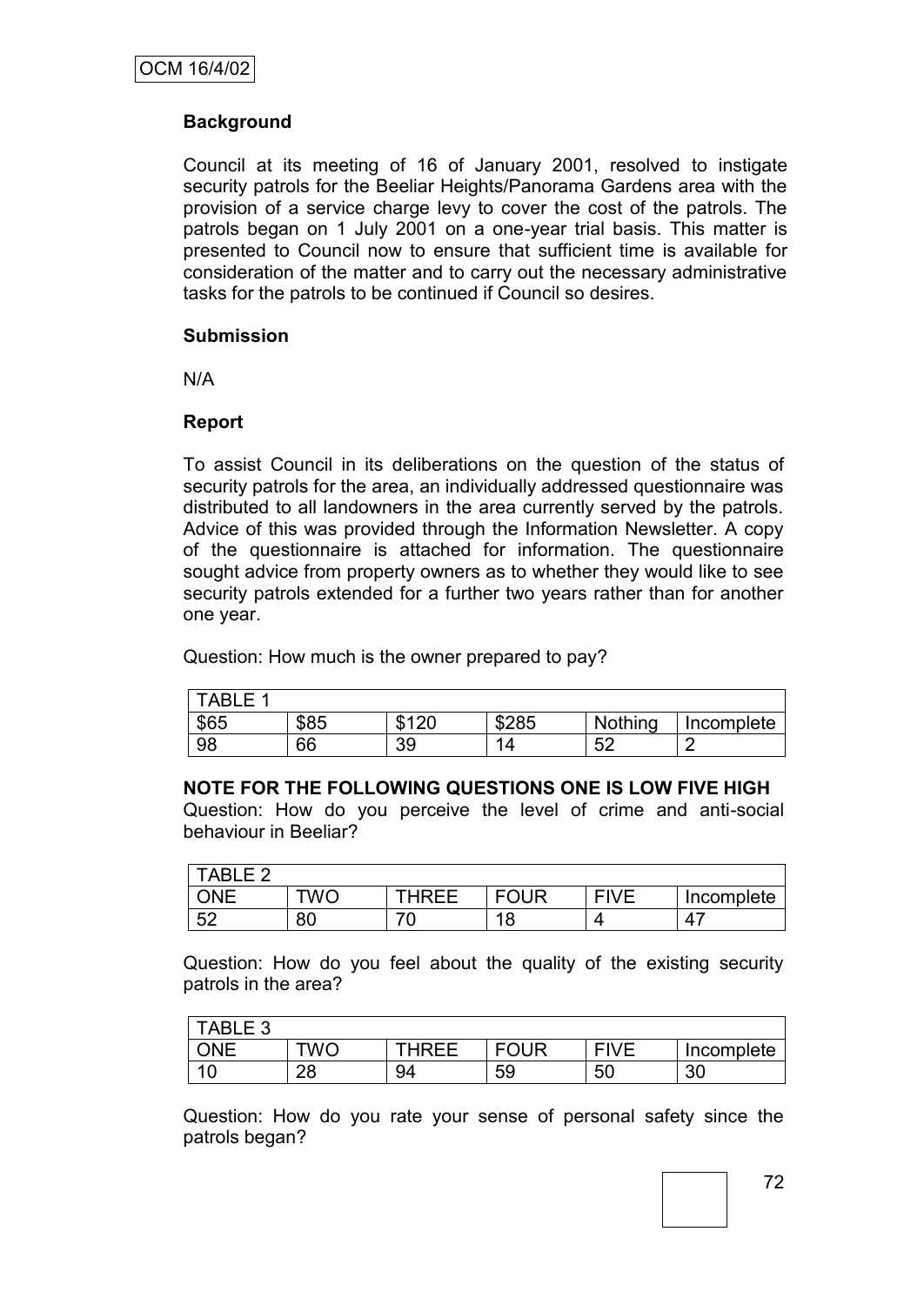## Background

Council at its meeting of 16 of January 2001, resolved to instigate security patrols for the Beeliar Heights/Panorama Gardens area with the provision of a service charge levy to cover the cost of the patrols. The patrols began on 1 July 2001 on a one-year trial basis. This matter is presented to Council now to ensure that sufficient time is available for consideration of the matter and to carry out the necessary administrative tasks for the patrols to be continued if Council so desires.

## Submission

N/A

## Report

To assist Council in its deliberations on the question of the status of security patrols for the area, an individually addressed questionnaire was distributed to all landowners in the area currently served by the patrols. Advice of this was provided through the Information Newsletter. A copy of the questionnaire is attached for information. The questionnaire sought advice from property owners as to whether they would like to see security patrols extended for a further two years rather than for another one year.

Question: How much is the owner prepared to pay?

| TABLE 1 | | | | | |
|---|---|---|---|---|---|
| $65 | $85 | $120 | $285 | Nothing | Incomplete |
| 98 | 66 | 39 | 14 | 52 | 2 |

**NOTE FOR THE FOLLOWING QUESTIONS ONE IS LOW FIVE HIGH**

Question: How do you perceive the level of crime and anti-social behaviour in Beeliar?

| TABLE 2 | | | | | |
|---|---|---|---|---|---|
| ONE | TWO | THREE | FOUR | FIVE | Incomplete |
| 52 | 80 | 70 | 18 | 4 | 47 |

Question: How do you feel about the quality of the existing security patrols in the area?

| TABLE 3 | | | | | |
|---|---|---|---|---|---|
| ONE | TWO | THREE | FOUR | FIVE | Incomplete |
| 10 | 28 | 94 | 59 | 50 | 30 |

Question: How do you rate your sense of personal safety since the patrols began?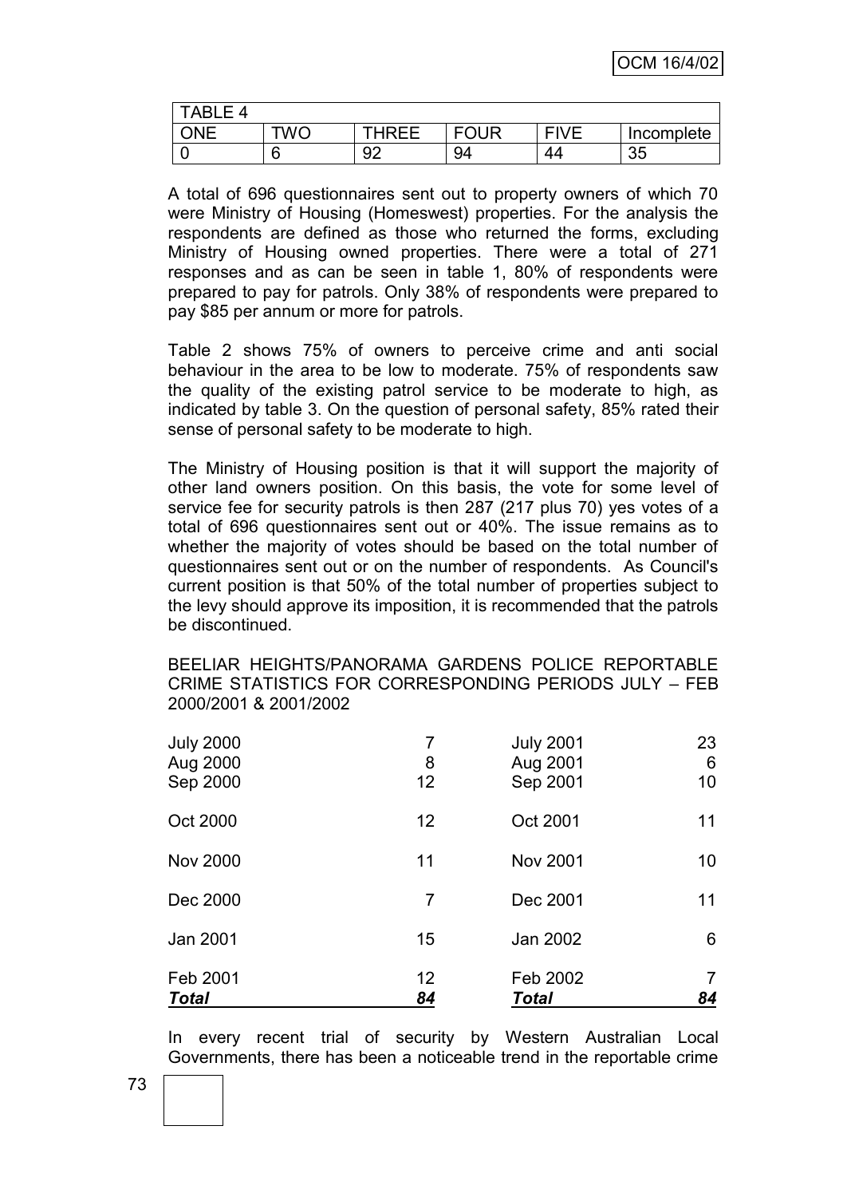| TABLE 4 | | | | | |
|---|---|---|---|---|---|
| ONE | TWO | THREE | FOUR | FIVE | Incomplete |
| 0 | 6 | 92 | 94 | 44 | 35 |

A total of 696 questionnaires sent out to property owners of which 70 were Ministry of Housing (Homeswest) properties. For the analysis the respondents are defined as those who returned the forms, excluding Ministry of Housing owned properties. There were a total of 271 responses and as can be seen in table 1, 80% of respondents were prepared to pay for patrols. Only 38% of respondents were prepared to pay $85 per annum or more for patrols.

Table 2 shows 75% of owners to perceive crime and anti social behaviour in the area to be low to moderate. 75% of respondents saw the quality of the existing patrol service to be moderate to high, as indicated by table 3. On the question of personal safety, 85% rated their sense of personal safety to be moderate to high.

The Ministry of Housing position is that it will support the majority of other land owners position. On this basis, the vote for some level of service fee for security patrols is then 287 (217 plus 70) yes votes of a total of 696 questionnaires sent out or 40%. The issue remains as to whether the majority of votes should be based on the total number of questionnaires sent out or on the number of respondents. As Council's current position is that 50% of the total number of properties subject to the levy should approve its imposition, it is recommended that the patrols be discontinued.

BEELIAR HEIGHTS/PANORAMA GARDENS POLICE REPORTABLE CRIME STATISTICS FOR CORRESPONDING PERIODS JULY – FEB 2000/2001 & 2001/2002

| | | | |
|---|---|---|---|
| July 2000 | 7 | July 2001 | 23 |
| Aug 2000 | 8 | Aug 2001 | 6 |
| Sep 2000 | 12 | Sep 2001 | 10 |
| Oct 2000 | 12 | Oct 2001 | 11 |
| Nov 2000 | 11 | Nov 2001 | 10 |
| Dec 2000 | 7 | Dec 2001 | 11 |
| Jan 2001 | 15 | Jan 2002 | 6 |
| Feb 2001 | 12 | Feb 2002 | 7 |
| ***Total*** | ***84*** | ***Total*** | ***84*** |

In every recent trial of security by Western Australian Local Governments, there has been a noticeable trend in the reportable crime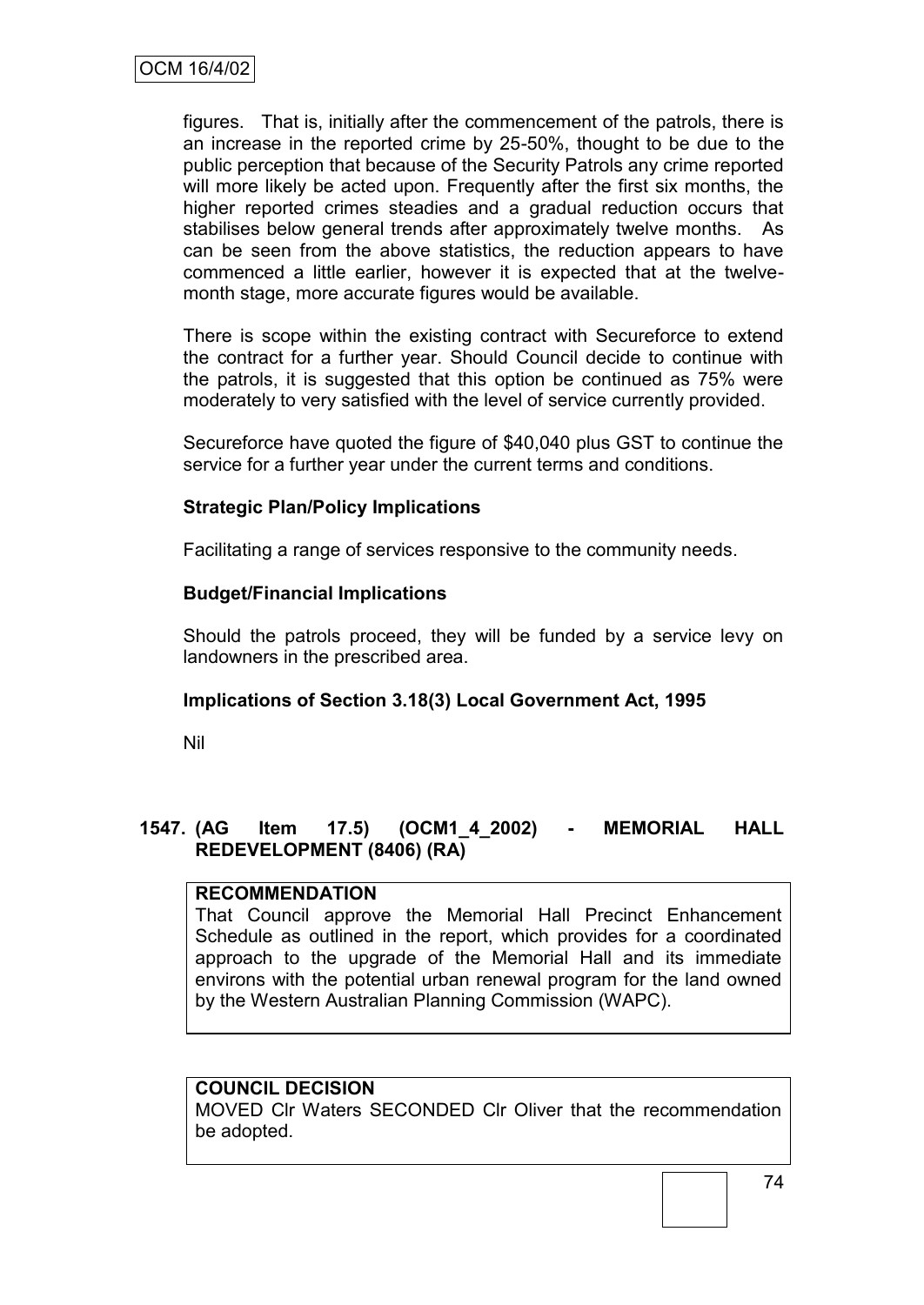figures. That is, initially after the commencement of the patrols, there is an increase in the reported crime by 25-50%, thought to be due to the public perception that because of the Security Patrols any crime reported will more likely be acted upon. Frequently after the first six months, the higher reported crimes steadies and a gradual reduction occurs that stabilises below general trends after approximately twelve months. As can be seen from the above statistics, the reduction appears to have commenced a little earlier, however it is expected that at the twelve-month stage, more accurate figures would be available.

There is scope within the existing contract with Secureforce to extend the contract for a further year. Should Council decide to continue with the patrols, it is suggested that this option be continued as 75% were moderately to very satisfied with the level of service currently provided.

Secureforce have quoted the figure of $40,040 plus GST to continue the service for a further year under the current terms and conditions.

**Strategic Plan/Policy Implications**

Facilitating a range of services responsive to the community needs.

**Budget/Financial Implications**

Should the patrols proceed, they will be funded by a service levy on landowners in the prescribed area.

**Implications of Section 3.18(3) Local Government Act, 1995**

Nil

## 1547. (AG Item 17.5) (OCM1_4_2002) - MEMORIAL HALL REDEVELOPMENT (8406) (RA)

**RECOMMENDATION**

That Council approve the Memorial Hall Precinct Enhancement Schedule as outlined in the report, which provides for a coordinated approach to the upgrade of the Memorial Hall and its immediate environs with the potential urban renewal program for the land owned by the Western Australian Planning Commission (WAPC).

**COUNCIL DECISION**

MOVED Clr Waters SECONDED Clr Oliver that the recommendation be adopted.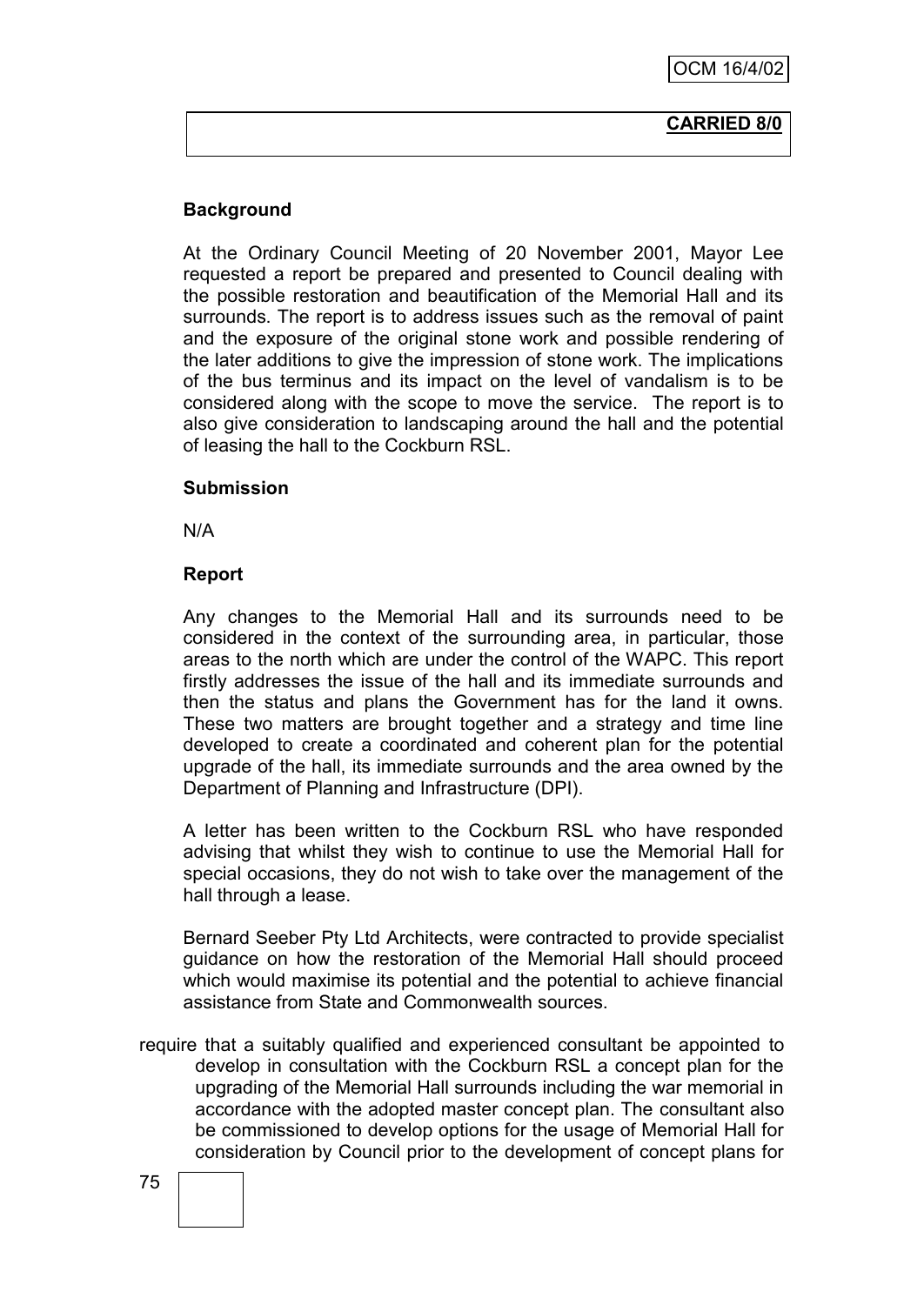**CARRIED 8/0**

**Background**

At the Ordinary Council Meeting of 20 November 2001, Mayor Lee requested a report be prepared and presented to Council dealing with the possible restoration and beautification of the Memorial Hall and its surrounds. The report is to address issues such as the removal of paint and the exposure of the original stone work and possible rendering of the later additions to give the impression of stone work. The implications of the bus terminus and its impact on the level of vandalism is to be considered along with the scope to move the service. The report is to also give consideration to landscaping around the hall and the potential of leasing the hall to the Cockburn RSL.

**Submission**

N/A

**Report**

Any changes to the Memorial Hall and its surrounds need to be considered in the context of the surrounding area, in particular, those areas to the north which are under the control of the WAPC. This report firstly addresses the issue of the hall and its immediate surrounds and then the status and plans the Government has for the land it owns. These two matters are brought together and a strategy and time line developed to create a coordinated and coherent plan for the potential upgrade of the hall, its immediate surrounds and the area owned by the Department of Planning and Infrastructure (DPI).

A letter has been written to the Cockburn RSL who have responded advising that whilst they wish to continue to use the Memorial Hall for special occasions, they do not wish to take over the management of the hall through a lease.

Bernard Seeber Pty Ltd Architects, were contracted to provide specialist guidance on how the restoration of the Memorial Hall should proceed which would maximise its potential and the potential to achieve financial assistance from State and Commonwealth sources.

require that a suitably qualified and experienced consultant be appointed to develop in consultation with the Cockburn RSL a concept plan for the upgrading of the Memorial Hall surrounds including the war memorial in accordance with the adopted master concept plan. The consultant also be commissioned to develop options for the usage of Memorial Hall for consideration by Council prior to the development of concept plans for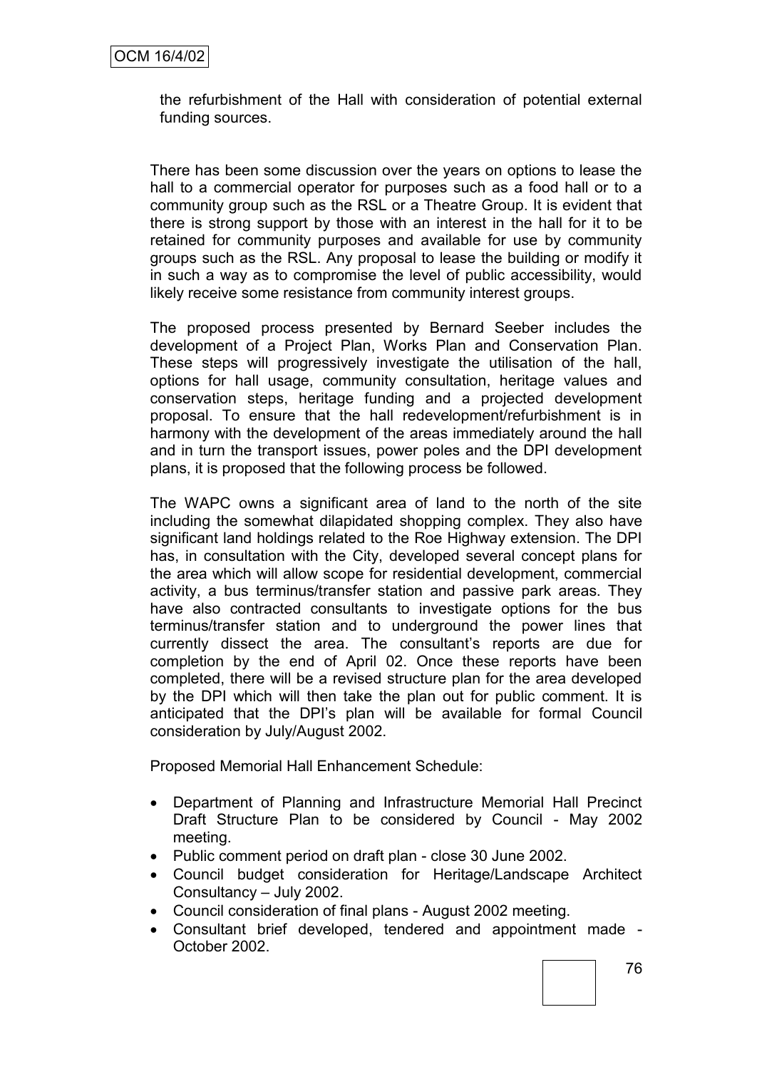the refurbishment of the Hall with consideration of potential external funding sources.

There has been some discussion over the years on options to lease the hall to a commercial operator for purposes such as a food hall or to a community group such as the RSL or a Theatre Group. It is evident that there is strong support by those with an interest in the hall for it to be retained for community purposes and available for use by community groups such as the RSL. Any proposal to lease the building or modify it in such a way as to compromise the level of public accessibility, would likely receive some resistance from community interest groups.

The proposed process presented by Bernard Seeber includes the development of a Project Plan, Works Plan and Conservation Plan. These steps will progressively investigate the utilisation of the hall, options for hall usage, community consultation, heritage values and conservation steps, heritage funding and a projected development proposal. To ensure that the hall redevelopment/refurbishment is in harmony with the development of the areas immediately around the hall and in turn the transport issues, power poles and the DPI development plans, it is proposed that the following process be followed.

The WAPC owns a significant area of land to the north of the site including the somewhat dilapidated shopping complex. They also have significant land holdings related to the Roe Highway extension. The DPI has, in consultation with the City, developed several concept plans for the area which will allow scope for residential development, commercial activity, a bus terminus/transfer station and passive park areas. They have also contracted consultants to investigate options for the bus terminus/transfer station and to underground the power lines that currently dissect the area. The consultant's reports are due for completion by the end of April 02. Once these reports have been completed, there will be a revised structure plan for the area developed by the DPI which will then take the plan out for public comment. It is anticipated that the DPI's plan will be available for formal Council consideration by July/August 2002.

Proposed Memorial Hall Enhancement Schedule:

- Department of Planning and Infrastructure Memorial Hall Precinct Draft Structure Plan to be considered by Council - May 2002 meeting.
- Public comment period on draft plan - close 30 June 2002.
- Council budget consideration for Heritage/Landscape Architect Consultancy – July 2002.
- Council consideration of final plans - August 2002 meeting.
- Consultant brief developed, tendered and appointment made - October 2002.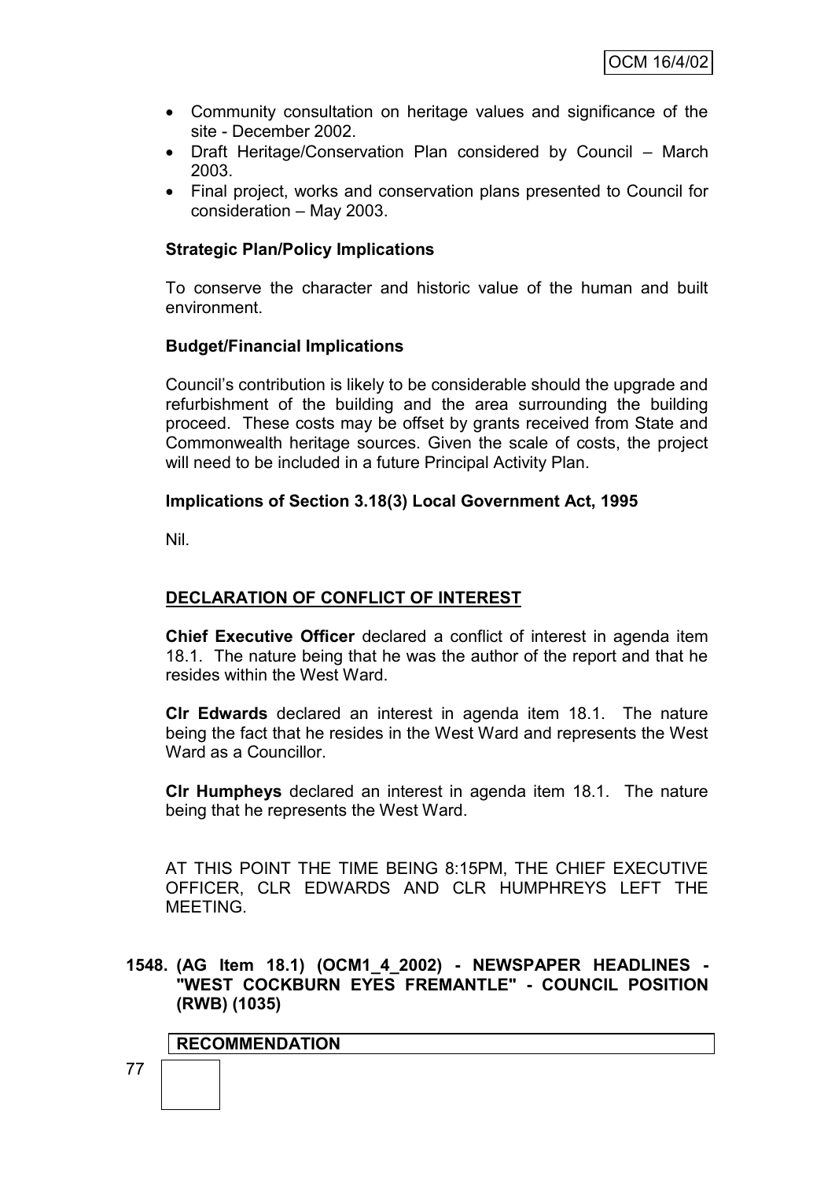- Community consultation on heritage values and significance of the site - December 2002.
- Draft Heritage/Conservation Plan considered by Council – March 2003.
- Final project, works and conservation plans presented to Council for consideration – May 2003.

**Strategic Plan/Policy Implications**

To conserve the character and historic value of the human and built environment.

**Budget/Financial Implications**

Council's contribution is likely to be considerable should the upgrade and refurbishment of the building and the area surrounding the building proceed. These costs may be offset by grants received from State and Commonwealth heritage sources. Given the scale of costs, the project will need to be included in a future Principal Activity Plan.

**Implications of Section 3.18(3) Local Government Act, 1995**

Nil.

**DECLARATION OF CONFLICT OF INTEREST**

**Chief Executive Officer** declared a conflict of interest in agenda item 18.1. The nature being that he was the author of the report and that he resides within the West Ward.

**Clr Edwards** declared an interest in agenda item 18.1. The nature being the fact that he resides in the West Ward and represents the West Ward as a Councillor.

**Clr Humpheys** declared an interest in agenda item 18.1. The nature being that he represents the West Ward.

AT THIS POINT THE TIME BEING 8:15PM, THE CHIEF EXECUTIVE OFFICER, CLR EDWARDS AND CLR HUMPHREYS LEFT THE MEETING.

**1548. (AG Item 18.1) (OCM1_4_2002) - NEWSPAPER HEADLINES - "WEST COCKBURN EYES FREMANTLE" - COUNCIL POSITION (RWB) (1035)**

**RECOMMENDATION**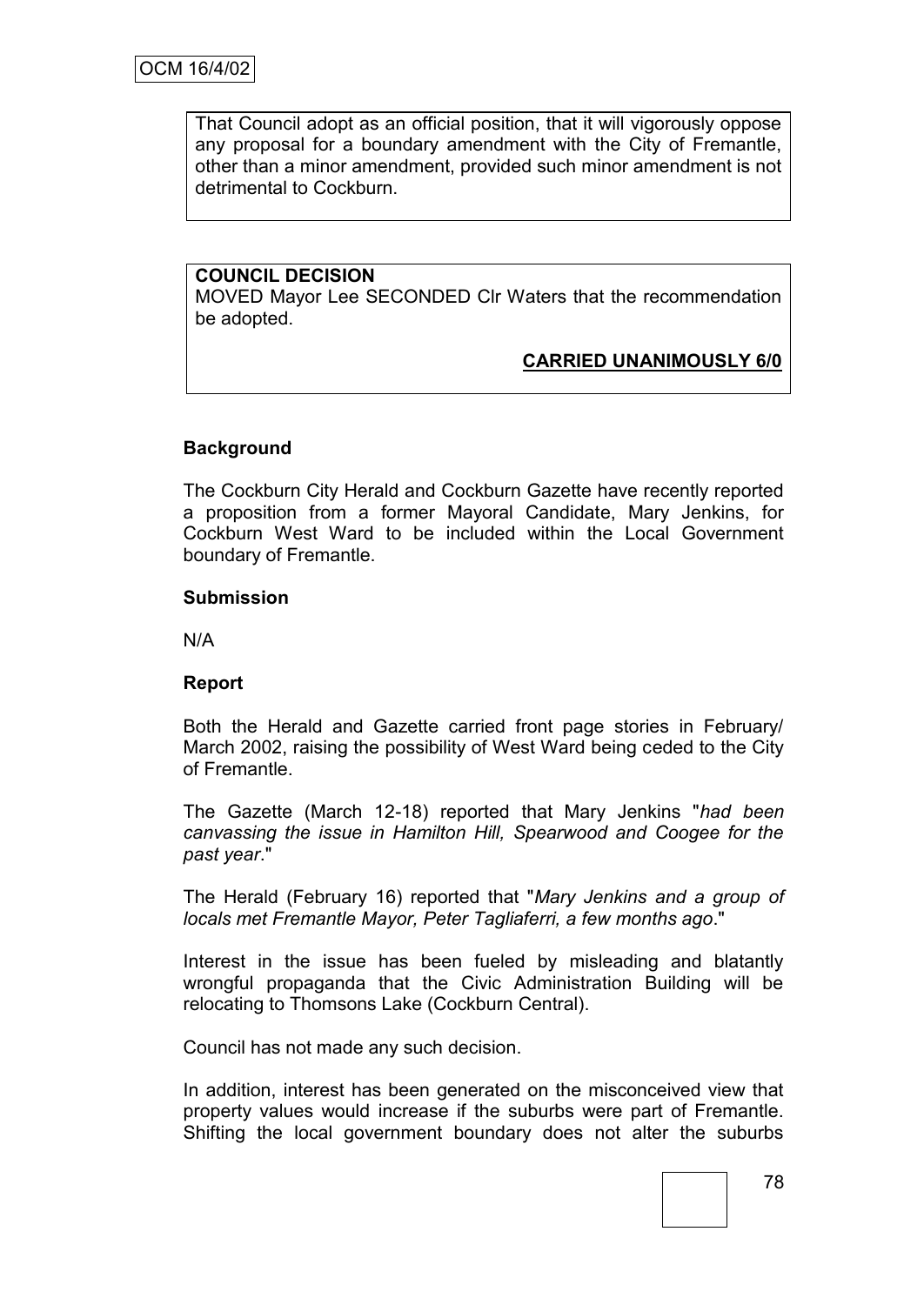That Council adopt as an official position, that it will vigorously oppose any proposal for a boundary amendment with the City of Fremantle, other than a minor amendment, provided such minor amendment is not detrimental to Cockburn.

**COUNCIL DECISION**
MOVED Mayor Lee SECONDED Clr Waters that the recommendation be adopted.

**CARRIED UNANIMOUSLY 6/0**

**Background**

The Cockburn City Herald and Cockburn Gazette have recently reported a proposition from a former Mayoral Candidate, Mary Jenkins, for Cockburn West Ward to be included within the Local Government boundary of Fremantle.

**Submission**

N/A

**Report**

Both the Herald and Gazette carried front page stories in February/ March 2002, raising the possibility of West Ward being ceded to the City of Fremantle.

The Gazette (March 12-18) reported that Mary Jenkins "*had been canvassing the issue in Hamilton Hill, Spearwood and Coogee for the past year*."

The Herald (February 16) reported that "*Mary Jenkins and a group of locals met Fremantle Mayor, Peter Tagliaferri, a few months ago*."

Interest in the issue has been fueled by misleading and blatantly wrongful propaganda that the Civic Administration Building will be relocating to Thomsons Lake (Cockburn Central).

Council has not made any such decision.

In addition, interest has been generated on the misconceived view that property values would increase if the suburbs were part of Fremantle. Shifting the local government boundary does not alter the suburbs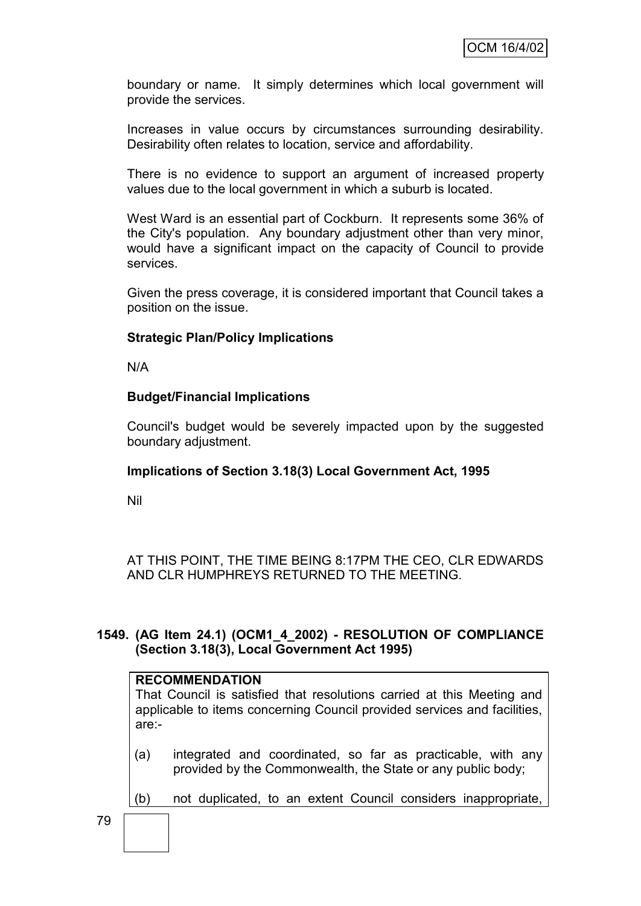boundary or name. It simply determines which local government will provide the services.

Increases in value occurs by circumstances surrounding desirability. Desirability often relates to location, service and affordability.

There is no evidence to support an argument of increased property values due to the local government in which a suburb is located.

West Ward is an essential part of Cockburn. It represents some 36% of the City's population. Any boundary adjustment other than very minor, would have a significant impact on the capacity of Council to provide services.

Given the press coverage, it is considered important that Council takes a position on the issue.

**Strategic Plan/Policy Implications**

N/A

**Budget/Financial Implications**

Council's budget would be severely impacted upon by the suggested boundary adjustment.

**Implications of Section 3.18(3) Local Government Act, 1995**

Nil

AT THIS POINT, THE TIME BEING 8:17PM THE CEO, CLR EDWARDS AND CLR HUMPHREYS RETURNED TO THE MEETING.

**1549. (AG Item 24.1) (OCM1_4_2002) - RESOLUTION OF COMPLIANCE (Section 3.18(3), Local Government Act 1995)**

**RECOMMENDATION**

That Council is satisfied that resolutions carried at this Meeting and applicable to items concerning Council provided services and facilities, are:-

(a) integrated and coordinated, so far as practicable, with any provided by the Commonwealth, the State or any public body;

(b) not duplicated, to an extent Council considers inappropriate,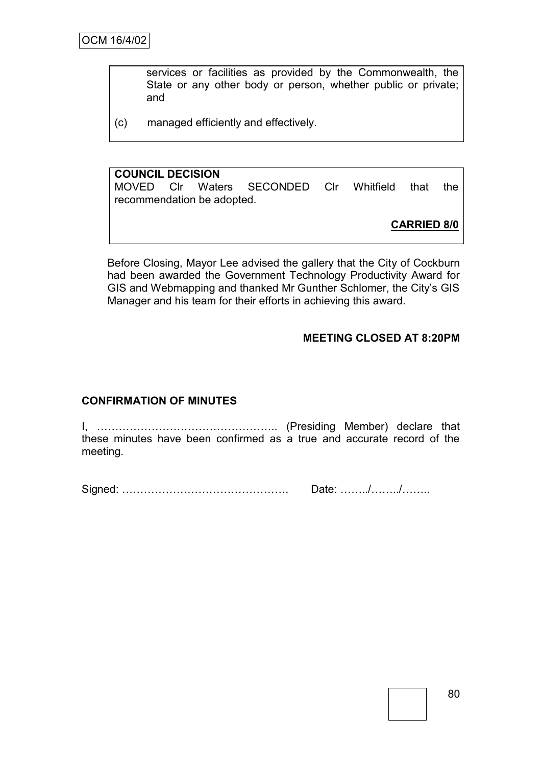services or facilities as provided by the Commonwealth, the State or any other body or person, whether public or private; and

(c) managed efficiently and effectively.

**COUNCIL DECISION**

MOVED Clr Waters SECONDED Clr Whitfield that the recommendation be adopted.

**CARRIED 8/0**

Before Closing, Mayor Lee advised the gallery that the City of Cockburn had been awarded the Government Technology Productivity Award for GIS and Webmapping and thanked Mr Gunther Schlomer, the City's GIS Manager and his team for their efforts in achieving this award.

**MEETING CLOSED AT 8:20PM**

**CONFIRMATION OF MINUTES**

I, ………………………………………….. (Presiding Member) declare that these minutes have been confirmed as a true and accurate record of the meeting.

Signed: ………………………………………. Date: ……../……../……..